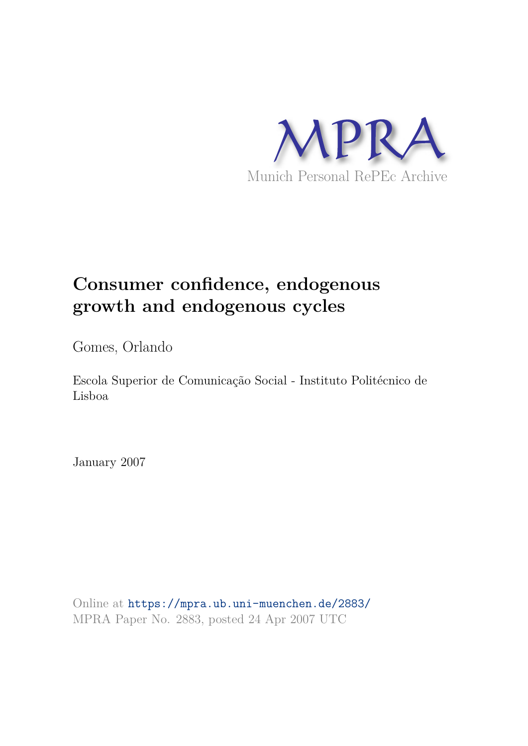MPRA

Munich Personal RePEc Archive

# Consumer confidence, endogenous growth and endogenous cycles

Gomes, Orlando

Escola Superior de Comunicação Social - Instituto Politécnico de Lisboa

January 2007

Online at https://mpra.ub.uni-muenchen.de/2883/
MPRA Paper No. 2883, posted 24 Apr 2007 UTC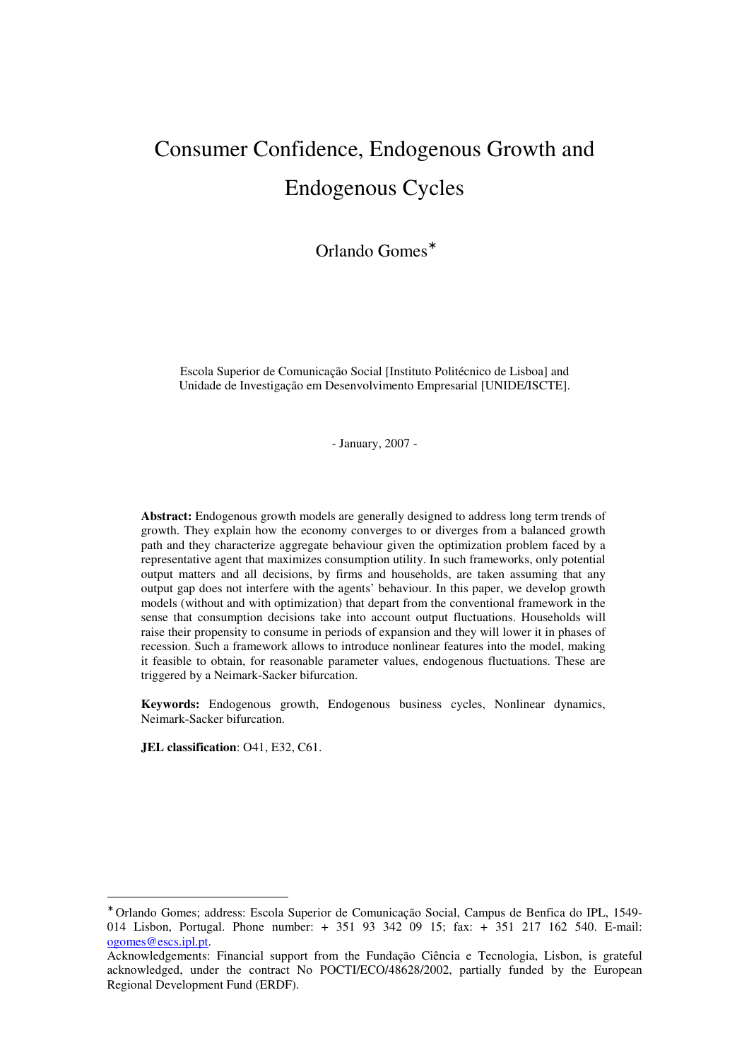# Consumer Confidence, Endogenous Growth and Endogenous Cycles

Orlando Gomes[*]

Escola Superior de Comunicação Social [Instituto Politécnico de Lisboa] and Unidade de Investigação em Desenvolvimento Empresarial [UNIDE/ISCTE].

- January, 2007 -

**Abstract:** Endogenous growth models are generally designed to address long term trends of growth. They explain how the economy converges to or diverges from a balanced growth path and they characterize aggregate behaviour given the optimization problem faced by a representative agent that maximizes consumption utility. In such frameworks, only potential output matters and all decisions, by firms and households, are taken assuming that any output gap does not interfere with the agents' behaviour. In this paper, we develop growth models (without and with optimization) that depart from the conventional framework in the sense that consumption decisions take into account output fluctuations. Households will raise their propensity to consume in periods of expansion and they will lower it in phases of recession. Such a framework allows to introduce nonlinear features into the model, making it feasible to obtain, for reasonable parameter values, endogenous fluctuations. These are triggered by a Neimark-Sacker bifurcation.

**Keywords:** Endogenous growth, Endogenous business cycles, Nonlinear dynamics, Neimark-Sacker bifurcation.

**JEL classification**: O41, E32, C61.

---

[*] Orlando Gomes; address: Escola Superior de Comunicação Social, Campus de Benfica do IPL, 1549-014 Lisbon, Portugal. Phone number: + 351 93 342 09 15; fax: + 351 217 162 540. E-mail: ogomes@escs.ipl.pt.

Acknowledgements: Financial support from the Fundação Ciência e Tecnologia, Lisbon, is grateful acknowledged, under the contract No POCTI/ECO/48628/2002, partially funded by the European Regional Development Fund (ERDF).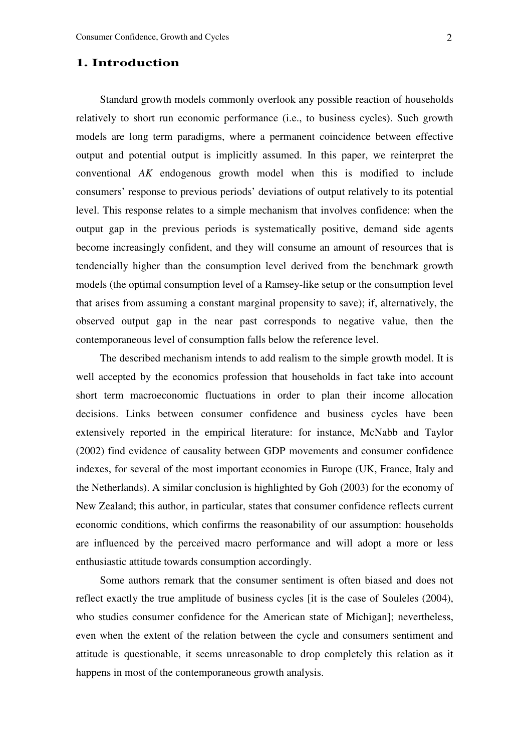## 1. Introduction

Standard growth models commonly overlook any possible reaction of households relatively to short run economic performance (i.e., to business cycles). Such growth models are long term paradigms, where a permanent coincidence between effective output and potential output is implicitly assumed. In this paper, we reinterpret the conventional *AK* endogenous growth model when this is modified to include consumers' response to previous periods' deviations of output relatively to its potential level. This response relates to a simple mechanism that involves confidence: when the output gap in the previous periods is systematically positive, demand side agents become increasingly confident, and they will consume an amount of resources that is tendencially higher than the consumption level derived from the benchmark growth models (the optimal consumption level of a Ramsey-like setup or the consumption level that arises from assuming a constant marginal propensity to save); if, alternatively, the observed output gap in the near past corresponds to negative value, then the contemporaneous level of consumption falls below the reference level.

The described mechanism intends to add realism to the simple growth model. It is well accepted by the economics profession that households in fact take into account short term macroeconomic fluctuations in order to plan their income allocation decisions. Links between consumer confidence and business cycles have been extensively reported in the empirical literature: for instance, McNabb and Taylor (2002) find evidence of causality between GDP movements and consumer confidence indexes, for several of the most important economies in Europe (UK, France, Italy and the Netherlands). A similar conclusion is highlighted by Goh (2003) for the economy of New Zealand; this author, in particular, states that consumer confidence reflects current economic conditions, which confirms the reasonability of our assumption: households are influenced by the perceived macro performance and will adopt a more or less enthusiastic attitude towards consumption accordingly.

Some authors remark that the consumer sentiment is often biased and does not reflect exactly the true amplitude of business cycles [it is the case of Souleles (2004), who studies consumer confidence for the American state of Michigan]; nevertheless, even when the extent of the relation between the cycle and consumers sentiment and attitude is questionable, it seems unreasonable to drop completely this relation as it happens in most of the contemporaneous growth analysis.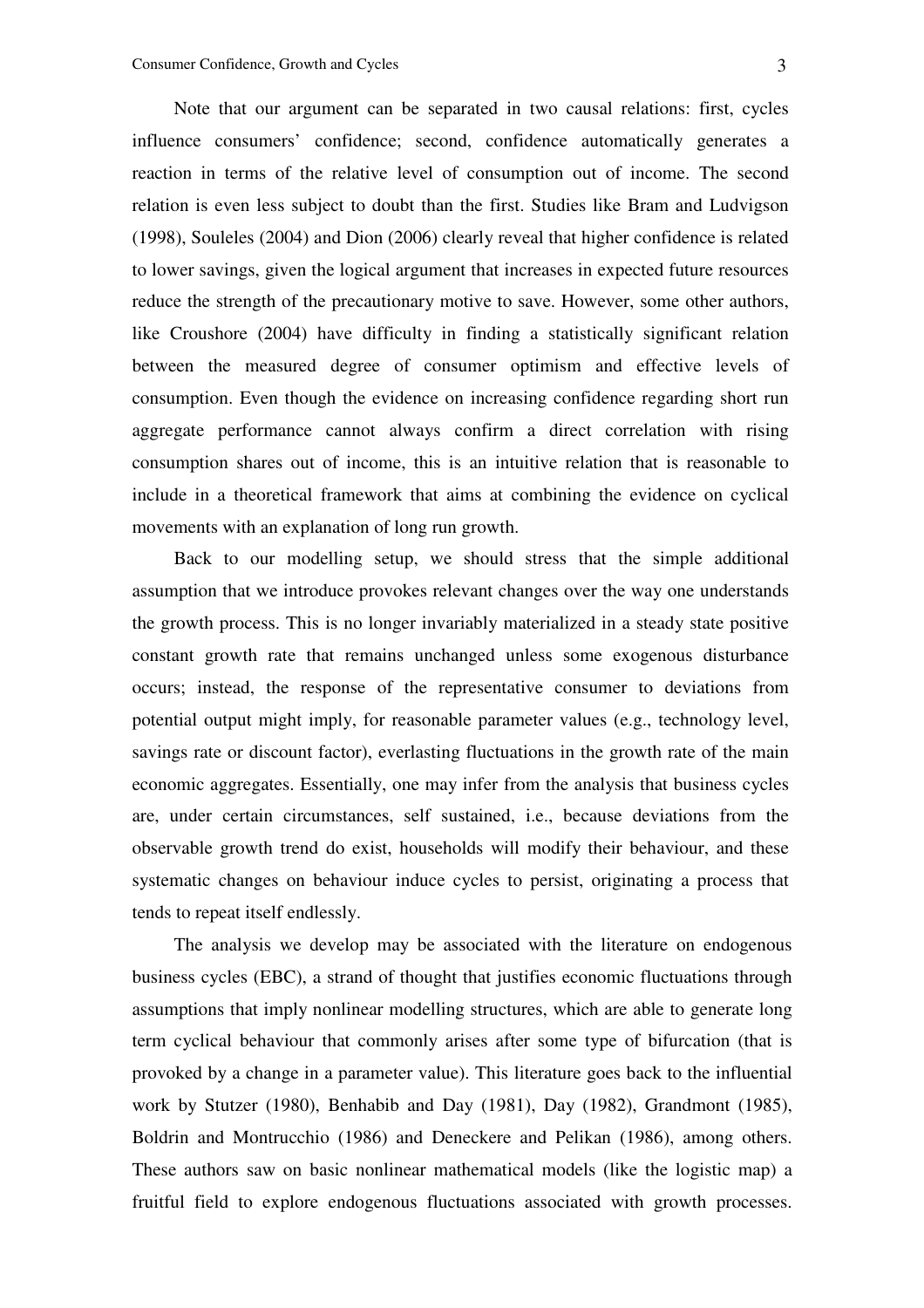Note that our argument can be separated in two causal relations: first, cycles influence consumers' confidence; second, confidence automatically generates a reaction in terms of the relative level of consumption out of income. The second relation is even less subject to doubt than the first. Studies like Bram and Ludvigson (1998), Souleles (2004) and Dion (2006) clearly reveal that higher confidence is related to lower savings, given the logical argument that increases in expected future resources reduce the strength of the precautionary motive to save. However, some other authors, like Croushore (2004) have difficulty in finding a statistically significant relation between the measured degree of consumer optimism and effective levels of consumption. Even though the evidence on increasing confidence regarding short run aggregate performance cannot always confirm a direct correlation with rising consumption shares out of income, this is an intuitive relation that is reasonable to include in a theoretical framework that aims at combining the evidence on cyclical movements with an explanation of long run growth.

Back to our modelling setup, we should stress that the simple additional assumption that we introduce provokes relevant changes over the way one understands the growth process. This is no longer invariably materialized in a steady state positive constant growth rate that remains unchanged unless some exogenous disturbance occurs; instead, the response of the representative consumer to deviations from potential output might imply, for reasonable parameter values (e.g., technology level, savings rate or discount factor), everlasting fluctuations in the growth rate of the main economic aggregates. Essentially, one may infer from the analysis that business cycles are, under certain circumstances, self sustained, i.e., because deviations from the observable growth trend do exist, households will modify their behaviour, and these systematic changes on behaviour induce cycles to persist, originating a process that tends to repeat itself endlessly.

The analysis we develop may be associated with the literature on endogenous business cycles (EBC), a strand of thought that justifies economic fluctuations through assumptions that imply nonlinear modelling structures, which are able to generate long term cyclical behaviour that commonly arises after some type of bifurcation (that is provoked by a change in a parameter value). This literature goes back to the influential work by Stutzer (1980), Benhabib and Day (1981), Day (1982), Grandmont (1985), Boldrin and Montrucchio (1986) and Deneckere and Pelikan (1986), among others. These authors saw on basic nonlinear mathematical models (like the logistic map) a fruitful field to explore endogenous fluctuations associated with growth processes.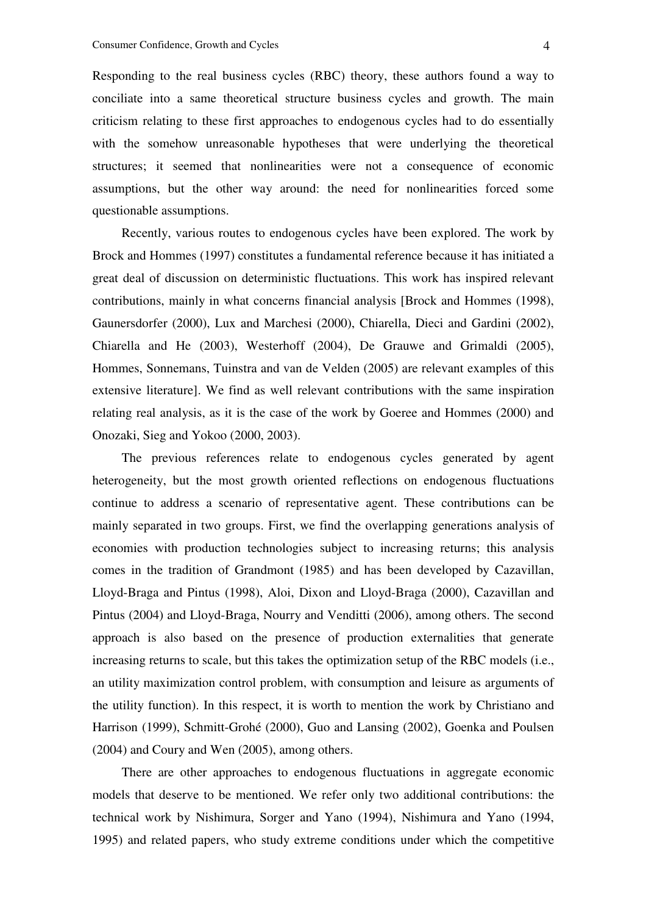Responding to the real business cycles (RBC) theory, these authors found a way to conciliate into a same theoretical structure business cycles and growth. The main criticism relating to these first approaches to endogenous cycles had to do essentially with the somehow unreasonable hypotheses that were underlying the theoretical structures; it seemed that nonlinearities were not a consequence of economic assumptions, but the other way around: the need for nonlinearities forced some questionable assumptions.

Recently, various routes to endogenous cycles have been explored. The work by Brock and Hommes (1997) constitutes a fundamental reference because it has initiated a great deal of discussion on deterministic fluctuations. This work has inspired relevant contributions, mainly in what concerns financial analysis [Brock and Hommes (1998), Gaunersdorfer (2000), Lux and Marchesi (2000), Chiarella, Dieci and Gardini (2002), Chiarella and He (2003), Westerhoff (2004), De Grauwe and Grimaldi (2005), Hommes, Sonnemans, Tuinstra and van de Velden (2005) are relevant examples of this extensive literature]. We find as well relevant contributions with the same inspiration relating real analysis, as it is the case of the work by Goeree and Hommes (2000) and Onozaki, Sieg and Yokoo (2000, 2003).

The previous references relate to endogenous cycles generated by agent heterogeneity, but the most growth oriented reflections on endogenous fluctuations continue to address a scenario of representative agent. These contributions can be mainly separated in two groups. First, we find the overlapping generations analysis of economies with production technologies subject to increasing returns; this analysis comes in the tradition of Grandmont (1985) and has been developed by Cazavillan, Lloyd-Braga and Pintus (1998), Aloi, Dixon and Lloyd-Braga (2000), Cazavillan and Pintus (2004) and Lloyd-Braga, Nourry and Venditti (2006), among others. The second approach is also based on the presence of production externalities that generate increasing returns to scale, but this takes the optimization setup of the RBC models (i.e., an utility maximization control problem, with consumption and leisure as arguments of the utility function). In this respect, it is worth to mention the work by Christiano and Harrison (1999), Schmitt-Grohé (2000), Guo and Lansing (2002), Goenka and Poulsen (2004) and Coury and Wen (2005), among others.

There are other approaches to endogenous fluctuations in aggregate economic models that deserve to be mentioned. We refer only two additional contributions: the technical work by Nishimura, Sorger and Yano (1994), Nishimura and Yano (1994, 1995) and related papers, who study extreme conditions under which the competitive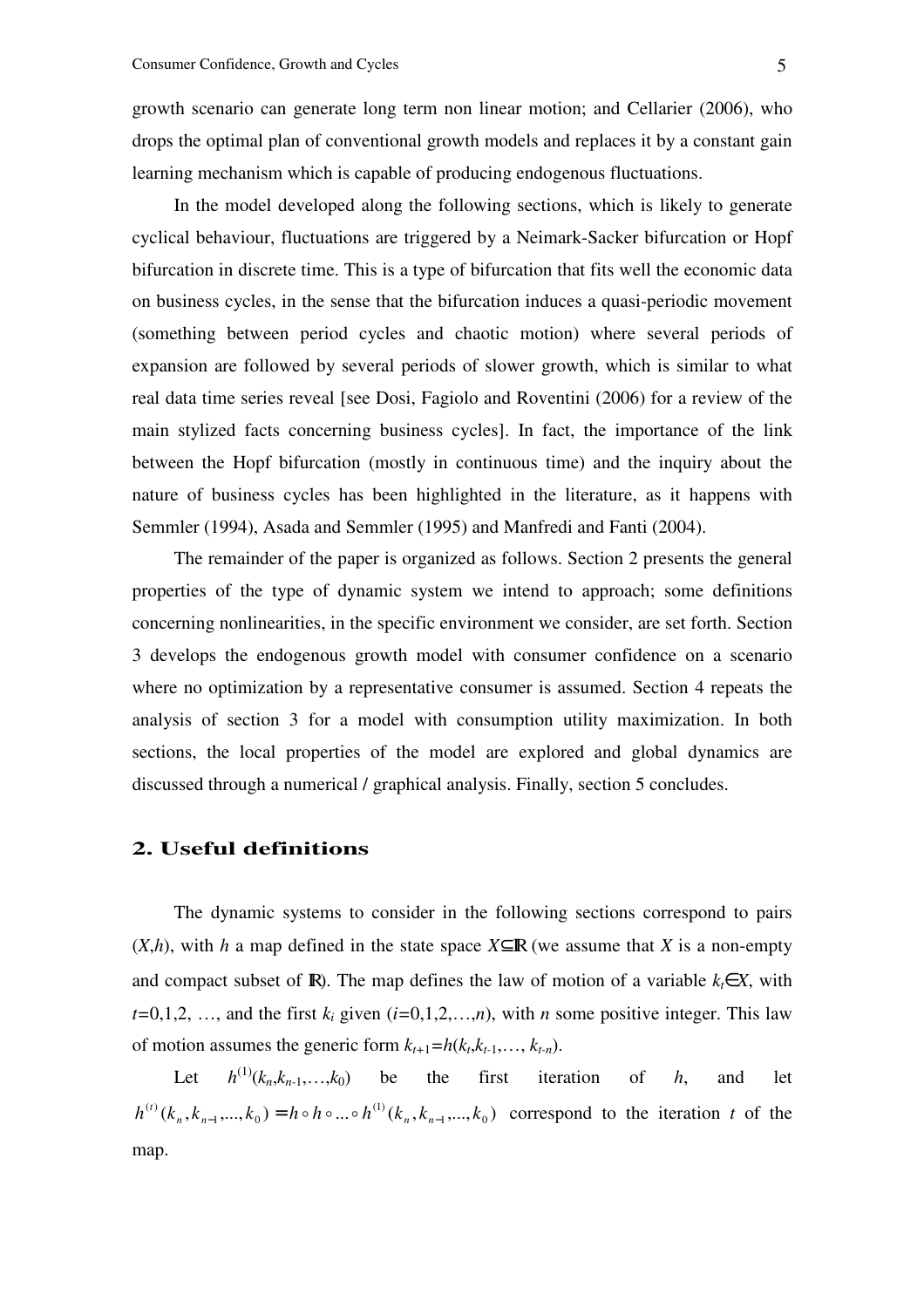growth scenario can generate long term non linear motion; and Cellarier (2006), who drops the optimal plan of conventional growth models and replaces it by a constant gain learning mechanism which is capable of producing endogenous fluctuations.

In the model developed along the following sections, which is likely to generate cyclical behaviour, fluctuations are triggered by a Neimark-Sacker bifurcation or Hopf bifurcation in discrete time. This is a type of bifurcation that fits well the economic data on business cycles, in the sense that the bifurcation induces a quasi-periodic movement (something between period cycles and chaotic motion) where several periods of expansion are followed by several periods of slower growth, which is similar to what real data time series reveal [see Dosi, Fagiolo and Roventini (2006) for a review of the main stylized facts concerning business cycles]. In fact, the importance of the link between the Hopf bifurcation (mostly in continuous time) and the inquiry about the nature of business cycles has been highlighted in the literature, as it happens with Semmler (1994), Asada and Semmler (1995) and Manfredi and Fanti (2004).

The remainder of the paper is organized as follows. Section 2 presents the general properties of the type of dynamic system we intend to approach; some definitions concerning nonlinearities, in the specific environment we consider, are set forth. Section 3 develops the endogenous growth model with consumer confidence on a scenario where no optimization by a representative consumer is assumed. Section 4 repeats the analysis of section 3 for a model with consumption utility maximization. In both sections, the local properties of the model are explored and global dynamics are discussed through a numerical / graphical analysis. Finally, section 5 concludes.

## 2. Useful definitions

The dynamic systems to consider in the following sections correspond to pairs $(X,h)$, with $h$ a map defined in the state space $X \subseteq \mathbb{R}$ (we assume that $X$ is a non-empty and compact subset of $\mathbb{R}$). The map defines the law of motion of a variable $k_t \in X$, with $t=0,1,2,\ldots$, and the first $k_i$ given ($i=0,1,2,\ldots,n$), with $n$ some positive integer. This law of motion assumes the generic form $k_{t+1}=h(k_t,k_{t-1},\ldots,k_{t-n})$.

Let $h^{(1)}(k_n,k_{n-1},\ldots,k_0)$ be the first iteration of $h$, and let $h^{(t)}(k_n,k_{n-1},\ldots,k_0) = h \circ h \circ \ldots \circ h^{(1)}(k_n,k_{n-1},\ldots,k_0)$ correspond to the iteration $t$ of the map.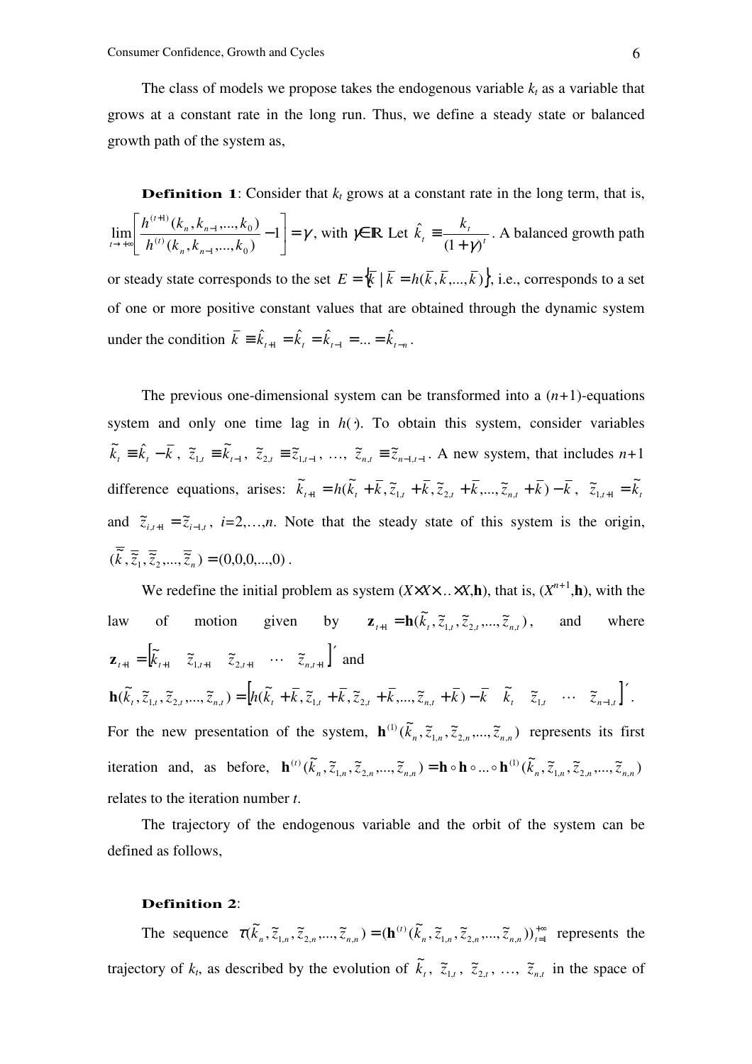The class of models we propose takes the endogenous variable $k_t$ as a variable that grows at a constant rate in the long run. Thus, we define a steady state or balanced growth path of the system as,

**Definition 1**: Consider that $k_t$ grows at a constant rate in the long term, that is, $\lim_{t\to+\infty}\left[\frac{h^{(t+1)}(k_n,k_{n-1},...,k_0)}{h^{(t)}(k_n,k_{n-1},...,k_0)}-1\right]=\gamma$, with $\gamma\in\mathbb{R}$. Let $\hat{k}_t \equiv \frac{k_t}{(1+\gamma)^t}$. A balanced growth path or steady state corresponds to the set $E=\left\{\bar{k} \mid \bar{k}=h(\bar{k},\bar{k},...,\bar{k})\right\}$, i.e., corresponds to a set of one or more positive constant values that are obtained through the dynamic system under the condition $\bar{k}\equiv\hat{k}_{t+1}=\hat{k}_t=\hat{k}_{t-1}=...=\hat{k}_{t-n}$.

The previous one-dimensional system can be transformed into a ($n$+1)-equations system and only one time lag in $h(\cdot)$. To obtain this system, consider variables $\tilde{k}_t \equiv \hat{k}_t-\bar{k}$, $\tilde{z}_{1,t}\equiv\tilde{k}_{t-1}$, $\tilde{z}_{2,t}\equiv\tilde{z}_{1,t-1}$, …, $\tilde{z}_{n,t}\equiv\tilde{z}_{n-1,t-1}$. A new system, that includes $n$+1 difference equations, arises: $\tilde{k}_{t+1}=h(\tilde{k}_t+\bar{k},\tilde{z}_{1,t}+\bar{k},\tilde{z}_{2,t}+\bar{k},...,\tilde{z}_{n,t}+\bar{k})-\bar{k}$, $\tilde{z}_{1,t+1}=\tilde{k}_t$ and $\tilde{z}_{i,t+1}=\tilde{z}_{i-1,t}$, $i$=2,…,$n$. Note that the steady state of this system is the origin, $(\bar{\tilde{k}},\bar{\tilde{z}}_1,\bar{\tilde{z}}_2,...,\bar{\tilde{z}}_n)=(0,0,0,...,0)$.

We redefine the initial problem as system ($X\times X\times..\times X$,$\mathbf{h}$), that is, ($X^{n+1}$,$\mathbf{h}$), with the law of motion given by $\mathbf{z}_{t+1}=\mathbf{h}(\tilde{k}_t,\tilde{z}_{1,t},\tilde{z}_{2,t},...,\tilde{z}_{n,t})$, and where $\mathbf{z}_{t+1}=\begin{bmatrix}\tilde{k}_{t+1} & \tilde{z}_{1,t+1} & \tilde{z}_{2,t+1} & \cdots & \tilde{z}_{n,t+1}\end{bmatrix}'$ and

$$\mathbf{h}(\tilde{k}_t,\tilde{z}_{1,t},\tilde{z}_{2,t},...,\tilde{z}_{n,t})=\begin{bmatrix}h(\tilde{k}_t+\bar{k},\tilde{z}_{1,t}+\bar{k},\tilde{z}_{2,t}+\bar{k},...,\tilde{z}_{n,t}+\bar{k})-\bar{k} & \tilde{k}_t & \tilde{z}_{1,t} & \cdots & \tilde{z}_{n-1,t}\end{bmatrix}'.$$

For the new presentation of the system, $\mathbf{h}^{(1)}(\tilde{k}_n,\tilde{z}_{1,n},\tilde{z}_{2,n},...,\tilde{z}_{n,n})$ represents its first iteration and, as before, $\mathbf{h}^{(t)}(\tilde{k}_n,\tilde{z}_{1,n},\tilde{z}_{2,n},...,\tilde{z}_{n,n})=\mathbf{h}\circ\mathbf{h}\circ...\circ\mathbf{h}^{(1)}(\tilde{k}_n,\tilde{z}_{1,n},\tilde{z}_{2,n},...,\tilde{z}_{n,n})$ relates to the iteration number $t$.

The trajectory of the endogenous variable and the orbit of the system can be defined as follows,

**Definition 2**:

The sequence $\tau(\tilde{k}_n,\tilde{z}_{1,n},\tilde{z}_{2,n},...,\tilde{z}_{n,n})=(\mathbf{h}^{(t)}(\tilde{k}_n,\tilde{z}_{1,n},\tilde{z}_{2,n},...,\tilde{z}_{n,n}))_{t=1}^{+\infty}$ represents the trajectory of $k_t$, as described by the evolution of $\tilde{k}_t$, $\tilde{z}_{1,t}$, $\tilde{z}_{2,t}$, …, $\tilde{z}_{n,t}$ in the space of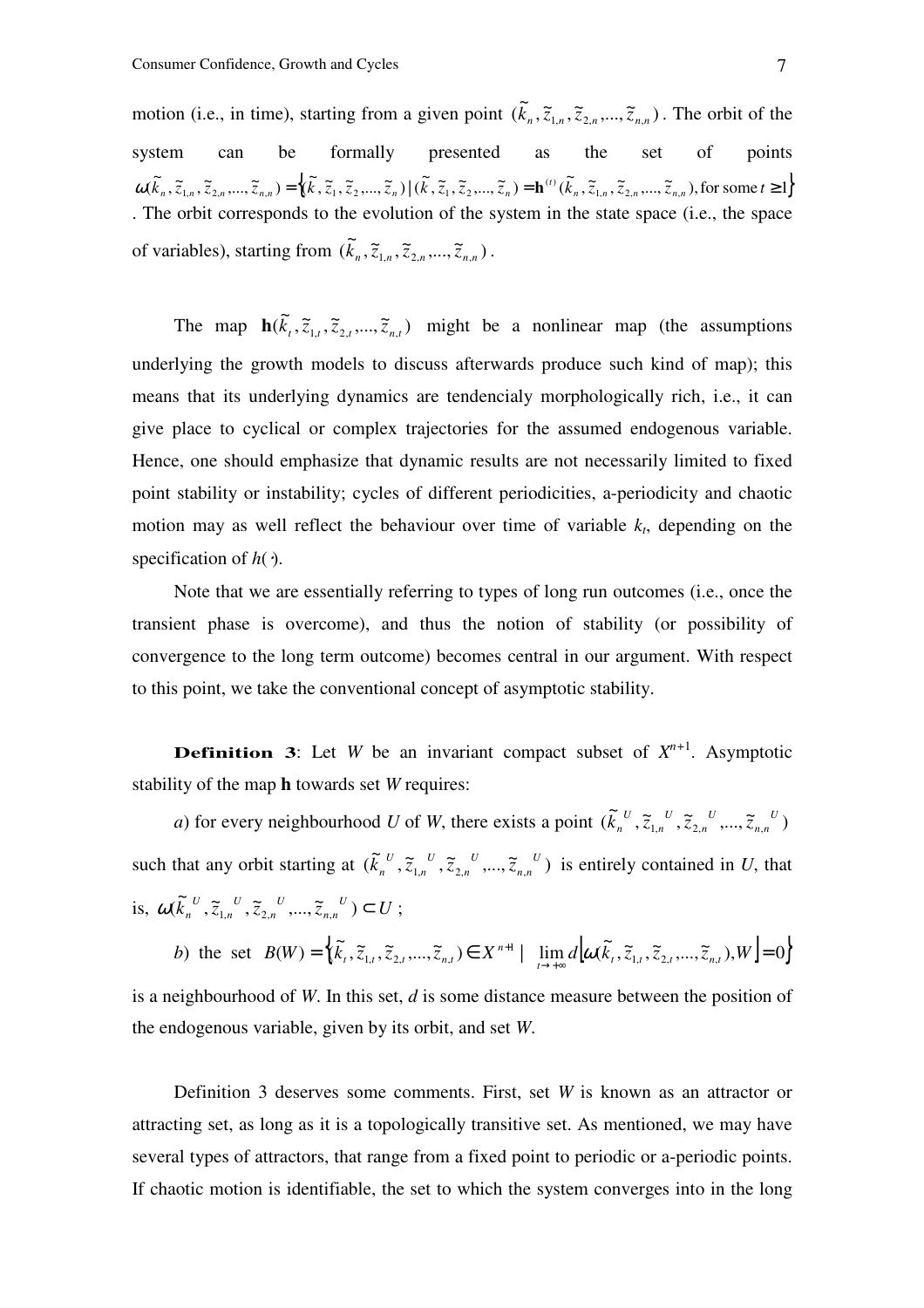motion (i.e., in time), starting from a given point $(\tilde{k}_n, \tilde{z}_{1,n}, \tilde{z}_{2,n}, ..., \tilde{z}_{n,n})$. The orbit of the system can be formally presented as the set of points $\omega(\tilde{k}_n, \tilde{z}_{1,n}, \tilde{z}_{2,n}, ..., \tilde{z}_{n,n}) = \left\{(\tilde{k}, \tilde{z}_1, \tilde{z}_2, ..., \tilde{z}_n) \,|\, (\tilde{k}, \tilde{z}_1, \tilde{z}_2, ..., \tilde{z}_n) = \mathbf{h}^{(t)}(\tilde{k}_n, \tilde{z}_{1,n}, \tilde{z}_{2,n}, ..., \tilde{z}_{n,n}), \text{for some } t \geq 1\right\}$. The orbit corresponds to the evolution of the system in the state space (i.e., the space of variables), starting from $(\tilde{k}_n, \tilde{z}_{1,n}, \tilde{z}_{2,n}, ..., \tilde{z}_{n,n})$.

The map $\mathbf{h}(\tilde{k}_t, \tilde{z}_{1,t}, \tilde{z}_{2,t}, ..., \tilde{z}_{n,t})$ might be a nonlinear map (the assumptions underlying the growth models to discuss afterwards produce such kind of map); this means that its underlying dynamics are tendencialy morphologically rich, i.e., it can give place to cyclical or complex trajectories for the assumed endogenous variable. Hence, one should emphasize that dynamic results are not necessarily limited to fixed point stability or instability; cycles of different periodicities, a-periodicity and chaotic motion may as well reflect the behaviour over time of variable $k_t$, depending on the specification of $h(\cdot)$.

Note that we are essentially referring to types of long run outcomes (i.e., once the transient phase is overcome), and thus the notion of stability (or possibility of convergence to the long term outcome) becomes central in our argument. With respect to this point, we take the conventional concept of asymptotic stability.

**Definition 3**: Let $W$ be an invariant compact subset of $X^{n+1}$. Asymptotic stability of the map $\mathbf{h}$ towards set $W$ requires:

*a*) for every neighbourhood $U$ of $W$, there exists a point $(\tilde{k}_n^{\,U}, \tilde{z}_{1,n}^{\,U}, \tilde{z}_{2,n}^{\,U}, ..., \tilde{z}_{n,n}^{\,U})$ such that any orbit starting at $(\tilde{k}_n^{\,U}, \tilde{z}_{1,n}^{\,U}, \tilde{z}_{2,n}^{\,U}, ..., \tilde{z}_{n,n}^{\,U})$ is entirely contained in $U$, that is, $\omega(\tilde{k}_n^{\,U}, \tilde{z}_{1,n}^{\,U}, \tilde{z}_{2,n}^{\,U}, ..., \tilde{z}_{n,n}^{\,U}) \subset U$;

*b*) the set $B(W) = \left\{(\tilde{k}_t, \tilde{z}_{1,t}, \tilde{z}_{2,t}, ..., \tilde{z}_{n,t}) \in X^{n+1} \,|\, \lim_{t \to +\infty} d\left[\omega(\tilde{k}_t, \tilde{z}_{1,t}, \tilde{z}_{2,t}, ..., \tilde{z}_{n,t}), W\right] = 0\right\}$ is a neighbourhood of $W$. In this set, $d$ is some distance measure between the position of the endogenous variable, given by its orbit, and set $W$.

Definition 3 deserves some comments. First, set $W$ is known as an attractor or attracting set, as long as it is a topologically transitive set. As mentioned, we may have several types of attractors, that range from a fixed point to periodic or a-periodic points. If chaotic motion is identifiable, the set to which the system converges into in the long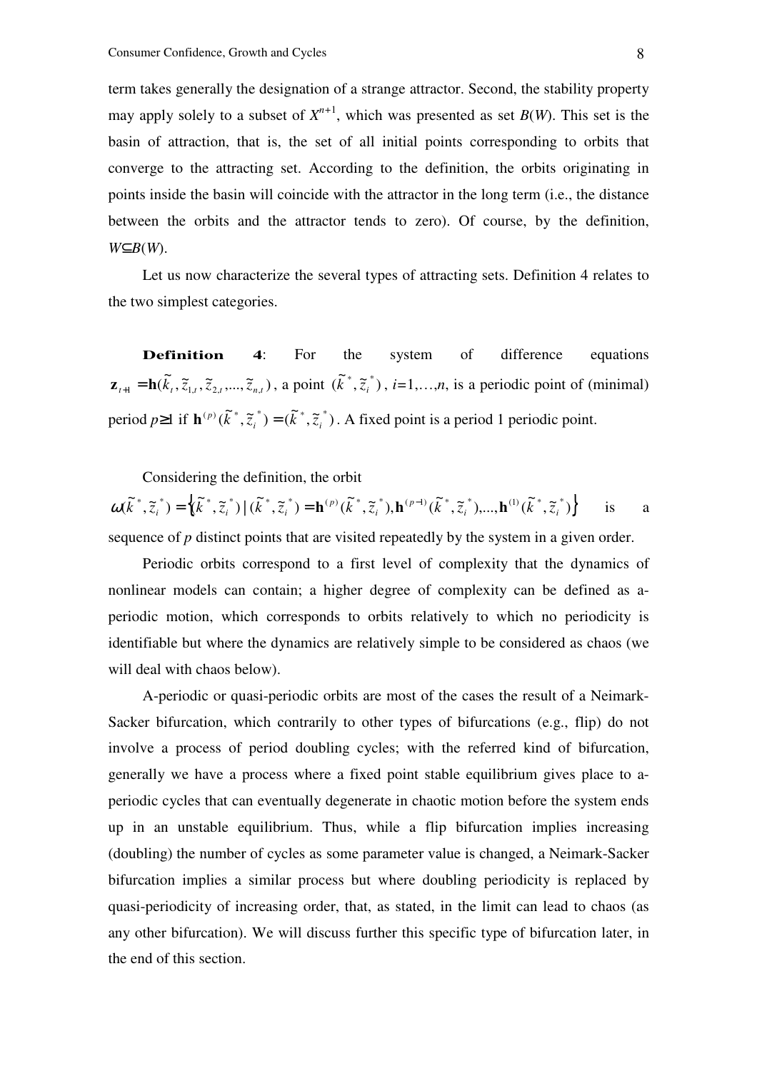term takes generally the designation of a strange attractor. Second, the stability property may apply solely to a subset of $X^{n+1}$, which was presented as set $B(W)$. This set is the basin of attraction, that is, the set of all initial points corresponding to orbits that converge to the attracting set. According to the definition, the orbits originating in points inside the basin will coincide with the attractor in the long term (i.e., the distance between the orbits and the attractor tends to zero). Of course, by the definition, $W \subseteq B(W)$.

Let us now characterize the several types of attracting sets. Definition 4 relates to the two simplest categories.

**Definition 4**: For the system of difference equations $\mathbf{z}_{t+1} = \mathbf{h}(\tilde{k}_t, \tilde{z}_{1,t}, \tilde{z}_{2,t}, ..., \tilde{z}_{n,t})$, a point $(\tilde{k}^*, \tilde{z}_i^*)$, $i$=1,…,$n$, is a periodic point of (minimal) period $p \geq 1$ if $\mathbf{h}^{(p)}(\tilde{k}^*, \tilde{z}_i^*) = (\tilde{k}^*, \tilde{z}_i^*)$. A fixed point is a period 1 periodic point.

Considering the definition, the orbit $\omega(\tilde{k}^*, \tilde{z}_i^*) = \left\{ (\tilde{k}^*, \tilde{z}_i^*) \mid (\tilde{k}^*, \tilde{z}_i^*) = \mathbf{h}^{(p)}(\tilde{k}^*, \tilde{z}_i^*), \mathbf{h}^{(p-1)}(\tilde{k}^*, \tilde{z}_i^*), ..., \mathbf{h}^{(1)}(\tilde{k}^*, \tilde{z}_i^*) \right\}$ is a sequence of $p$ distinct points that are visited repeatedly by the system in a given order.

Periodic orbits correspond to a first level of complexity that the dynamics of nonlinear models can contain; a higher degree of complexity can be defined as a-periodic motion, which corresponds to orbits relatively to which no periodicity is identifiable but where the dynamics are relatively simple to be considered as chaos (we will deal with chaos below).

A-periodic or quasi-periodic orbits are most of the cases the result of a Neimark-Sacker bifurcation, which contrarily to other types of bifurcations (e.g., flip) do not involve a process of period doubling cycles; with the referred kind of bifurcation, generally we have a process where a fixed point stable equilibrium gives place to a-periodic cycles that can eventually degenerate in chaotic motion before the system ends up in an unstable equilibrium. Thus, while a flip bifurcation implies increasing (doubling) the number of cycles as some parameter value is changed, a Neimark-Sacker bifurcation implies a similar process but where doubling periodicity is replaced by quasi-periodicity of increasing order, that, as stated, in the limit can lead to chaos (as any other bifurcation). We will discuss further this specific type of bifurcation later, in the end of this section.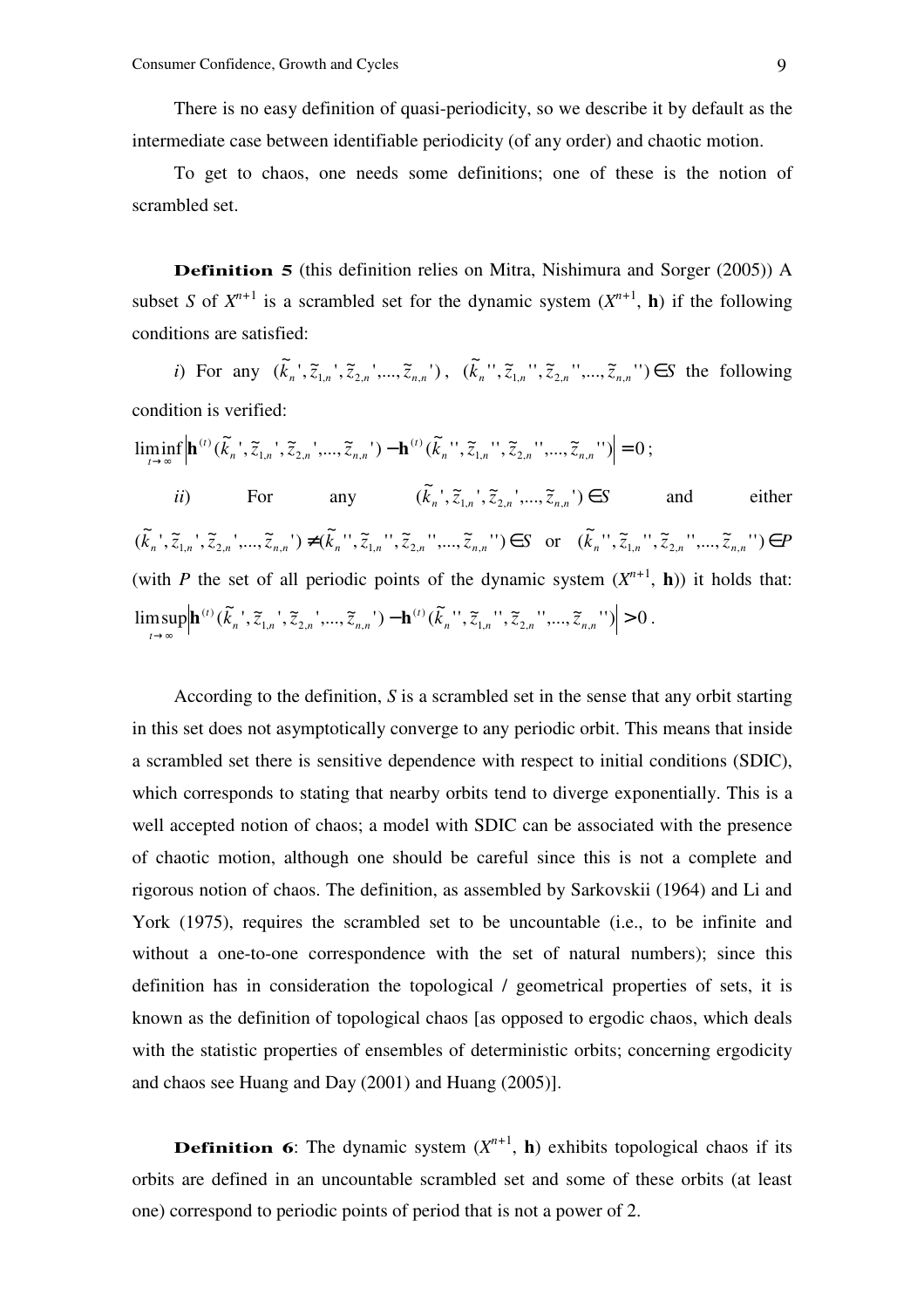There is no easy definition of quasi-periodicity, so we describe it by default as the intermediate case between identifiable periodicity (of any order) and chaotic motion.

To get to chaos, one needs some definitions; one of these is the notion of scrambled set.

**Definition 5** (this definition relies on Mitra, Nishimura and Sorger (2005)) A subset $S$ of $X^{n+1}$ is a scrambled set for the dynamic system ($X^{n+1}$, $\mathbf{h}$) if the following conditions are satisfied:

*i*) For any $(\tilde{k}_n', \tilde{z}_{1,n}', \tilde{z}_{2,n}', ..., \tilde{z}_{n,n}')$, $(\tilde{k}_n'', \tilde{z}_{1,n}'', \tilde{z}_{2,n}'', ..., \tilde{z}_{n,n}'') \in S$ the following condition is verified:

$$\liminf_{t \to \infty} \left| \mathbf{h}^{(t)}(\tilde{k}_n', \tilde{z}_{1,n}', \tilde{z}_{2,n}', ..., \tilde{z}_{n,n}') - \mathbf{h}^{(t)}(\tilde{k}_n'', \tilde{z}_{1,n}'', \tilde{z}_{2,n}'', ..., \tilde{z}_{n,n}'') \right| = 0;$$

*ii*) For any $(\tilde{k}_n', \tilde{z}_{1,n}', \tilde{z}_{2,n}', ..., \tilde{z}_{n,n}') \in S$ and either $(\tilde{k}_n', \tilde{z}_{1,n}', \tilde{z}_{2,n}', ..., \tilde{z}_{n,n}') \neq (\tilde{k}_n'', \tilde{z}_{1,n}'', \tilde{z}_{2,n}'', ..., \tilde{z}_{n,n}'') \in S$ or $(\tilde{k}_n'', \tilde{z}_{1,n}'', \tilde{z}_{2,n}'', ..., \tilde{z}_{n,n}'') \in P$ (with $P$ the set of all periodic points of the dynamic system ($X^{n+1}$, $\mathbf{h}$)) it holds that:

$$\limsup_{t \to \infty} \left| \mathbf{h}^{(t)}(\tilde{k}_n', \tilde{z}_{1,n}', \tilde{z}_{2,n}', ..., \tilde{z}_{n,n}') - \mathbf{h}^{(t)}(\tilde{k}_n'', \tilde{z}_{1,n}'', \tilde{z}_{2,n}'', ..., \tilde{z}_{n,n}'') \right| > 0.$$

According to the definition, $S$ is a scrambled set in the sense that any orbit starting in this set does not asymptotically converge to any periodic orbit. This means that inside a scrambled set there is sensitive dependence with respect to initial conditions (SDIC), which corresponds to stating that nearby orbits tend to diverge exponentially. This is a well accepted notion of chaos; a model with SDIC can be associated with the presence of chaotic motion, although one should be careful since this is not a complete and rigorous notion of chaos. The definition, as assembled by Sarkovskii (1964) and Li and York (1975), requires the scrambled set to be uncountable (i.e., to be infinite and without a one-to-one correspondence with the set of natural numbers); since this definition has in consideration the topological / geometrical properties of sets, it is known as the definition of topological chaos [as opposed to ergodic chaos, which deals with the statistic properties of ensembles of deterministic orbits; concerning ergodicity and chaos see Huang and Day (2001) and Huang (2005)].

**Definition 6**: The dynamic system ($X^{n+1}$, $\mathbf{h}$) exhibits topological chaos if its orbits are defined in an uncountable scrambled set and some of these orbits (at least one) correspond to periodic points of period that is not a power of 2.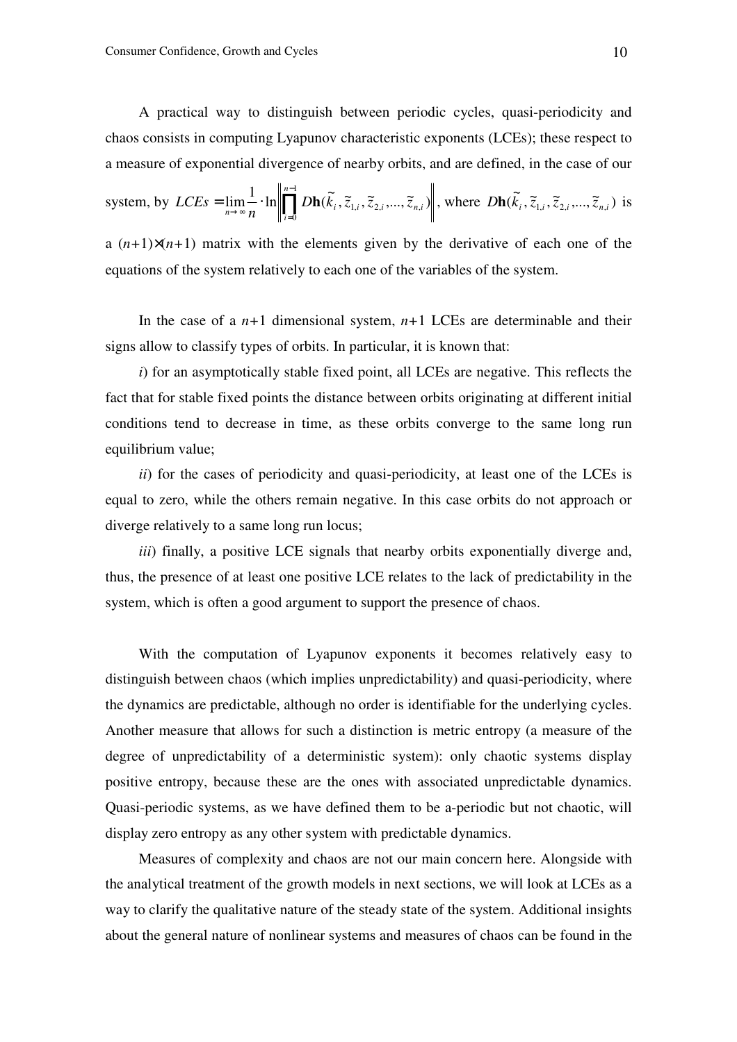A practical way to distinguish between periodic cycles, quasi-periodicity and chaos consists in computing Lyapunov characteristic exponents (LCEs); these respect to a measure of exponential divergence of nearby orbits, and are defined, in the case of our system, by $LCEs = \lim_{n \to \infty} \frac{1}{n} \cdot \ln \left\| \prod_{i=0}^{n-1} D\mathbf{h}(\tilde{k}_i, \tilde{z}_{1,i}, \tilde{z}_{2,i}, ..., \tilde{z}_{n,i}) \right\|$, where $D\mathbf{h}(\tilde{k}_i, \tilde{z}_{1,i}, \tilde{z}_{2,i}, ..., \tilde{z}_{n,i})$ is a $(n+1)\times(n+1)$ matrix with the elements given by the derivative of each one of the equations of the system relatively to each one of the variables of the system.

In the case of a $n+1$ dimensional system, $n+1$ LCEs are determinable and their signs allow to classify types of orbits. In particular, it is known that:

*i*) for an asymptotically stable fixed point, all LCEs are negative. This reflects the fact that for stable fixed points the distance between orbits originating at different initial conditions tend to decrease in time, as these orbits converge to the same long run equilibrium value;

*ii*) for the cases of periodicity and quasi-periodicity, at least one of the LCEs is equal to zero, while the others remain negative. In this case orbits do not approach or diverge relatively to a same long run locus;

*iii*) finally, a positive LCE signals that nearby orbits exponentially diverge and, thus, the presence of at least one positive LCE relates to the lack of predictability in the system, which is often a good argument to support the presence of chaos.

With the computation of Lyapunov exponents it becomes relatively easy to distinguish between chaos (which implies unpredictability) and quasi-periodicity, where the dynamics are predictable, although no order is identifiable for the underlying cycles. Another measure that allows for such a distinction is metric entropy (a measure of the degree of unpredictability of a deterministic system): only chaotic systems display positive entropy, because these are the ones with associated unpredictable dynamics. Quasi-periodic systems, as we have defined them to be a-periodic but not chaotic, will display zero entropy as any other system with predictable dynamics.

Measures of complexity and chaos are not our main concern here. Alongside with the analytical treatment of the growth models in next sections, we will look at LCEs as a way to clarify the qualitative nature of the steady state of the system. Additional insights about the general nature of nonlinear systems and measures of chaos can be found in the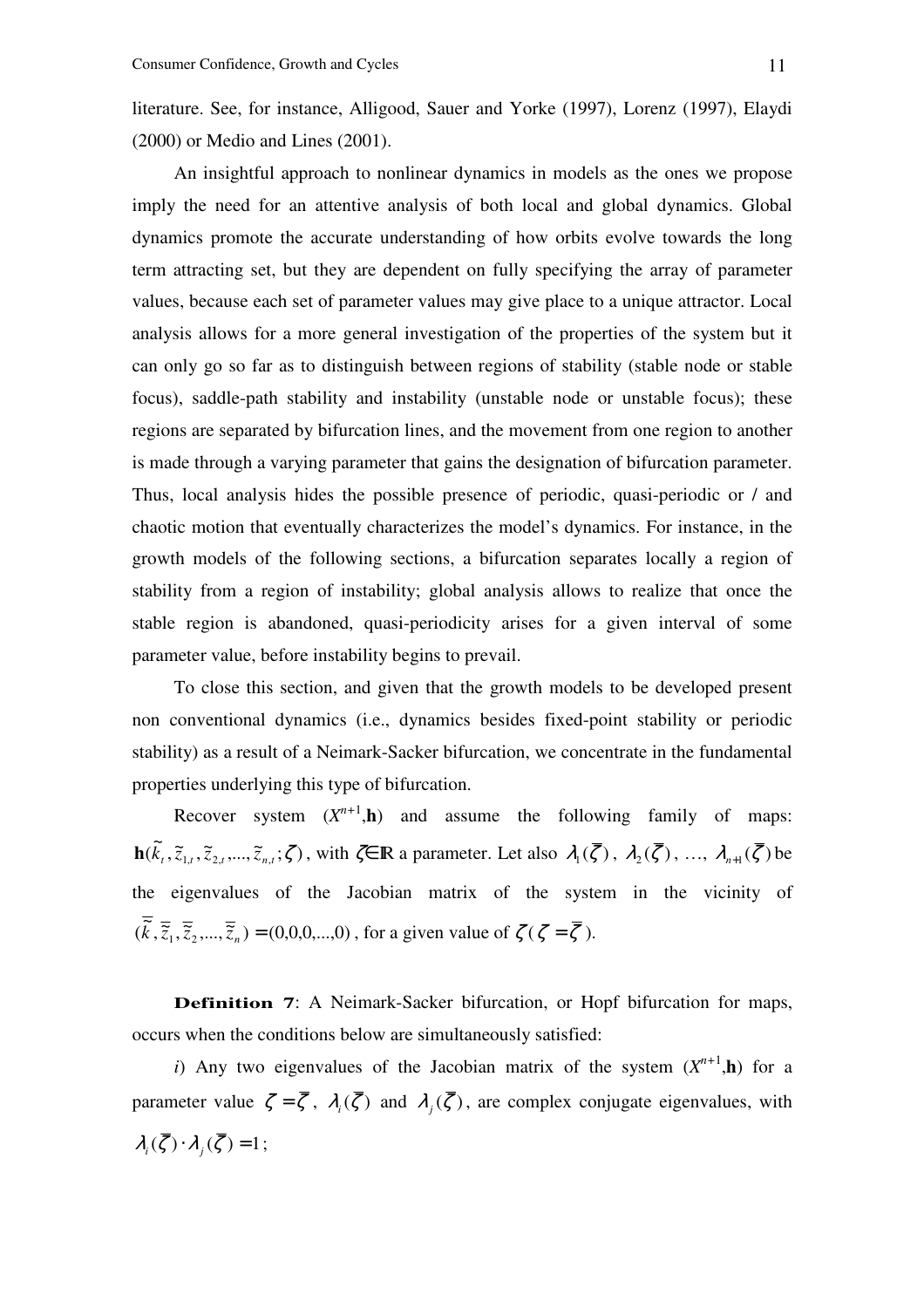literature. See, for instance, Alligood, Sauer and Yorke (1997), Lorenz (1997), Elaydi (2000) or Medio and Lines (2001).

An insightful approach to nonlinear dynamics in models as the ones we propose imply the need for an attentive analysis of both local and global dynamics. Global dynamics promote the accurate understanding of how orbits evolve towards the long term attracting set, but they are dependent on fully specifying the array of parameter values, because each set of parameter values may give place to a unique attractor. Local analysis allows for a more general investigation of the properties of the system but it can only go so far as to distinguish between regions of stability (stable node or stable focus), saddle-path stability and instability (unstable node or unstable focus); these regions are separated by bifurcation lines, and the movement from one region to another is made through a varying parameter that gains the designation of bifurcation parameter. Thus, local analysis hides the possible presence of periodic, quasi-periodic or / and chaotic motion that eventually characterizes the model's dynamics. For instance, in the growth models of the following sections, a bifurcation separates locally a region of stability from a region of instability; global analysis allows to realize that once the stable region is abandoned, quasi-periodicity arises for a given interval of some parameter value, before instability begins to prevail.

To close this section, and given that the growth models to be developed present non conventional dynamics (i.e., dynamics besides fixed-point stability or periodic stability) as a result of a Neimark-Sacker bifurcation, we concentrate in the fundamental properties underlying this type of bifurcation.

Recover system ($X^{n+1}$,**h**) and assume the following family of maps: $\mathbf{h}(\tilde{k}_t, \tilde{z}_{1,t}, \tilde{z}_{2,t}, ..., \tilde{z}_{n,t}; \zeta)$, with $\zeta \in \mathbb{R}$ a parameter. Let also $\lambda_1(\overline{\zeta})$, $\lambda_2(\overline{\zeta})$, …, $\lambda_{n+1}(\overline{\zeta})$ be the eigenvalues of the Jacobian matrix of the system in the vicinity of $(\overline{\tilde{k}}, \overline{\tilde{z}}_1, \overline{\tilde{z}}_2, ..., \overline{\tilde{z}}_n) = (0,0,0,...,0)$, for a given value of $\zeta$ ($\zeta = \overline{\zeta}$).

**Definition 7**: A Neimark-Sacker bifurcation, or Hopf bifurcation for maps, occurs when the conditions below are simultaneously satisfied:

*i*) Any two eigenvalues of the Jacobian matrix of the system ($X^{n+1}$,**h**) for a parameter value $\zeta = \overline{\zeta}$, $\lambda_i(\overline{\zeta})$ and $\lambda_j(\overline{\zeta})$, are complex conjugate eigenvalues, with $\lambda_i(\overline{\zeta}) \cdot \lambda_j(\overline{\zeta}) = 1$;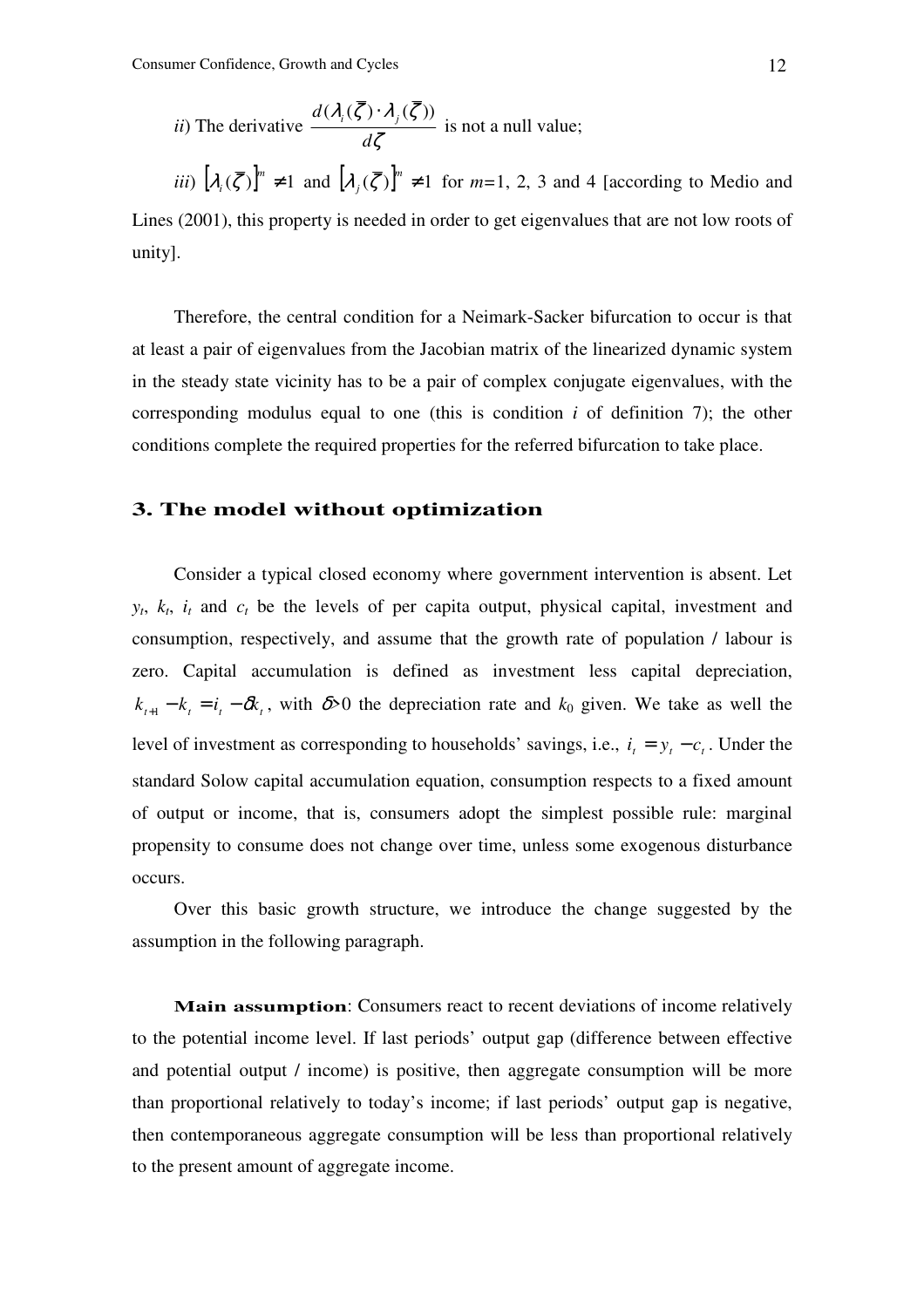*ii*) The derivative $\frac{d(\lambda_i(\bar{\zeta})\cdot\lambda_j(\bar{\zeta}))}{d\zeta}$ is not a null value;

*iii*) $[\lambda_i(\bar{\zeta})]^m \neq 1$ and $[\lambda_j(\bar{\zeta})]^m \neq 1$ for $m$=1, 2, 3 and 4 [according to Medio and Lines (2001), this property is needed in order to get eigenvalues that are not low roots of unity].

Therefore, the central condition for a Neimark-Sacker bifurcation to occur is that at least a pair of eigenvalues from the Jacobian matrix of the linearized dynamic system in the steady state vicinity has to be a pair of complex conjugate eigenvalues, with the corresponding modulus equal to one (this is condition *i* of definition 7); the other conditions complete the required properties for the referred bifurcation to take place.

## 3. The model without optimization

Consider a typical closed economy where government intervention is absent. Let $y_t$, $k_t$, $i_t$ and $c_t$ be the levels of per capita output, physical capital, investment and consumption, respectively, and assume that the growth rate of population / labour is zero. Capital accumulation is defined as investment less capital depreciation, $k_{t+1} - k_t = i_t - \delta k_t$, with $\delta$>0 the depreciation rate and $k_0$ given. We take as well the level of investment as corresponding to households' savings, i.e., $i_t = y_t - c_t$. Under the standard Solow capital accumulation equation, consumption respects to a fixed amount of output or income, that is, consumers adopt the simplest possible rule: marginal propensity to consume does not change over time, unless some exogenous disturbance occurs.

Over this basic growth structure, we introduce the change suggested by the assumption in the following paragraph.

**Main assumption**: Consumers react to recent deviations of income relatively to the potential income level. If last periods' output gap (difference between effective and potential output / income) is positive, then aggregate consumption will be more than proportional relatively to today's income; if last periods' output gap is negative, then contemporaneous aggregate consumption will be less than proportional relatively to the present amount of aggregate income.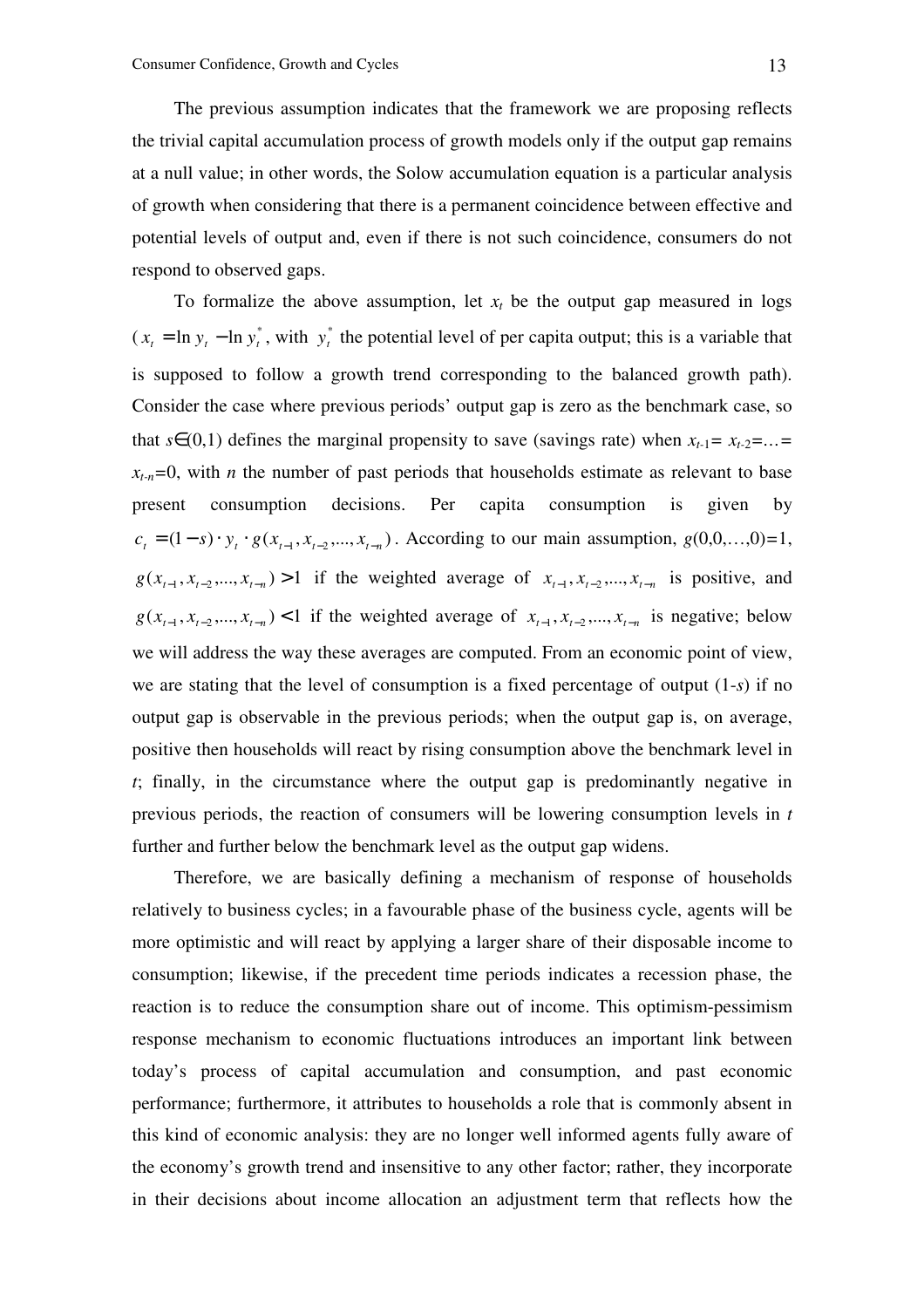The previous assumption indicates that the framework we are proposing reflects the trivial capital accumulation process of growth models only if the output gap remains at a null value; in other words, the Solow accumulation equation is a particular analysis of growth when considering that there is a permanent coincidence between effective and potential levels of output and, even if there is not such coincidence, consumers do not respond to observed gaps.

To formalize the above assumption, let $x_t$ be the output gap measured in logs ($x_t = \ln y_t - \ln y_t^*$, with $y_t^*$ the potential level of per capita output; this is a variable that is supposed to follow a growth trend corresponding to the balanced growth path). Consider the case where previous periods' output gap is zero as the benchmark case, so that $s \in (0,1)$ defines the marginal propensity to save (savings rate) when $x_{t-1} = x_{t-2} = \ldots = x_{t-n} = 0$, with $n$ the number of past periods that households estimate as relevant to base present consumption decisions. Per capita consumption is given by $c_t = (1-s) \cdot y_t \cdot g(x_{t-1}, x_{t-2}, ..., x_{t-n})$. According to our main assumption, $g(0,0,\ldots,0)=1$, $g(x_{t-1}, x_{t-2}, ..., x_{t-n}) > 1$ if the weighted average of $x_{t-1}, x_{t-2}, ..., x_{t-n}$ is positive, and $g(x_{t-1}, x_{t-2}, ..., x_{t-n}) < 1$ if the weighted average of $x_{t-1}, x_{t-2}, ..., x_{t-n}$ is negative; below we will address the way these averages are computed. From an economic point of view, we are stating that the level of consumption is a fixed percentage of output ($1$-$s$) if no output gap is observable in the previous periods; when the output gap is, on average, positive then households will react by rising consumption above the benchmark level in $t$; finally, in the circumstance where the output gap is predominantly negative in previous periods, the reaction of consumers will be lowering consumption levels in $t$ further and further below the benchmark level as the output gap widens.

Therefore, we are basically defining a mechanism of response of households relatively to business cycles; in a favourable phase of the business cycle, agents will be more optimistic and will react by applying a larger share of their disposable income to consumption; likewise, if the precedent time periods indicates a recession phase, the reaction is to reduce the consumption share out of income. This optimism-pessimism response mechanism to economic fluctuations introduces an important link between today's process of capital accumulation and consumption, and past economic performance; furthermore, it attributes to households a role that is commonly absent in this kind of economic analysis: they are no longer well informed agents fully aware of the economy's growth trend and insensitive to any other factor; rather, they incorporate in their decisions about income allocation an adjustment term that reflects how the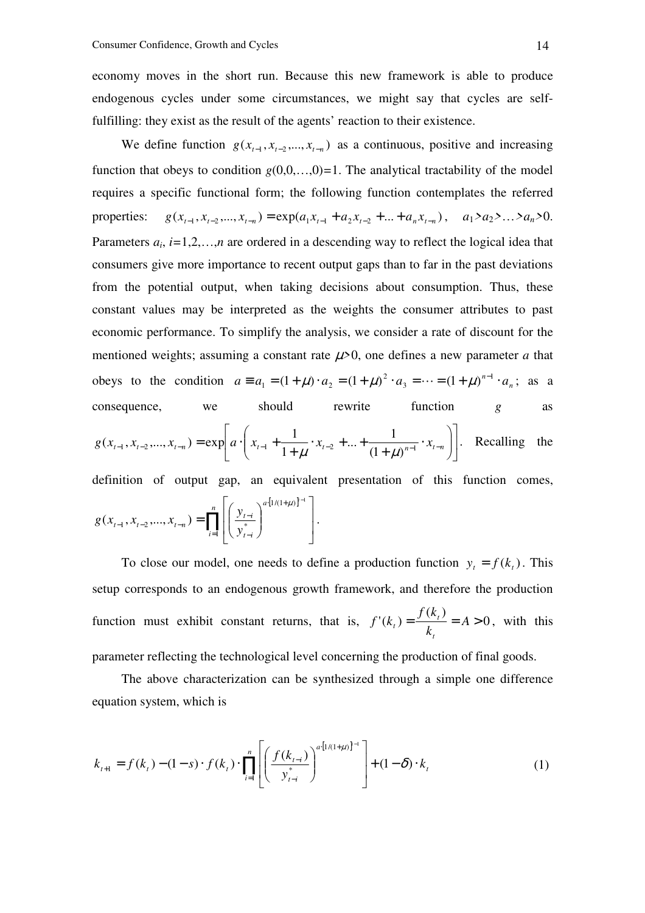economy moves in the short run. Because this new framework is able to produce endogenous cycles under some circumstances, we might say that cycles are self-fulfilling: they exist as the result of the agents' reaction to their existence.

We define function $g(x_{t-1}, x_{t-2}, ..., x_{t-n})$ as a continuous, positive and increasing function that obeys to condition $g(0,0,\dots,0)=1$. The analytical tractability of the model requires a specific functional form; the following function contemplates the referred properties: $g(x_{t-1}, x_{t-2}, ..., x_{t-n}) = \exp(a_1 x_{t-1} + a_2 x_{t-2} + ... + a_n x_{t-n})$, $a_1 > a_2 > \dots > a_n > 0$. Parameters $a_i$, $i=1,2,\dots,n$ are ordered in a descending way to reflect the logical idea that consumers give more importance to recent output gaps than to far in the past deviations from the potential output, when taking decisions about consumption. Thus, these constant values may be interpreted as the weights the consumer attributes to past economic performance. To simplify the analysis, we consider a rate of discount for the mentioned weights; assuming a constant rate $\mu>0$, one defines a new parameter $a$ that obeys to the condition $a \equiv a_1 = (1+\mu)\cdot a_2 = (1+\mu)^2 \cdot a_3 = \dots = (1+\mu)^{n-1} \cdot a_n$; as a consequence, we should rewrite function $g$ as $g(x_{t-1}, x_{t-2}, ..., x_{t-n}) = \exp\left[a \cdot \left(x_{t-1} + \frac{1}{1+\mu} \cdot x_{t-2} + ... + \frac{1}{(1+\mu)^{n-1}} \cdot x_{t-n}\right)\right]$. Recalling the definition of output gap, an equivalent presentation of this function comes, $g(x_{t-1}, x_{t-2}, ..., x_{t-n}) = \prod_{i=1}^{n} \left[\left(\frac{y_{t-i}}{y_{t-i}^*}\right)^{a \cdot [1/(1+\mu)]^{i-1}}\right]$.

To close our model, one needs to define a production function $y_t = f(k_t)$. This setup corresponds to an endogenous growth framework, and therefore the production function must exhibit constant returns, that is, $f'(k_t) = \frac{f(k_t)}{k_t} = A > 0$, with this parameter reflecting the technological level concerning the production of final goods.

The above characterization can be synthesized through a simple one difference equation system, which is

$$k_{t+1} = f(k_t) - (1-s) \cdot f(k_t) \cdot \prod_{i=1}^{n} \left[\left(\frac{f(k_{t-i})}{y_{t-i}^*}\right)^{a \cdot [1/(1+\mu)]^{i-1}}\right] + (1-\delta) \cdot k_t \quad (1)$$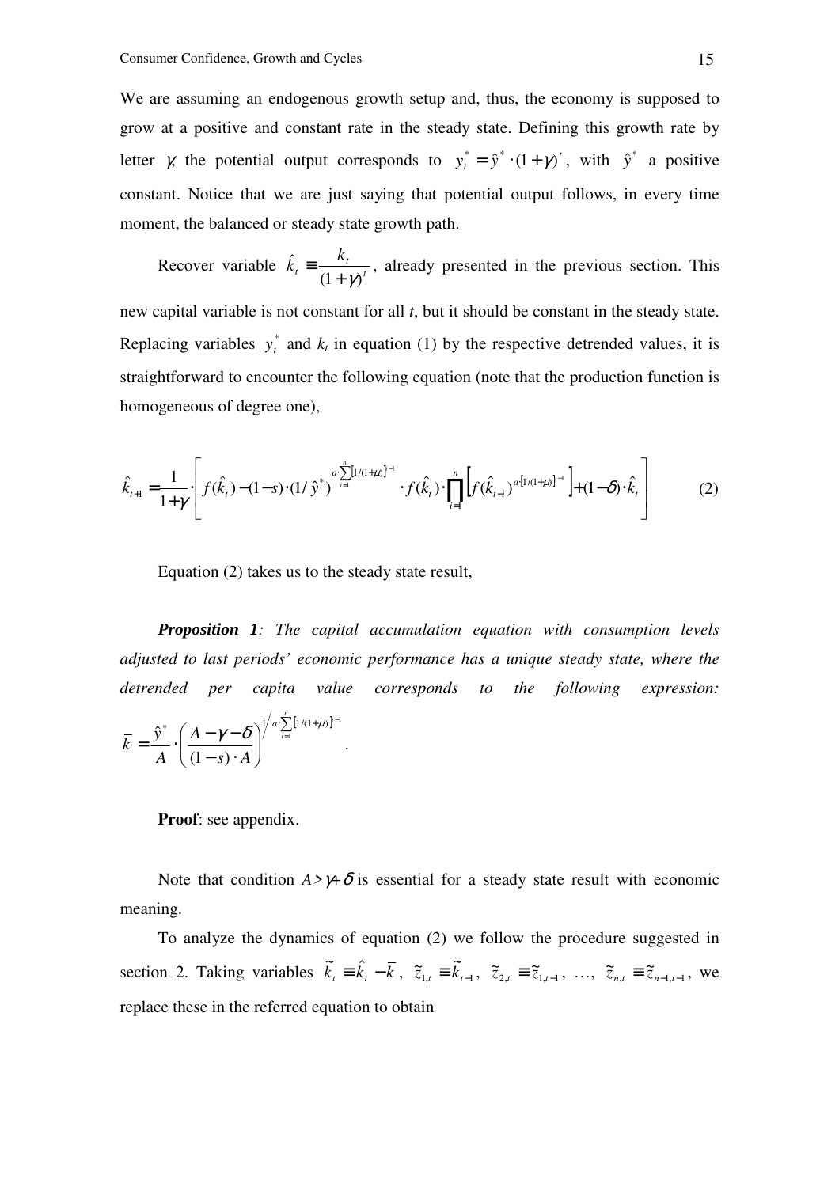We are assuming an endogenous growth setup and, thus, the economy is supposed to grow at a positive and constant rate in the steady state. Defining this growth rate by letter $\gamma$, the potential output corresponds to $y_t^* = \hat{y}^* \cdot (1+\gamma)^t$, with $\hat{y}^*$ a positive constant. Notice that we are just saying that potential output follows, in every time moment, the balanced or steady state growth path.

Recover variable $\hat{k}_t \equiv \frac{k_t}{(1+\gamma)^t}$, already presented in the previous section. This new capital variable is not constant for all *t*, but it should be constant in the steady state. Replacing variables $y_t^*$ and $k_t$ in equation (1) by the respective detrended values, it is straightforward to encounter the following equation (note that the production function is homogeneous of degree one),

$$\hat{k}_{t+1} = \frac{1}{1+\gamma} \cdot \left[ f(\hat{k}_t) - (1-s) \cdot (1/\hat{y}^*)^{a \cdot \sum_{i=1}^{n} [1/(1+\mu)]^{i-1}} \cdot f(\hat{k}_t) \cdot \prod_{i=1}^{n} \left[ f(\hat{k}_{t-i})^{a \cdot [1/(1+\mu)]^{i-1}} \right] + (1-\delta) \cdot \hat{k}_t \right] \tag{2}$$

Equation (2) takes us to the steady state result,

***Proposition 1**: The capital accumulation equation with consumption levels adjusted to last periods' economic performance has a unique steady state, where the detrended per capita value corresponds to the following expression:* $\bar{k} = \frac{\hat{y}^*}{A} \cdot \left( \frac{A-\gamma-\delta}{(1-s) \cdot A} \right)^{1 \Big/ a \cdot \sum_{i=1}^{n} [1/(1+\mu)]^{i-1}}$.

**Proof**: see appendix.

Note that condition $A > \gamma + \delta$ is essential for a steady state result with economic meaning.

To analyze the dynamics of equation (2) we follow the procedure suggested in section 2. Taking variables $\tilde{k}_t \equiv \hat{k}_t - \bar{k}$, $\tilde{z}_{1,t} \equiv \tilde{k}_{t-1}$, $\tilde{z}_{2,t} \equiv \tilde{z}_{1,t-1}$, …, $\tilde{z}_{n,t} \equiv \tilde{z}_{n-1,t-1}$, we replace these in the referred equation to obtain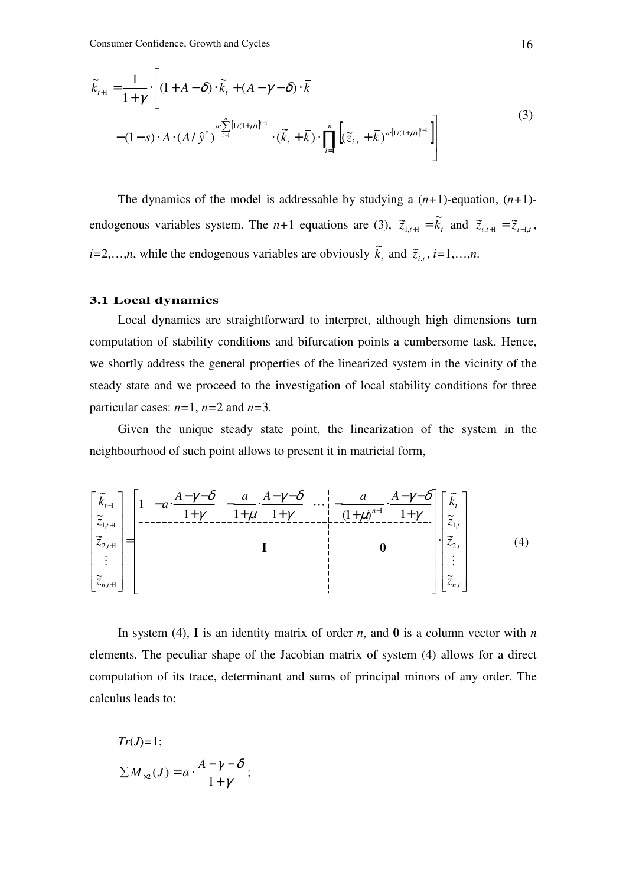$$\tilde{k}_{t+1} = \frac{1}{1+\gamma} \cdot \left[ (1+A-\delta)\cdot \tilde{k}_t + (A-\gamma-\delta)\cdot \bar{k} \right.$$
$$\left. -(1-s)\cdot A \cdot (A/\hat{y}^*)^{a\cdot \sum_{i=1}^{n} [1/(1+\mu)]^{i-1}} \cdot (\tilde{k}_t + \bar{k}) \cdot \prod_{i=1}^{n} \left[ (\tilde{z}_{i,t} + \bar{k})^{a\cdot [1/(1+\mu)]^{i-1}} \right] \right] \tag{3}$$

The dynamics of the model is addressable by studying a ($n$+1)-equation, ($n$+1)-endogenous variables system. The $n$+1 equations are (3), $\tilde{z}_{1,t+1} = \tilde{k}_t$ and $\tilde{z}_{i,t+1} = \tilde{z}_{i-1,t}$, $i$=2,…,$n$, while the endogenous variables are obviously $\tilde{k}_t$ and $\tilde{z}_{i,t}$, $i$=1,…,$n$.

### 3.1 Local dynamics

Local dynamics are straightforward to interpret, although high dimensions turn computation of stability conditions and bifurcation points a cumbersome task. Hence, we shortly address the general properties of the linearized system in the vicinity of the steady state and we proceed to the investigation of local stability conditions for three particular cases: $n$=1, $n$=2 and $n$=3.

Given the unique steady state point, the linearization of the system in the neighbourhood of such point allows to present it in matricial form,

$$\begin{bmatrix} \tilde{k}_{t+1} \\ \tilde{z}_{1,t+1} \\ \tilde{z}_{2,t+1} \\ \vdots \\ \tilde{z}_{n,t+1} \end{bmatrix} = \left[ \begin{array}{cccc|c} 1 & -a\cdot\frac{A-\gamma-\delta}{1+\gamma} & -\frac{a}{1+\mu}\cdot\frac{A-\gamma-\delta}{1+\gamma} & \cdots & -\frac{a}{(1+\mu)^{n-1}}\cdot\frac{A-\gamma-\delta}{1+\gamma} \\ \hline & & \mathbf{I} & & \mathbf{0} \end{array} \right] \cdot \begin{bmatrix} \tilde{k}_t \\ \tilde{z}_{1,t} \\ \tilde{z}_{2,t} \\ \vdots \\ \tilde{z}_{n,t} \end{bmatrix} \tag{4}$$

In system (4), **I** is an identity matrix of order $n$, and **0** is a column vector with $n$ elements. The peculiar shape of the Jacobian matrix of system (4) allows for a direct computation of its trace, determinant and sums of principal minors of any order. The calculus leads to:

$Tr(J)=1$;

$\sum M_{\times 2}(J) = a \cdot \frac{A-\gamma-\delta}{1+\gamma}$;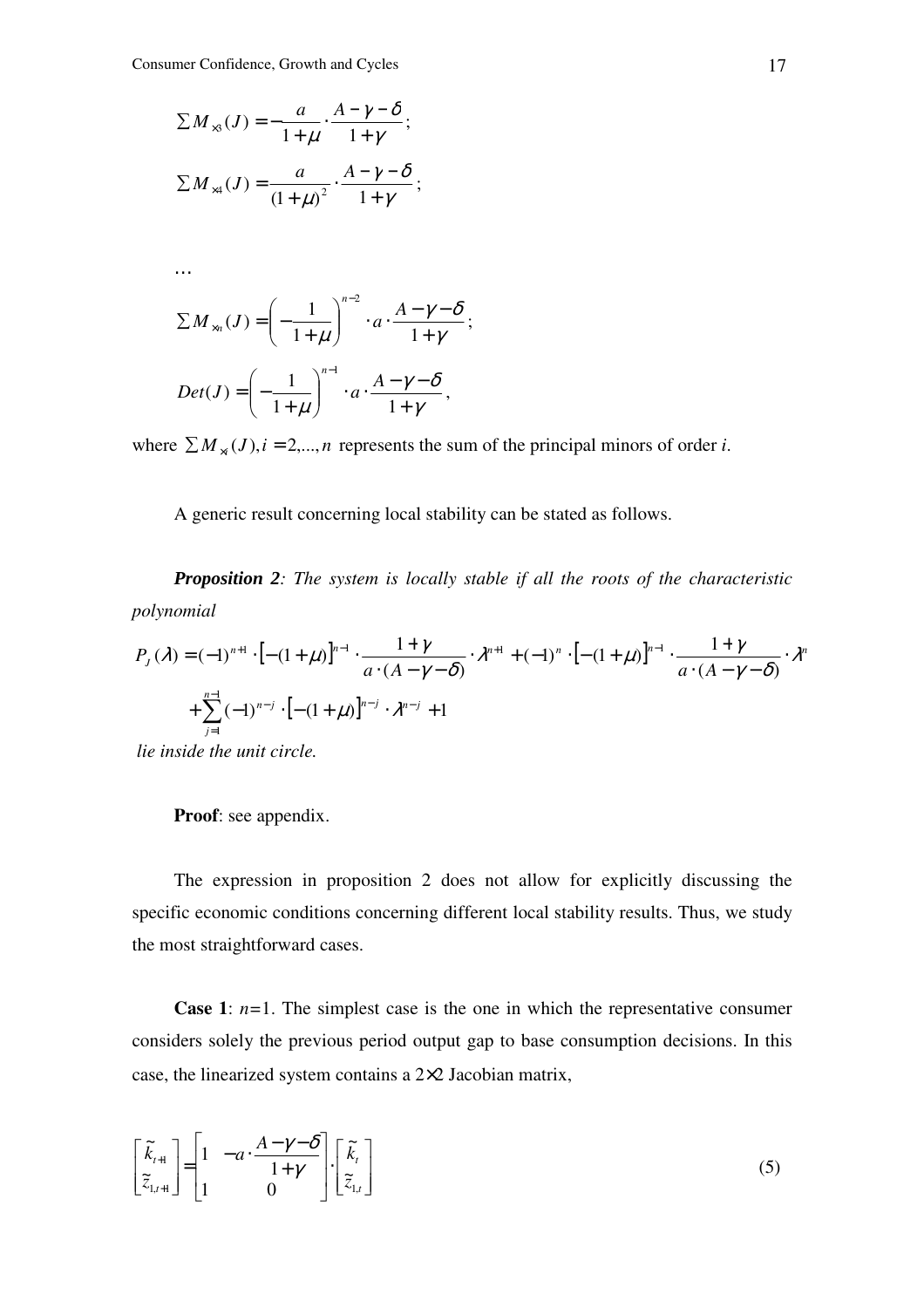$$\sum M_{\times 3}(J) = -\frac{a}{1+\mu} \cdot \frac{A-\gamma-\delta}{1+\gamma};$$

$$\sum M_{\times 4}(J) = \frac{a}{(1+\mu)^2} \cdot \frac{A-\gamma-\delta}{1+\gamma};$$

...

$$\sum M_{\times n}(J) = \left(-\frac{1}{1+\mu}\right)^{n-2} \cdot a \cdot \frac{A-\gamma-\delta}{1+\gamma};$$

$$Det(J) = \left(-\frac{1}{1+\mu}\right)^{n-1} \cdot a \cdot \frac{A-\gamma-\delta}{1+\gamma},$$

where $\sum M_{\times i}(J), i = 2,...,n$ represents the sum of the principal minors of order *i*.

A generic result concerning local stability can be stated as follows.

***Proposition 2***: *The system is locally stable if all the roots of the characteristic polynomial*

$$P_J(\lambda) = (-1)^{n+1} \cdot \left[-(1+\mu)\right]^{n-1} \cdot \frac{1+\gamma}{a \cdot (A-\gamma-\delta)} \cdot \lambda^{n+1} + (-1)^n \cdot \left[-(1+\mu)\right]^{n-1} \cdot \frac{1+\gamma}{a \cdot (A-\gamma-\delta)} \cdot \lambda^n + \sum_{j=1}^{n-1} (-1)^{n-j} \cdot \left[-(1+\mu)\right]^{n-j} \cdot \lambda^{n-j} + 1$$

*lie inside the unit circle.*

**Proof**: see appendix.

The expression in proposition 2 does not allow for explicitly discussing the specific economic conditions concerning different local stability results. Thus, we study the most straightforward cases.

**Case 1**: $n$=1. The simplest case is the one in which the representative consumer considers solely the previous period output gap to base consumption decisions. In this case, the linearized system contains a $2\times2$ Jacobian matrix,

$$\begin{bmatrix} \tilde{k}_{t+1} \\ \tilde{z}_{1,t+1} \end{bmatrix} = \begin{bmatrix} 1 & -a \cdot \dfrac{A-\gamma-\delta}{1+\gamma} \\ 1 & 0 \end{bmatrix} \cdot \begin{bmatrix} \tilde{k}_t \\ \tilde{z}_{1,t} \end{bmatrix} \tag{5}$$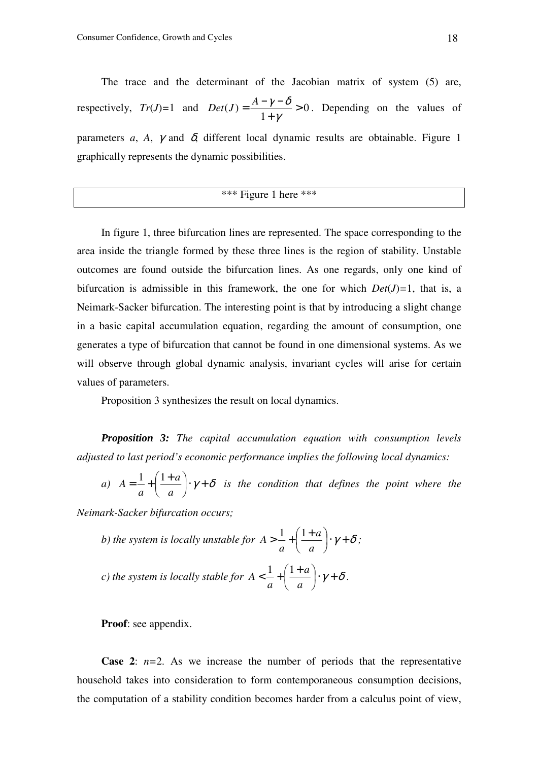The trace and the determinant of the Jacobian matrix of system (5) are, respectively, $Tr(J)=1$ and $Det(J)=\dfrac{A-\gamma-\delta}{1+\gamma}>0$. Depending on the values of parameters $a$, $A$, $\gamma$ and $\delta$, different local dynamic results are obtainable. Figure 1 graphically represents the dynamic possibilities.

*** Figure 1 here ***

In figure 1, three bifurcation lines are represented. The space corresponding to the area inside the triangle formed by these three lines is the region of stability. Unstable outcomes are found outside the bifurcation lines. As one regards, only one kind of bifurcation is admissible in this framework, the one for which $Det(J)=1$, that is, a Neimark-Sacker bifurcation. The interesting point is that by introducing a slight change in a basic capital accumulation equation, regarding the amount of consumption, one generates a type of bifurcation that cannot be found in one dimensional systems. As we will observe through global dynamic analysis, invariant cycles will arise for certain values of parameters.

Proposition 3 synthesizes the result on local dynamics.

***Proposition 3:*** *The capital accumulation equation with consumption levels adjusted to last period's economic performance implies the following local dynamics:*

*a)* $A=\dfrac{1}{a}+\left(\dfrac{1+a}{a}\right)\cdot\gamma+\delta$ *is the condition that defines the point where the Neimark-Sacker bifurcation occurs;*

*b) the system is locally unstable for* $A>\dfrac{1}{a}+\left(\dfrac{1+a}{a}\right)\cdot\gamma+\delta$*;*

*c) the system is locally stable for* $A<\dfrac{1}{a}+\left(\dfrac{1+a}{a}\right)\cdot\gamma+\delta$.

**Proof**: see appendix.

**Case 2**: $n=2$. As we increase the number of periods that the representative household takes into consideration to form contemporaneous consumption decisions, the computation of a stability condition becomes harder from a calculus point of view,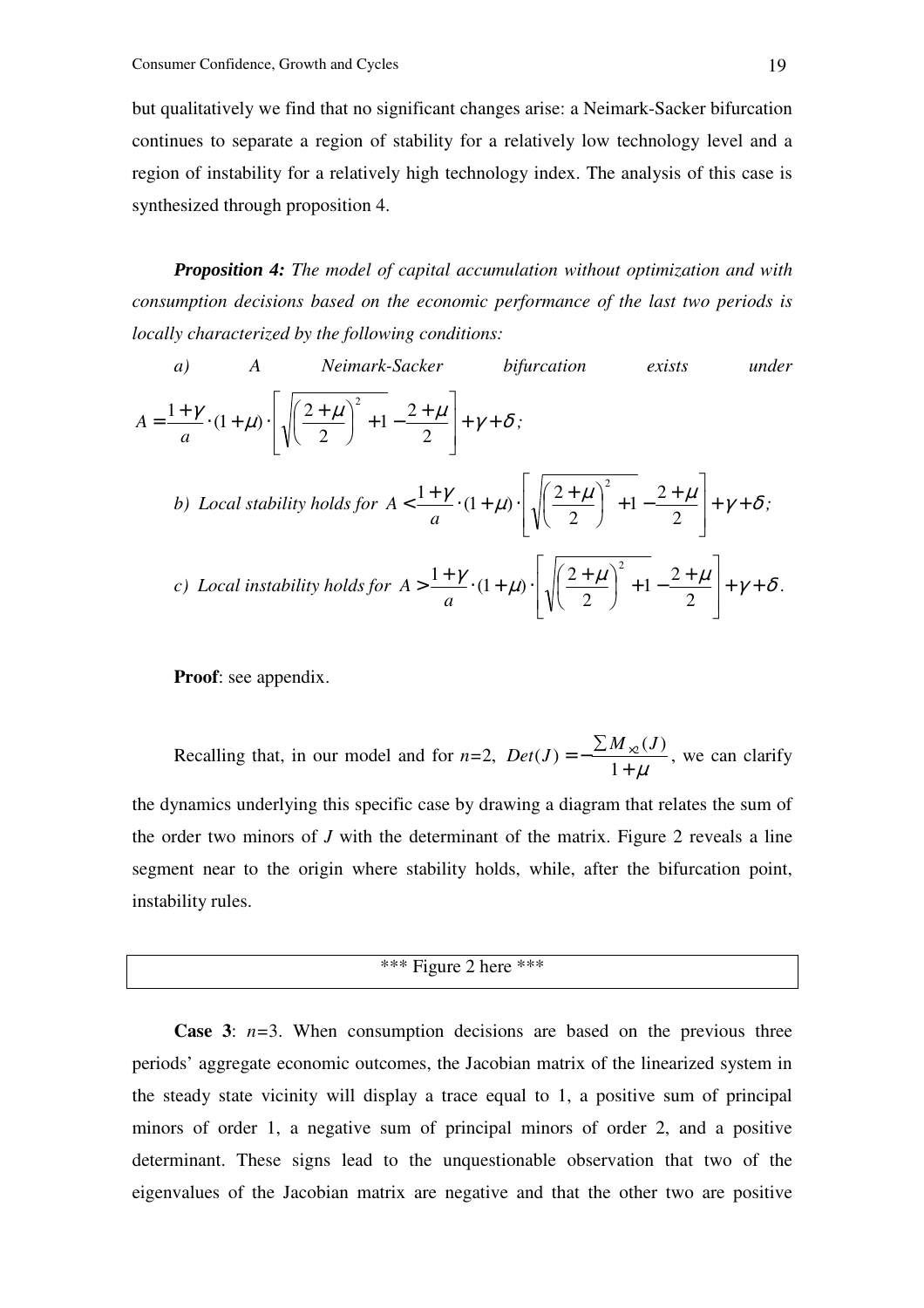but qualitatively we find that no significant changes arise: a Neimark-Sacker bifurcation continues to separate a region of stability for a relatively low technology level and a region of instability for a relatively high technology index. The analysis of this case is synthesized through proposition 4.

***Proposition 4:*** *The model of capital accumulation without optimization and with consumption decisions based on the economic performance of the last two periods is locally characterized by the following conditions:*

*a) A Neimark-Sacker bifurcation exists under* $A = \frac{1+\gamma}{a} \cdot (1+\mu) \cdot \left[ \sqrt{\left(\frac{2+\mu}{2}\right)^2 + 1} - \frac{2+\mu}{2} \right] + \gamma + \delta$;

*b) Local stability holds for* $A < \frac{1+\gamma}{a} \cdot (1+\mu) \cdot \left[ \sqrt{\left(\frac{2+\mu}{2}\right)^2 + 1} - \frac{2+\mu}{2} \right] + \gamma + \delta$;

*c) Local instability holds for* $A > \frac{1+\gamma}{a} \cdot (1+\mu) \cdot \left[ \sqrt{\left(\frac{2+\mu}{2}\right)^2 + 1} - \frac{2+\mu}{2} \right] + \gamma + \delta$.

**Proof**: see appendix.

Recalling that, in our model and for $n$=2, $Det(J) = -\frac{\sum M_{\times 2}(J)}{1+\mu}$, we can clarify the dynamics underlying this specific case by drawing a diagram that relates the sum of the order two minors of $J$ with the determinant of the matrix. Figure 2 reveals a line segment near to the origin where stability holds, while, after the bifurcation point, instability rules.

\*\*\* Figure 2 here \*\*\*

**Case 3**: $n$=3. When consumption decisions are based on the previous three periods' aggregate economic outcomes, the Jacobian matrix of the linearized system in the steady state vicinity will display a trace equal to 1, a positive sum of principal minors of order 1, a negative sum of principal minors of order 2, and a positive determinant. These signs lead to the unquestionable observation that two of the eigenvalues of the Jacobian matrix are negative and that the other two are positive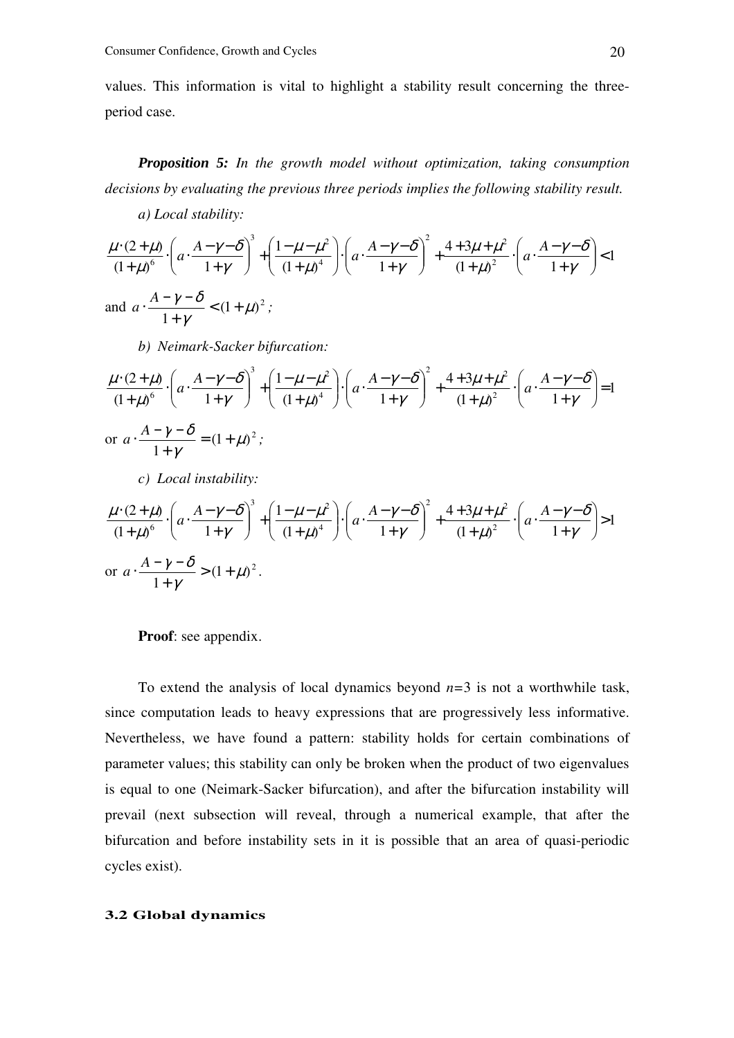values. This information is vital to highlight a stability result concerning the three-period case.

***Proposition 5:*** *In the growth model without optimization, taking consumption decisions by evaluating the previous three periods implies the following stability result.*

*a) Local stability:*

$$\frac{\mu\cdot(2+\mu)}{(1+\mu)^6}\cdot\left(a\cdot\frac{A-\gamma-\delta}{1+\gamma}\right)^3+\left(\frac{1-\mu-\mu^2}{(1+\mu)^4}\right)\cdot\left(a\cdot\frac{A-\gamma-\delta}{1+\gamma}\right)^2+\frac{4+3\mu+\mu^2}{(1+\mu)^2}\cdot\left(a\cdot\frac{A-\gamma-\delta}{1+\gamma}\right)<1$$

and $a\cdot\dfrac{A-\gamma-\delta}{1+\gamma}<(1+\mu)^2$ *;*

*b) Neimark-Sacker bifurcation:*

$$\frac{\mu\cdot(2+\mu)}{(1+\mu)^6}\cdot\left(a\cdot\frac{A-\gamma-\delta}{1+\gamma}\right)^3+\left(\frac{1-\mu-\mu^2}{(1+\mu)^4}\right)\cdot\left(a\cdot\frac{A-\gamma-\delta}{1+\gamma}\right)^2+\frac{4+3\mu+\mu^2}{(1+\mu)^2}\cdot\left(a\cdot\frac{A-\gamma-\delta}{1+\gamma}\right)=1$$

or $a\cdot\dfrac{A-\gamma-\delta}{1+\gamma}=(1+\mu)^2$ *;*

*c) Local instability:*

$$\frac{\mu\cdot(2+\mu)}{(1+\mu)^6}\cdot\left(a\cdot\frac{A-\gamma-\delta}{1+\gamma}\right)^3+\left(\frac{1-\mu-\mu^2}{(1+\mu)^4}\right)\cdot\left(a\cdot\frac{A-\gamma-\delta}{1+\gamma}\right)^2+\frac{4+3\mu+\mu^2}{(1+\mu)^2}\cdot\left(a\cdot\frac{A-\gamma-\delta}{1+\gamma}\right)>1$$

or $a\cdot\dfrac{A-\gamma-\delta}{1+\gamma}>(1+\mu)^2$.

**Proof**: see appendix.

To extend the analysis of local dynamics beyond $n$=3 is not a worthwhile task, since computation leads to heavy expressions that are progressively less informative. Nevertheless, we have found a pattern: stability holds for certain combinations of parameter values; this stability can only be broken when the product of two eigenvalues is equal to one (Neimark-Sacker bifurcation), and after the bifurcation instability will prevail (next subsection will reveal, through a numerical example, that after the bifurcation and before instability sets in it is possible that an area of quasi-periodic cycles exist).

### 3.2 Global dynamics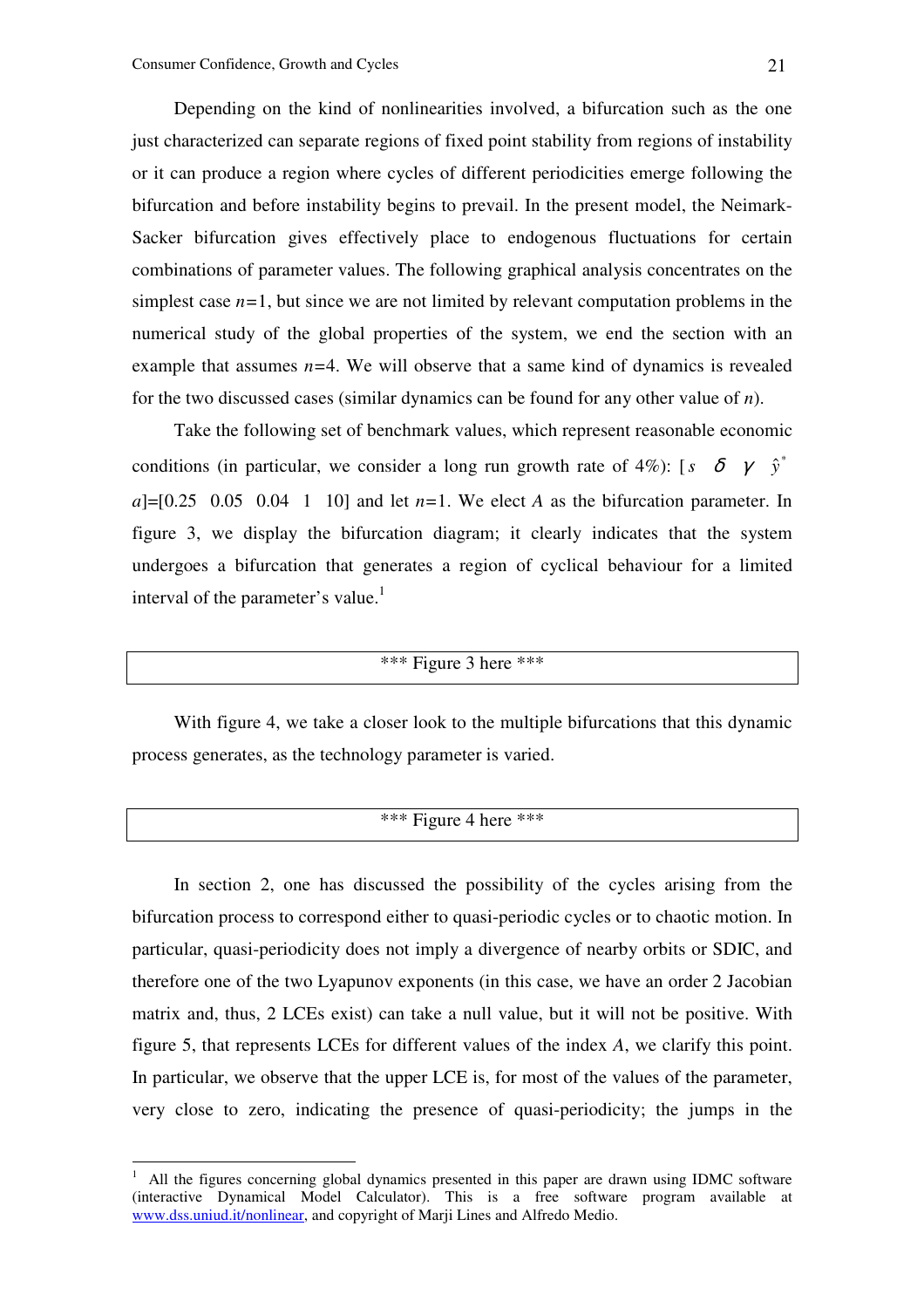Depending on the kind of nonlinearities involved, a bifurcation such as the one just characterized can separate regions of fixed point stability from regions of instability or it can produce a region where cycles of different periodicities emerge following the bifurcation and before instability begins to prevail. In the present model, the Neimark-Sacker bifurcation gives effectively place to endogenous fluctuations for certain combinations of parameter values. The following graphical analysis concentrates on the simplest case $n$=1, but since we are not limited by relevant computation problems in the numerical study of the global properties of the system, we end the section with an example that assumes $n$=4. We will observe that a same kind of dynamics is revealed for the two discussed cases (similar dynamics can be found for any other value of $n$).

Take the following set of benchmark values, which represent reasonable economic conditions (in particular, we consider a long run growth rate of 4%): [$s$ $\delta$ $\gamma$ $\hat{y}^*$ $a$]=[0.25 0.05 0.04 1 10] and let $n$=1. We elect $A$ as the bifurcation parameter. In figure 3, we display the bifurcation diagram; it clearly indicates that the system undergoes a bifurcation that generates a region of cyclical behaviour for a limited interval of the parameter's value.[1]

\*\*\* Figure 3 here \*\*\*

With figure 4, we take a closer look to the multiple bifurcations that this dynamic process generates, as the technology parameter is varied.

\*\*\* Figure 4 here \*\*\*

In section 2, one has discussed the possibility of the cycles arising from the bifurcation process to correspond either to quasi-periodic cycles or to chaotic motion. In particular, quasi-periodicity does not imply a divergence of nearby orbits or SDIC, and therefore one of the two Lyapunov exponents (in this case, we have an order 2 Jacobian matrix and, thus, 2 LCEs exist) can take a null value, but it will not be positive. With figure 5, that represents LCEs for different values of the index $A$, we clarify this point. In particular, we observe that the upper LCE is, for most of the values of the parameter, very close to zero, indicating the presence of quasi-periodicity; the jumps in the

[1] All the figures concerning global dynamics presented in this paper are drawn using IDMC software (interactive Dynamical Model Calculator). This is a free software program available at www.dss.uniud.it/nonlinear, and copyright of Marji Lines and Alfredo Medio.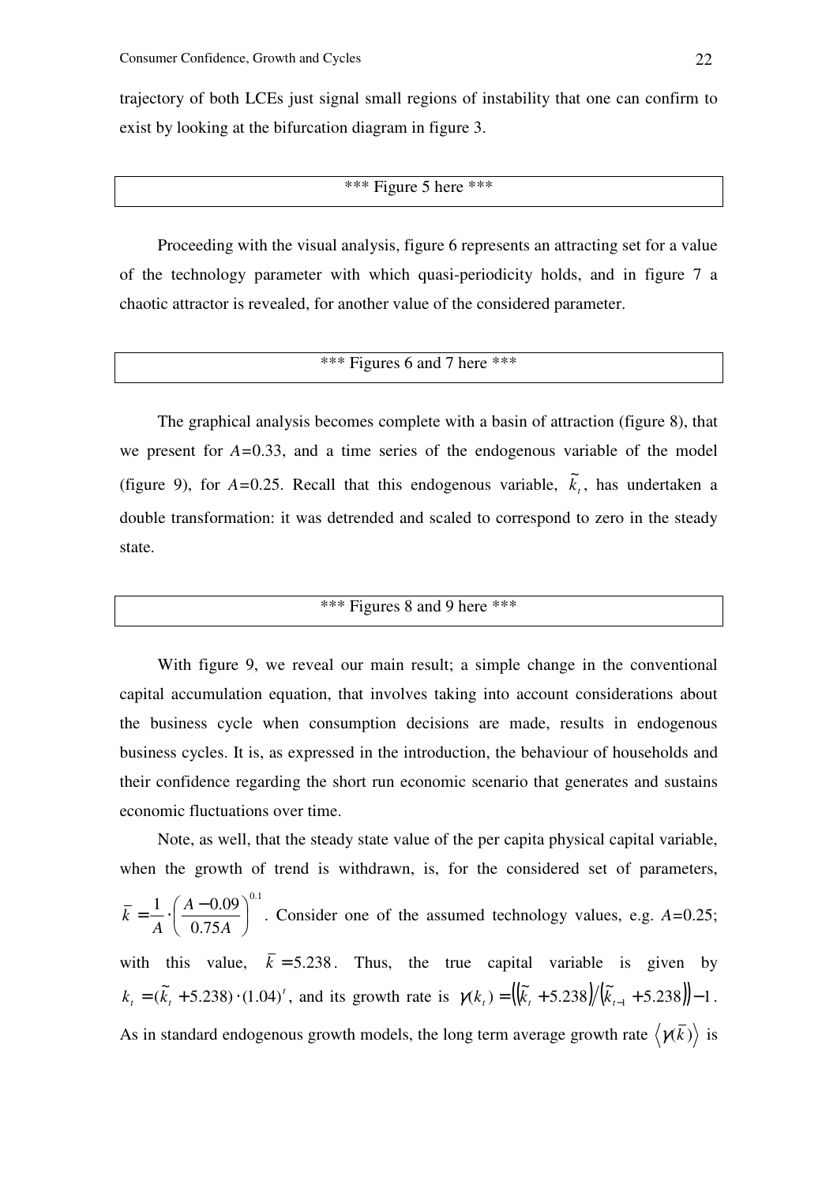trajectory of both LCEs just signal small regions of instability that one can confirm to exist by looking at the bifurcation diagram in figure 3.

*** Figure 5 here ***

Proceeding with the visual analysis, figure 6 represents an attracting set for a value of the technology parameter with which quasi-periodicity holds, and in figure 7 a chaotic attractor is revealed, for another value of the considered parameter.

*** Figures 6 and 7 here ***

The graphical analysis becomes complete with a basin of attraction (figure 8), that we present for $A$=0.33, and a time series of the endogenous variable of the model (figure 9), for $A$=0.25. Recall that this endogenous variable, $\tilde{k}_t$, has undertaken a double transformation: it was detrended and scaled to correspond to zero in the steady state.

*** Figures 8 and 9 here ***

With figure 9, we reveal our main result; a simple change in the conventional capital accumulation equation, that involves taking into account considerations about the business cycle when consumption decisions are made, results in endogenous business cycles. It is, as expressed in the introduction, the behaviour of households and their confidence regarding the short run economic scenario that generates and sustains economic fluctuations over time.

Note, as well, that the steady state value of the per capita physical capital variable, when the growth of trend is withdrawn, is, for the considered set of parameters, $\bar{k} = \frac{1}{A} \cdot \left( \frac{A - 0.09}{0.75A} \right)^{0.1}$. Consider one of the assumed technology values, e.g. $A$=0.25; with this value, $\bar{k} = 5.238$. Thus, the true capital variable is given by $k_t = (\tilde{k}_t + 5.238) \cdot (1.04)^t$, and its growth rate is $\gamma(k_t) = \left( (\tilde{k}_t + 5.238) / (\tilde{k}_{t-1} + 5.238) \right) - 1$. As in standard endogenous growth models, the long term average growth rate $\langle \gamma(\bar{k}) \rangle$ is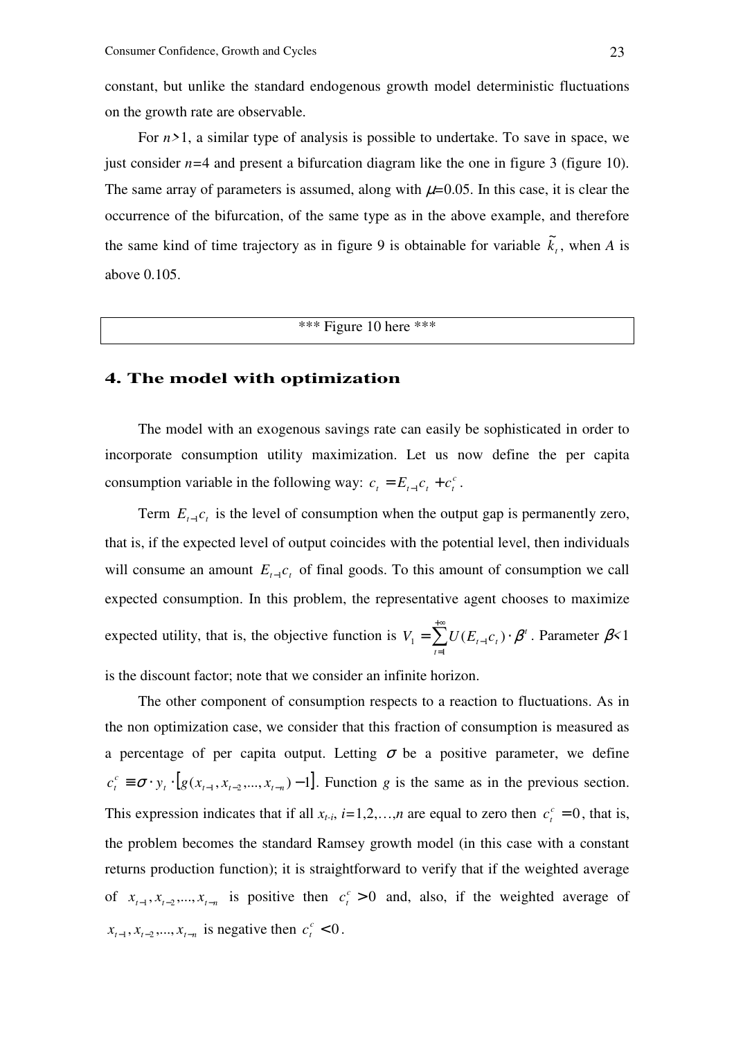constant, but unlike the standard endogenous growth model deterministic fluctuations on the growth rate are observable.

For $n>1$, a similar type of analysis is possible to undertake. To save in space, we just consider $n=4$ and present a bifurcation diagram like the one in figure 3 (figure 10). The same array of parameters is assumed, along with $\mu=0.05$. In this case, it is clear the occurrence of the bifurcation, of the same type as in the above example, and therefore the same kind of time trajectory as in figure 9 is obtainable for variable $\tilde{k}_t$, when $A$ is above 0.105.

*** Figure 10 here ***

## 4. The model with optimization

The model with an exogenous savings rate can easily be sophisticated in order to incorporate consumption utility maximization. Let us now define the per capita consumption variable in the following way: $c_t = E_{t-1}c_t + c_t^c$.

Term $E_{t-1}c_t$ is the level of consumption when the output gap is permanently zero, that is, if the expected level of output coincides with the potential level, then individuals will consume an amount $E_{t-1}c_t$ of final goods. To this amount of consumption we call expected consumption. In this problem, the representative agent chooses to maximize expected utility, that is, the objective function is $V_1 = \sum_{t=1}^{+\infty} U(E_{t-1}c_t)\cdot\beta^t$. Parameter $\beta<1$ is the discount factor; note that we consider an infinite horizon.

The other component of consumption respects to a reaction to fluctuations. As in the non optimization case, we consider that this fraction of consumption is measured as a percentage of per capita output. Letting $\sigma$ be a positive parameter, we define $c_t^c \equiv \sigma \cdot y_t \cdot \left[g(x_{t-1}, x_{t-2}, ..., x_{t-n}) - 1\right]$. Function $g$ is the same as in the previous section. This expression indicates that if all $x_{t-i}$, $i=1,2,\ldots,n$ are equal to zero then $c_t^c = 0$, that is, the problem becomes the standard Ramsey growth model (in this case with a constant returns production function); it is straightforward to verify that if the weighted average of $x_{t-1}, x_{t-2}, ..., x_{t-n}$ is positive then $c_t^c > 0$ and, also, if the weighted average of $x_{t-1}, x_{t-2}, ..., x_{t-n}$ is negative then $c_t^c < 0$.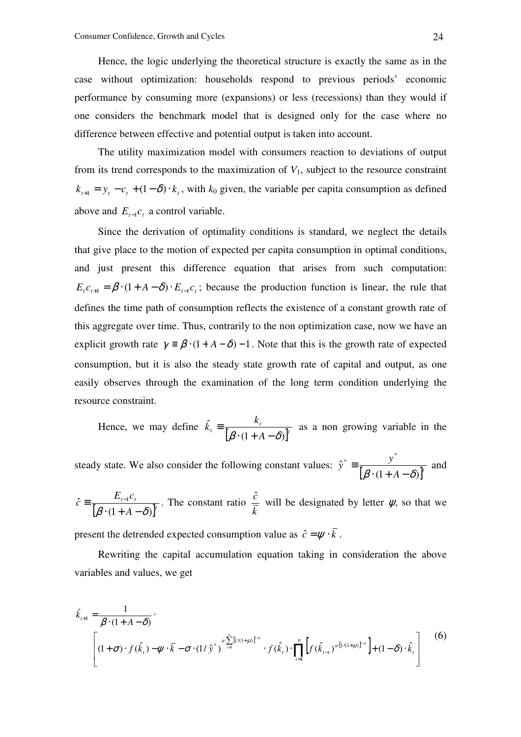Hence, the logic underlying the theoretical structure is exactly the same as in the case without optimization: households respond to previous periods' economic performance by consuming more (expansions) or less (recessions) than they would if one considers the benchmark model that is designed only for the case where no difference between effective and potential output is taken into account.

The utility maximization model with consumers reaction to deviations of output from its trend corresponds to the maximization of $V_1$, subject to the resource constraint $k_{t+1} = y_t - c_t + (1-\delta)\cdot k_t$, with $k_0$ given, the variable per capita consumption as defined above and $E_{t-1}c_t$ a control variable.

Since the derivation of optimality conditions is standard, we neglect the details that give place to the motion of expected per capita consumption in optimal conditions, and just present this difference equation that arises from such computation: $E_t c_{t+1} = \beta\cdot(1+A-\delta)\cdot E_{t-1}c_t$; because the production function is linear, the rule that defines the time path of consumption reflects the existence of a constant growth rate of this aggregate over time. Thus, contrarily to the non optimization case, now we have an explicit growth rate $\gamma \equiv \beta\cdot(1+A-\delta)-1$. Note that this is the growth rate of expected consumption, but it is also the steady state growth rate of capital and output, as one easily observes through the examination of the long term condition underlying the resource constraint.

Hence, we may define $\hat{k}_t \equiv \dfrac{k_t}{\left[\beta\cdot(1+A-\delta)\right]^t}$ as a non growing variable in the steady state. We also consider the following constant values: $\hat{y}^* \equiv \dfrac{y^*}{\left[\beta\cdot(1+A-\delta)\right]^t}$ and $\hat{c} \equiv \dfrac{E_{t-1}c_t}{\left[\beta\cdot(1+A-\delta)\right]^t}$. The constant ratio $\dfrac{\hat{c}}{\bar{k}}$ will be designated by letter $\psi$, so that we present the detrended expected consumption value as $\hat{c} = \psi\cdot\bar{k}$.

Rewriting the capital accumulation equation taking in consideration the above variables and values, we get

$$\hat{k}_{t+1} = \frac{1}{\beta\cdot(1+A-\delta)}\cdot \left[(1+\sigma)\cdot f(\hat{k}_t) - \psi\cdot\bar{k} - \sigma\cdot(1/\hat{y}^*)^{a\cdot\sum_{i=1}^{n}\left[1/(1+\mu)\right]^{i-1}}\cdot f(\hat{k}_t)\cdot\prod_{i=1}^{n}\left[f(\hat{k}_{t-i})^{a\cdot\left[1/(1+\mu)\right]^{i-1}}\right] + (1-\delta)\cdot\hat{k}_t\right] \tag{6}$$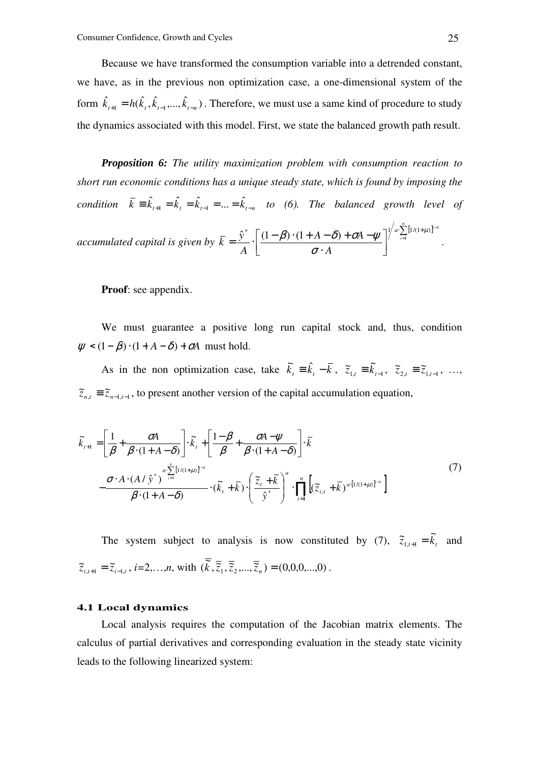Because we have transformed the consumption variable into a detrended constant, we have, as in the previous non optimization case, a one-dimensional system of the form $\hat{k}_{t+1} = h(\hat{k}_t, \hat{k}_{t-1}, ..., \hat{k}_{t-n})$. Therefore, we must use a same kind of procedure to study the dynamics associated with this model. First, we state the balanced growth path result.

***Proposition 6:*** *The utility maximization problem with consumption reaction to short run economic conditions has a unique steady state, which is found by imposing the condition* $\bar{k} \equiv \hat{k}_{t+1} = \hat{k}_t = \hat{k}_{t-1} = ... = \hat{k}_{t-n}$ *to (6). The balanced growth level of accumulated capital is given by* $\bar{k} = \frac{\hat{y}^*}{A} \cdot \left[ \frac{(1-\beta)\cdot(1+A-\delta)+\sigma A - \psi}{\sigma \cdot A} \right]^{1 \Big/ a \cdot \sum_{i=1}^{n} [1/(1+\mu)]^{i-1}}$.

**Proof**: see appendix.

We must guarantee a positive long run capital stock and, thus, condition $\psi < (1-\beta)\cdot(1+A-\delta)+\sigma A$ must hold.

As in the non optimization case, take $\tilde{k}_t \equiv \hat{k}_t - \bar{k}$, $\tilde{z}_{1,t} \equiv \tilde{k}_{t-1}$, $\tilde{z}_{2,t} \equiv \tilde{z}_{1,t-1}$, …, $\tilde{z}_{n,t} \equiv \tilde{z}_{n-1,t-1}$, to present another version of the capital accumulation equation,

$$
\begin{aligned}
\tilde{k}_{t+1} = & \left[ \frac{1}{\beta} + \frac{\sigma A}{\beta \cdot (1+A-\delta)} \right] \cdot \tilde{k}_t + \left[ \frac{1-\beta}{\beta} + \frac{\sigma A - \psi}{\beta \cdot (1+A-\delta)} \right] \cdot \bar{k} \\
& - \frac{\sigma \cdot A \cdot (A/\hat{y}^*)^{a \cdot \sum_{i=1}^{n} [1/(1+\mu)]^{i-1}}}{\beta \cdot (1+A-\delta)} \cdot (\tilde{k}_t + \bar{k}) \cdot \left( \frac{\tilde{z}_t + \bar{k}}{\hat{y}^*} \right)^a \cdot \prod_{i=1}^{n} \left[ (\tilde{z}_{i,t} + \bar{k})^{a \cdot [1/(1+\mu)]^{i-1}} \right]
\end{aligned}
\tag{7}
$$

The system subject to analysis is now constituted by (7), $\tilde{z}_{1,t+1} = \tilde{k}_t$ and $\tilde{z}_{i,t+1} = \tilde{z}_{i-1,t}$, $i$=2,…,$n$, with $(\bar{\tilde{k}}, \bar{\tilde{z}}_1, \bar{\tilde{z}}_2, ..., \bar{\tilde{z}}_n) = (0,0,0,...,0)$.

### 4.1 Local dynamics

Local analysis requires the computation of the Jacobian matrix elements. The calculus of partial derivatives and corresponding evaluation in the steady state vicinity leads to the following linearized system: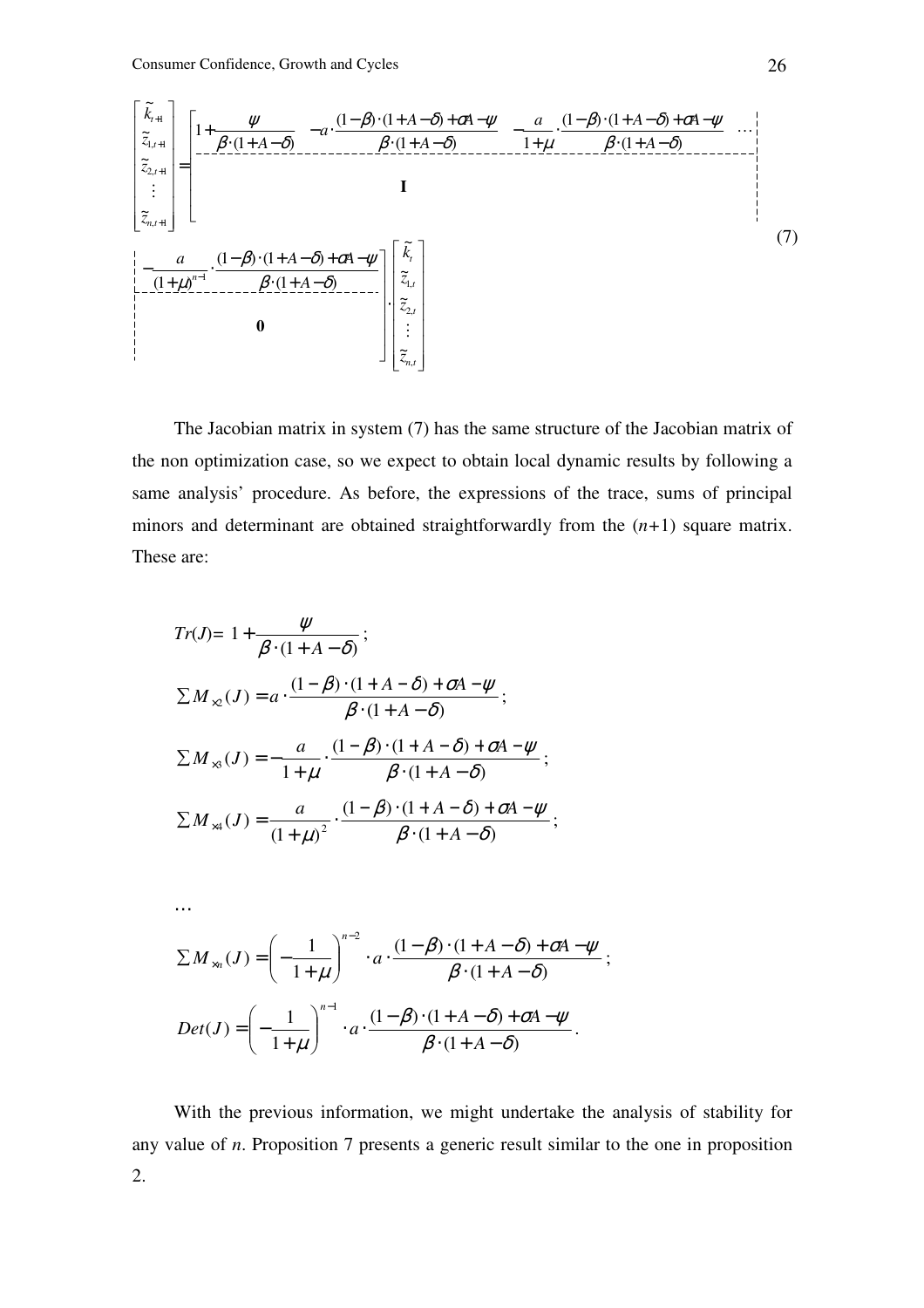$$
\begin{bmatrix} \tilde{k}_{t+1} \\ \tilde{z}_{1,t+1} \\ \tilde{z}_{2,t+1} \\ \vdots \\ \tilde{z}_{n,t+1} \end{bmatrix} = \left[ \begin{array}{ccccc} 1+\dfrac{\psi}{\beta\cdot(1+A-\delta)} & -a\cdot\dfrac{(1-\beta)\cdot(1+A-\delta)+\sigma A-\psi}{\beta\cdot(1+A-\delta)} & -\dfrac{a}{1+\mu}\cdot\dfrac{(1-\beta)\cdot(1+A-\delta)+\sigma A-\psi}{\beta\cdot(1+A-\delta)} & \cdots & -\dfrac{a}{(1+\mu)^{n-1}}\cdot\dfrac{(1-\beta)\cdot(1+A-\delta)+\sigma A-\psi}{\beta\cdot(1+A-\delta)} \\ \hline & & \mathbf{I} & & \mathbf{0} \end{array} \right] \cdot \begin{bmatrix} \tilde{k}_{t} \\ \tilde{z}_{1,t} \\ \tilde{z}_{2,t} \\ \vdots \\ \tilde{z}_{n,t} \end{bmatrix} \quad (7)
$$

The Jacobian matrix in system (7) has the same structure of the Jacobian matrix of the non optimization case, so we expect to obtain local dynamic results by following a same analysis' procedure. As before, the expressions of the trace, sums of principal minors and determinant are obtained straightforwardly from the ($n$+1) square matrix. These are:

$Tr(J)= 1+\dfrac{\psi}{\beta\cdot(1+A-\delta)}$;

$\sum M_{\times 2}(J) = a\cdot\dfrac{(1-\beta)\cdot(1+A-\delta)+\sigma A-\psi}{\beta\cdot(1+A-\delta)}$;

$\sum M_{\times 3}(J) = -\dfrac{a}{1+\mu}\cdot\dfrac{(1-\beta)\cdot(1+A-\delta)+\sigma A-\psi}{\beta\cdot(1+A-\delta)}$;

$\sum M_{\times 4}(J) = \dfrac{a}{(1+\mu)^2}\cdot\dfrac{(1-\beta)\cdot(1+A-\delta)+\sigma A-\psi}{\beta\cdot(1+A-\delta)}$;

…

$\sum M_{\times n}(J) = \left(-\dfrac{1}{1+\mu}\right)^{n-2}\cdot a\cdot\dfrac{(1-\beta)\cdot(1+A-\delta)+\sigma A-\psi}{\beta\cdot(1+A-\delta)}$;

$Det(J) = \left(-\dfrac{1}{1+\mu}\right)^{n-1}\cdot a\cdot\dfrac{(1-\beta)\cdot(1+A-\delta)+\sigma A-\psi}{\beta\cdot(1+A-\delta)}$.

With the previous information, we might undertake the analysis of stability for any value of $n$. Proposition 7 presents a generic result similar to the one in proposition 2.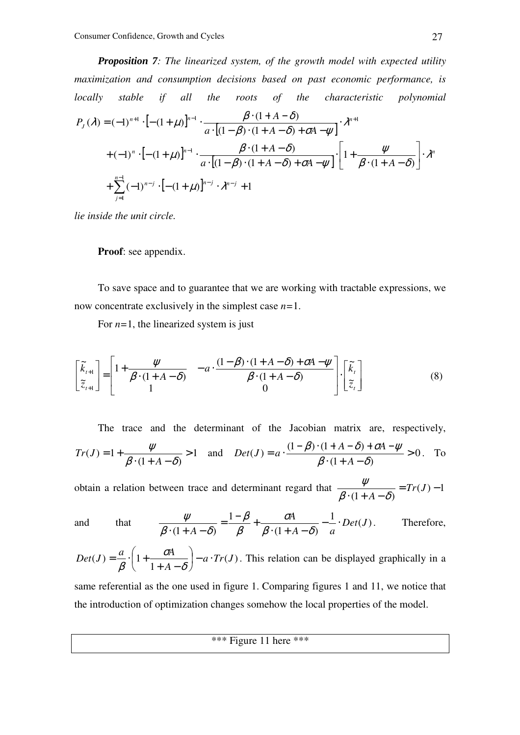***Proposition 7****: The linearized system, of the growth model with expected utility maximization and consumption decisions based on past economic performance, is locally stable if all the roots of the characteristic polynomial*

$$P_J(\lambda) = (-1)^{n+1} \cdot \left[-(1+\mu)\right]^{n-1} \cdot \frac{\beta \cdot (1+A-\delta)}{a \cdot \left[(1-\beta)\cdot(1+A-\delta)+\sigma A-\psi\right]} \cdot \lambda^{n+1}$$
$$+(-1)^{n} \cdot \left[-(1+\mu)\right]^{n-1} \cdot \frac{\beta \cdot (1+A-\delta)}{a \cdot \left[(1-\beta)\cdot(1+A-\delta)+\sigma A-\psi\right]} \cdot \left[1+\frac{\psi}{\beta \cdot (1+A-\delta)}\right] \cdot \lambda^{n}$$
$$+\sum_{j=1}^{n-1} (-1)^{n-j} \cdot \left[-(1+\mu)\right]^{n-j} \cdot \lambda^{n-j} + 1$$

*lie inside the unit circle.*

**Proof**: see appendix.

To save space and to guarantee that we are working with tractable expressions, we now concentrate exclusively in the simplest case $n=1$.

For $n=1$, the linearized system is just

$$\begin{bmatrix} \tilde{k}_{t+1} \\ \tilde{z}_{t+1} \end{bmatrix} = \begin{bmatrix} 1+\frac{\psi}{\beta \cdot (1+A-\delta)} & -a \cdot \frac{(1-\beta)\cdot(1+A-\delta)+\sigma A-\psi}{\beta \cdot (1+A-\delta)} \\ 1 & 0 \end{bmatrix} \cdot \begin{bmatrix} \tilde{k}_{t} \\ \tilde{z}_{t} \end{bmatrix} \tag{8}$$

The trace and the determinant of the Jacobian matrix are, respectively, $Tr(J) = 1+\frac{\psi}{\beta \cdot (1+A-\delta)} > 1$ and $Det(J) = a \cdot \frac{(1-\beta)\cdot(1+A-\delta)+\sigma A-\psi}{\beta \cdot (1+A-\delta)} > 0$. To obtain a relation between trace and determinant regard that $\frac{\psi}{\beta \cdot (1+A-\delta)} = Tr(J)-1$ and that $\frac{\psi}{\beta \cdot (1+A-\delta)} = \frac{1-\beta}{\beta} + \frac{\sigma A}{\beta \cdot (1+A-\delta)} - \frac{1}{a} \cdot Det(J)$. Therefore, $Det(J) = \frac{a}{\beta} \cdot \left(1+\frac{\sigma A}{1+A-\delta}\right) - a \cdot Tr(J)$. This relation can be displayed graphically in a same referential as the one used in figure 1. Comparing figures 1 and 11, we notice that the introduction of optimization changes somehow the local properties of the model.

\*\*\* Figure 11 here \*\*\*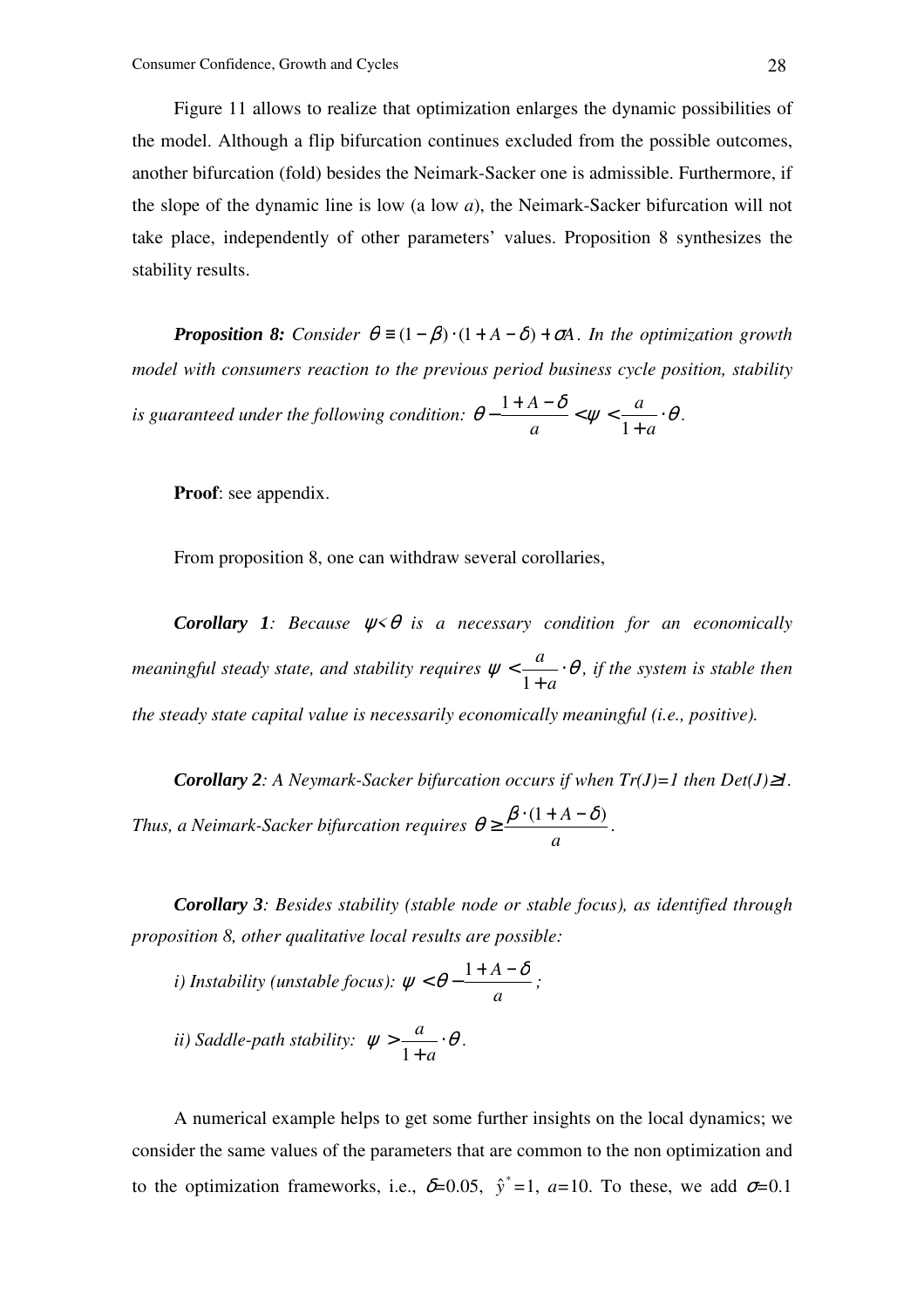Figure 11 allows to realize that optimization enlarges the dynamic possibilities of the model. Although a flip bifurcation continues excluded from the possible outcomes, another bifurcation (fold) besides the Neimark-Sacker one is admissible. Furthermore, if the slope of the dynamic line is low (a low *a*), the Neimark-Sacker bifurcation will not take place, independently of other parameters' values. Proposition 8 synthesizes the stability results.

***Proposition 8:*** *Consider* $\theta \equiv (1-\beta)\cdot(1+A-\delta)+\sigma A$. *In the optimization growth model with consumers reaction to the previous period business cycle position, stability is guaranteed under the following condition:* $\theta - \frac{1+A-\delta}{a} < \psi < \frac{a}{1+a}\cdot\theta$.

**Proof**: see appendix.

From proposition 8, one can withdraw several corollaries,

***Corollary 1****: Because* $\psi<\theta$ *is a necessary condition for an economically meaningful steady state, and stability requires* $\psi < \frac{a}{1+a}\cdot\theta$*, if the system is stable then the steady state capital value is necessarily economically meaningful (i.e., positive).*

***Corollary 2****: A Neymark-Sacker bifurcation occurs if when Tr(J)=1 then Det(J)≥1. Thus, a Neimark-Sacker bifurcation requires* $\theta \geq \frac{\beta\cdot(1+A-\delta)}{a}$.

***Corollary 3****: Besides stability (stable node or stable focus), as identified through proposition 8, other qualitative local results are possible:*

*i) Instability (unstable focus):* $\psi < \theta - \frac{1+A-\delta}{a}$*;*

*ii) Saddle-path stability:* $\psi > \frac{a}{1+a}\cdot\theta$.

A numerical example helps to get some further insights on the local dynamics; we consider the same values of the parameters that are common to the non optimization and to the optimization frameworks, i.e., $\delta$=0.05, $\hat{y}^*$=1, $a$=10. To these, we add $\sigma$=0.1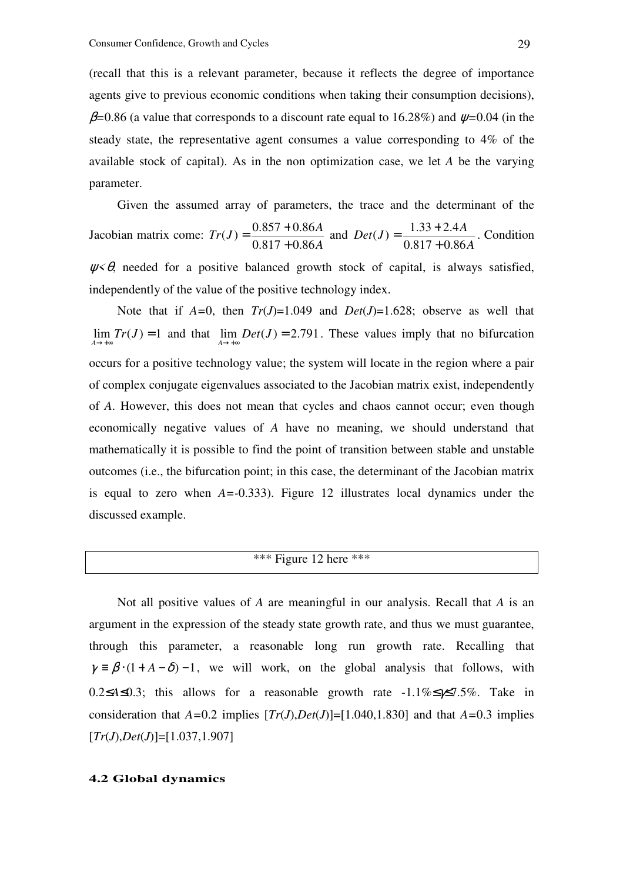(recall that this is a relevant parameter, because it reflects the degree of importance agents give to previous economic conditions when taking their consumption decisions), $\beta$=0.86 (a value that corresponds to a discount rate equal to 16.28%) and $\psi$=0.04 (in the steady state, the representative agent consumes a value corresponding to 4% of the available stock of capital). As in the non optimization case, we let $A$ be the varying parameter.

Given the assumed array of parameters, the trace and the determinant of the Jacobian matrix come: $Tr(J) = \frac{0.857 + 0.86A}{0.817 + 0.86A}$ and $Det(J) = \frac{1.33 + 2.4A}{0.817 + 0.86A}$. Condition $\psi<\theta$, needed for a positive balanced growth stock of capital, is always satisfied, independently of the value of the positive technology index.

Note that if $A$=0, then $Tr(J)$=1.049 and $Det(J)$=1.628; observe as well that $\lim_{A \to +\infty} Tr(J) = 1$ and that $\lim_{A \to +\infty} Det(J) = 2.791$. These values imply that no bifurcation occurs for a positive technology value; the system will locate in the region where a pair of complex conjugate eigenvalues associated to the Jacobian matrix exist, independently of $A$. However, this does not mean that cycles and chaos cannot occur; even though economically negative values of $A$ have no meaning, we should understand that mathematically it is possible to find the point of transition between stable and unstable outcomes (i.e., the bifurcation point; in this case, the determinant of the Jacobian matrix is equal to zero when $A$=-0.333). Figure 12 illustrates local dynamics under the discussed example.

*** Figure 12 here ***

Not all positive values of $A$ are meaningful in our analysis. Recall that $A$ is an argument in the expression of the steady state growth rate, and thus we must guarantee, through this parameter, a reasonable long run growth rate. Recalling that $\gamma \equiv \beta \cdot (1 + A - \delta) - 1$, we will work, on the global analysis that follows, with $0.2 \leq A \leq 0.3$; this allows for a reasonable growth rate $-1.1\% \leq \gamma \leq 7.5\%$. Take in consideration that $A$=0.2 implies [$Tr(J)$,$Det(J)$]=[1.040,1.830] and that $A$=0.3 implies [$Tr(J)$,$Det(J)$]=[1.037,1.907]

### 4.2 Global dynamics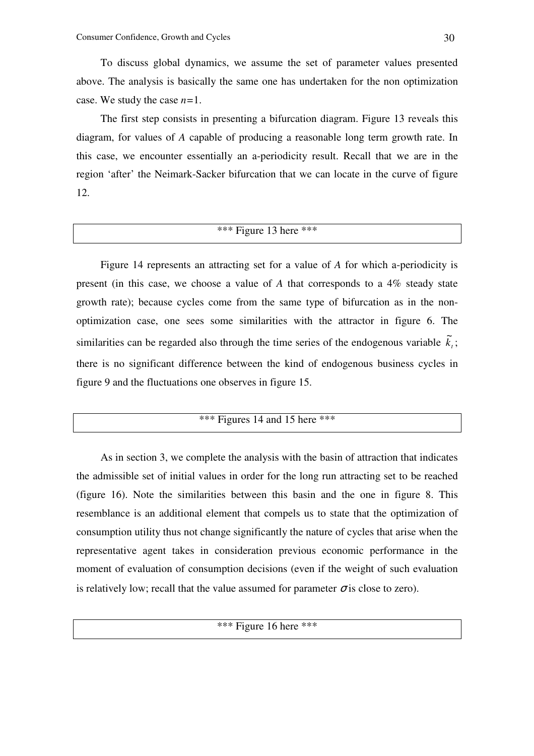To discuss global dynamics, we assume the set of parameter values presented above. The analysis is basically the same one has undertaken for the non optimization case. We study the case $n=1$.

The first step consists in presenting a bifurcation diagram. Figure 13 reveals this diagram, for values of *A* capable of producing a reasonable long term growth rate. In this case, we encounter essentially an a-periodicity result. Recall that we are in the region 'after' the Neimark-Sacker bifurcation that we can locate in the curve of figure 12.

*** Figure 13 here ***

Figure 14 represents an attracting set for a value of *A* for which a-periodicity is present (in this case, we choose a value of *A* that corresponds to a 4% steady state growth rate); because cycles come from the same type of bifurcation as in the non-optimization case, one sees some similarities with the attractor in figure 6. The similarities can be regarded also through the time series of the endogenous variable $\tilde{k}_t$; there is no significant difference between the kind of endogenous business cycles in figure 9 and the fluctuations one observes in figure 15.

*** Figures 14 and 15 here ***

As in section 3, we complete the analysis with the basin of attraction that indicates the admissible set of initial values in order for the long run attracting set to be reached (figure 16). Note the similarities between this basin and the one in figure 8. This resemblance is an additional element that compels us to state that the optimization of consumption utility thus not change significantly the nature of cycles that arise when the representative agent takes in consideration previous economic performance in the moment of evaluation of consumption decisions (even if the weight of such evaluation is relatively low; recall that the value assumed for parameter $\sigma$ is close to zero).

*** Figure 16 here ***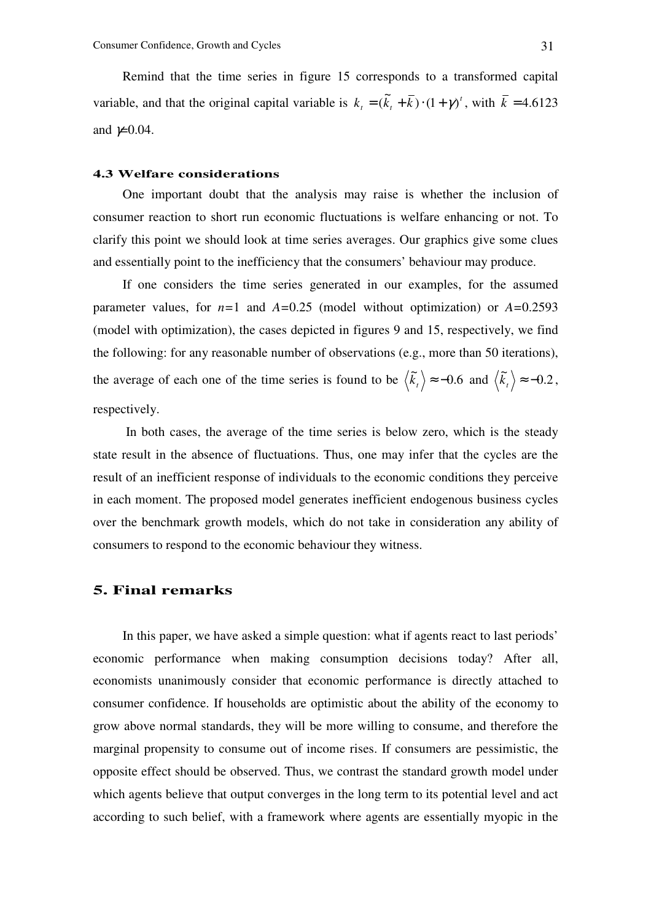Remind that the time series in figure 15 corresponds to a transformed capital variable, and that the original capital variable is $k_t = (\tilde{k}_t + \bar{k}) \cdot (1+\gamma)^t$, with $\bar{k} = 4.6123$ and $\gamma = 0.04$.

### 4.3 Welfare considerations

One important doubt that the analysis may raise is whether the inclusion of consumer reaction to short run economic fluctuations is welfare enhancing or not. To clarify this point we should look at time series averages. Our graphics give some clues and essentially point to the inefficiency that the consumers' behaviour may produce.

If one considers the time series generated in our examples, for the assumed parameter values, for $n$=1 and $A$=0.25 (model without optimization) or $A$=0.2593 (model with optimization), the cases depicted in figures 9 and 15, respectively, we find the following: for any reasonable number of observations (e.g., more than 50 iterations), the average of each one of the time series is found to be $\langle \tilde{k}_t \rangle \approx -0.6$ and $\langle \tilde{k}_t \rangle \approx -0.2$, respectively.

In both cases, the average of the time series is below zero, which is the steady state result in the absence of fluctuations. Thus, one may infer that the cycles are the result of an inefficient response of individuals to the economic conditions they perceive in each moment. The proposed model generates inefficient endogenous business cycles over the benchmark growth models, which do not take in consideration any ability of consumers to respond to the economic behaviour they witness.

## 5. Final remarks

In this paper, we have asked a simple question: what if agents react to last periods' economic performance when making consumption decisions today? After all, economists unanimously consider that economic performance is directly attached to consumer confidence. If households are optimistic about the ability of the economy to grow above normal standards, they will be more willing to consume, and therefore the marginal propensity to consume out of income rises. If consumers are pessimistic, the opposite effect should be observed. Thus, we contrast the standard growth model under which agents believe that output converges in the long term to its potential level and act according to such belief, with a framework where agents are essentially myopic in the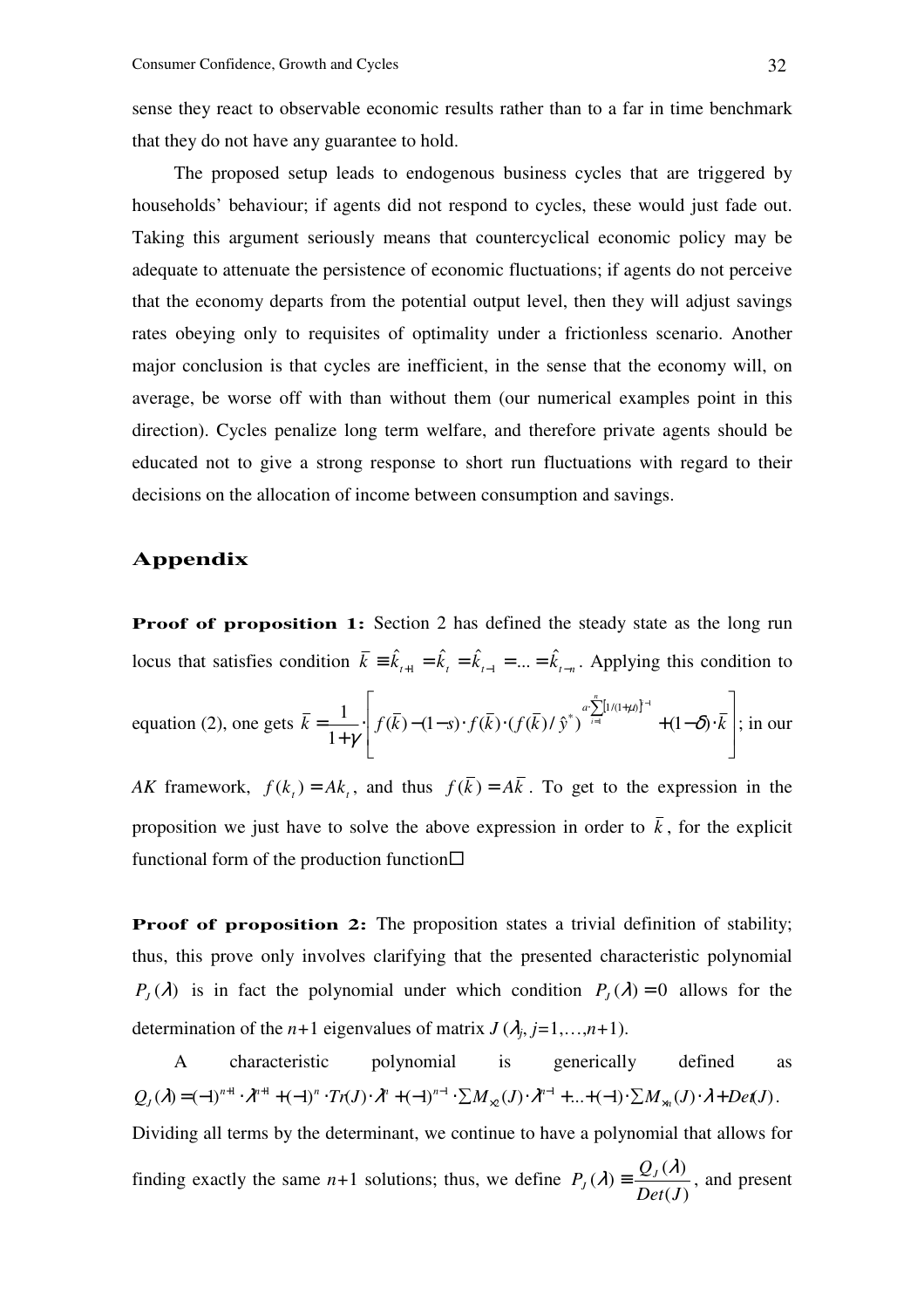sense they react to observable economic results rather than to a far in time benchmark that they do not have any guarantee to hold.

The proposed setup leads to endogenous business cycles that are triggered by households' behaviour; if agents did not respond to cycles, these would just fade out. Taking this argument seriously means that countercyclical economic policy may be adequate to attenuate the persistence of economic fluctuations; if agents do not perceive that the economy departs from the potential output level, then they will adjust savings rates obeying only to requisites of optimality under a frictionless scenario. Another major conclusion is that cycles are inefficient, in the sense that the economy will, on average, be worse off with than without them (our numerical examples point in this direction). Cycles penalize long term welfare, and therefore private agents should be educated not to give a strong response to short run fluctuations with regard to their decisions on the allocation of income between consumption and savings.

## Appendix

**Proof of proposition 1:** Section 2 has defined the steady state as the long run locus that satisfies condition $\bar{k} \equiv \hat{k}_{t+1} = \hat{k}_t = \hat{k}_{t-1} = ... = \hat{k}_{t-n}$. Applying this condition to equation (2), one gets $\bar{k} = \frac{1}{1+\gamma} \cdot \left[ f(\bar{k}) - (1-s) \cdot f(\bar{k}) \cdot (f(\bar{k})/\hat{y}^*)^{\alpha \cdot \sum_{i=1}^{n}[1/(1+\mu)]^{i-1}} + (1-\delta) \cdot \bar{k} \right]$; in our $AK$ framework, $f(k_t) = Ak_t$, and thus $f(\bar{k}) = A\bar{k}$. To get to the expression in the proposition we just have to solve the above expression in order to $\bar{k}$, for the explicit functional form of the production function□

**Proof of proposition 2:** The proposition states a trivial definition of stability; thus, this prove only involves clarifying that the presented characteristic polynomial $P_J(\lambda)$ is in fact the polynomial under which condition $P_J(\lambda) = 0$ allows for the determination of the $n$+1 eigenvalues of matrix $J$ ($\lambda_j$, $j$=1,…,$n$+1).

A characteristic polynomial is generically defined as $Q_J(\lambda) = (-1)^{n+1} \cdot \lambda^{n+1} + (-1)^n \cdot Tr(J) \cdot \lambda^n + (-1)^{n-1} \cdot \sum M_{2\times 2}(J) \cdot \lambda^{n-1} + ... + (-1) \cdot \sum M_{n\times n}(J) \cdot \lambda + Det(J)$. Dividing all terms by the determinant, we continue to have a polynomial that allows for finding exactly the same $n$+1 solutions; thus, we define $P_J(\lambda) \equiv \frac{Q_J(\lambda)}{Det(J)}$, and present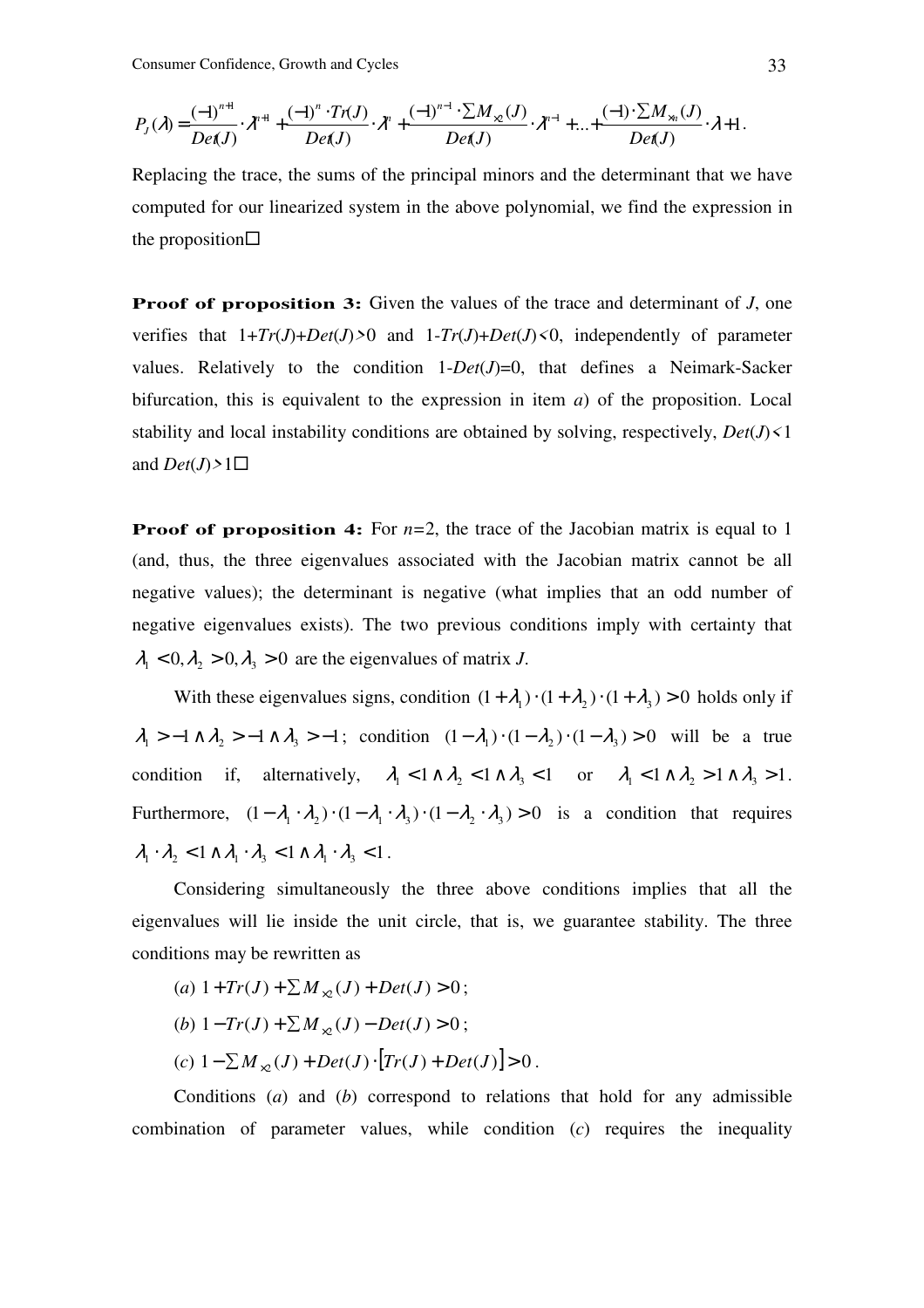$$P_J(\lambda) = \frac{(-1)^{n+1}}{Det(J)} \cdot \lambda^{n+1} + \frac{(-1)^{n} \cdot Tr(J)}{Det(J)} \cdot \lambda^{n} + \frac{(-1)^{n-1} \cdot \sum M_{\times 2}(J)}{Det(J)} \cdot \lambda^{n-1} + ... + \frac{(-1) \cdot \sum M_{\times n}(J)}{Det(J)} \cdot \lambda + 1 .$$

Replacing the trace, the sums of the principal minors and the determinant that we have computed for our linearized system in the above polynomial, we find the expression in the proposition□

**Proof of proposition 3:** Given the values of the trace and determinant of $J$, one verifies that $1+Tr(J)+Det(J)>0$ and $1-Tr(J)+Det(J)<0$, independently of parameter values. Relatively to the condition $1-Det(J)=0$, that defines a Neimark-Sacker bifurcation, this is equivalent to the expression in item *a*) of the proposition. Local stability and local instability conditions are obtained by solving, respectively, $Det(J)<1$ and $Det(J)>1$□

**Proof of proposition 4:** For $n=2$, the trace of the Jacobian matrix is equal to 1 (and, thus, the three eigenvalues associated with the Jacobian matrix cannot be all negative values); the determinant is negative (what implies that an odd number of negative eigenvalues exists). The two previous conditions imply with certainty that $\lambda_1 < 0, \lambda_2 > 0, \lambda_3 > 0$ are the eigenvalues of matrix $J$.

With these eigenvalues signs, condition $(1+\lambda_1)\cdot(1+\lambda_2)\cdot(1+\lambda_3) > 0$ holds only if $\lambda_1 > -1 \wedge \lambda_2 > -1 \wedge \lambda_3 > -1$; condition $(1-\lambda_1)\cdot(1-\lambda_2)\cdot(1-\lambda_3) > 0$ will be a true condition if, alternatively, $\lambda_1 < 1 \wedge \lambda_2 < 1 \wedge \lambda_3 < 1$ or $\lambda_1 < 1 \wedge \lambda_2 > 1 \wedge \lambda_3 > 1$. Furthermore, $(1-\lambda_1 \cdot \lambda_2)\cdot(1-\lambda_1 \cdot \lambda_3)\cdot(1-\lambda_2 \cdot \lambda_3) > 0$ is a condition that requires $\lambda_1 \cdot \lambda_2 < 1 \wedge \lambda_1 \cdot \lambda_3 < 1 \wedge \lambda_1 \cdot \lambda_3 < 1$.

Considering simultaneously the three above conditions implies that all the eigenvalues will lie inside the unit circle, that is, we guarantee stability. The three conditions may be rewritten as

(*a*) $1+Tr(J)+\sum M_{\times 2}(J)+Det(J) > 0$;

(*b*) $1-Tr(J)+\sum M_{\times 2}(J)-Det(J) > 0$;

(*c*) $1-\sum M_{\times 2}(J)+Det(J)\cdot\left[Tr(J)+Det(J)\right] > 0$.

Conditions (*a*) and (*b*) correspond to relations that hold for any admissible combination of parameter values, while condition (*c*) requires the inequality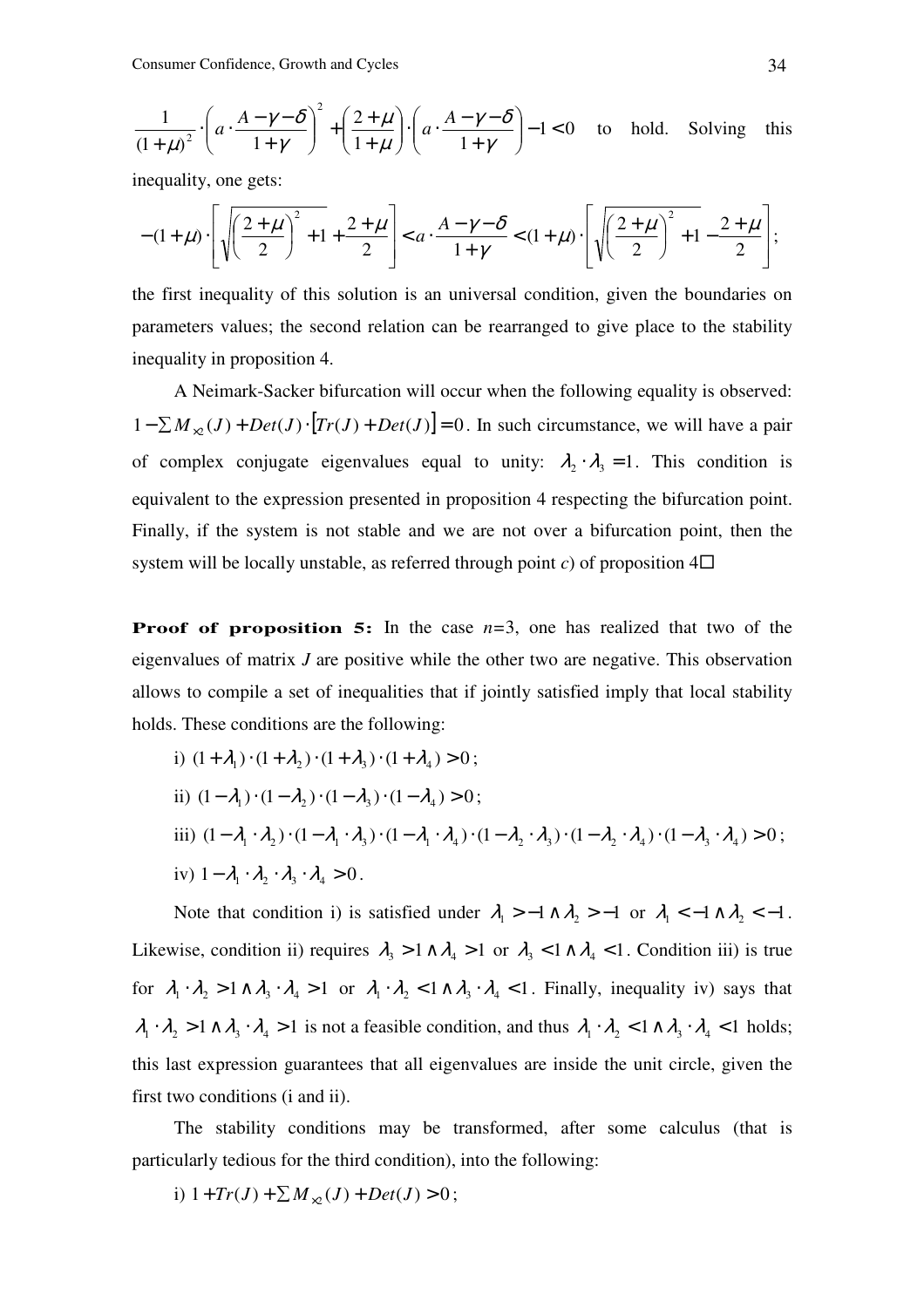$\frac{1}{(1+\mu)^2}\cdot\left(a\cdot\frac{A-\gamma-\delta}{1+\gamma}\right)^2+\left(\frac{2+\mu}{1+\mu}\right)\cdot\left(a\cdot\frac{A-\gamma-\delta}{1+\gamma}\right)-1<0$ to hold. Solving this inequality, one gets:

$$-(1+\mu)\cdot\left[\sqrt{\left(\frac{2+\mu}{2}\right)^2+1}+\frac{2+\mu}{2}\right]<a\cdot\frac{A-\gamma-\delta}{1+\gamma}<(1+\mu)\cdot\left[\sqrt{\left(\frac{2+\mu}{2}\right)^2+1}-\frac{2+\mu}{2}\right];$$

the first inequality of this solution is an universal condition, given the boundaries on parameters values; the second relation can be rearranged to give place to the stability inequality in proposition 4.

A Neimark-Sacker bifurcation will occur when the following equality is observed: $1-\sum M_{x2}(J)+Det(J)\cdot[Tr(J)+Det(J)]=0$. In such circumstance, we will have a pair of complex conjugate eigenvalues equal to unity: $\lambda_2\cdot\lambda_3=1$. This condition is equivalent to the expression presented in proposition 4 respecting the bifurcation point. Finally, if the system is not stable and we are not over a bifurcation point, then the system will be locally unstable, as referred through point *c*) of proposition 4□

**Proof of proposition 5:** In the case *n*=3, one has realized that two of the eigenvalues of matrix *J* are positive while the other two are negative. This observation allows to compile a set of inequalities that if jointly satisfied imply that local stability holds. These conditions are the following:

i) $(1+\lambda_1)\cdot(1+\lambda_2)\cdot(1+\lambda_3)\cdot(1+\lambda_4)>0$;

ii) $(1-\lambda_1)\cdot(1-\lambda_2)\cdot(1-\lambda_3)\cdot(1-\lambda_4)>0$;

iii) $(1-\lambda_1\cdot\lambda_2)\cdot(1-\lambda_1\cdot\lambda_3)\cdot(1-\lambda_1\cdot\lambda_4)\cdot(1-\lambda_2\cdot\lambda_3)\cdot(1-\lambda_2\cdot\lambda_4)\cdot(1-\lambda_3\cdot\lambda_4)>0$;

iv) $1-\lambda_1\cdot\lambda_2\cdot\lambda_3\cdot\lambda_4>0$.

Note that condition i) is satisfied under $\lambda_1>-1\wedge\lambda_2>-1$ or $\lambda_1<-1\wedge\lambda_2<-1$. Likewise, condition ii) requires $\lambda_3>1\wedge\lambda_4>1$ or $\lambda_3<1\wedge\lambda_4<1$. Condition iii) is true for $\lambda_1\cdot\lambda_2>1\wedge\lambda_3\cdot\lambda_4>1$ or $\lambda_1\cdot\lambda_2<1\wedge\lambda_3\cdot\lambda_4<1$. Finally, inequality iv) says that $\lambda_1\cdot\lambda_2>1\wedge\lambda_3\cdot\lambda_4>1$ is not a feasible condition, and thus $\lambda_1\cdot\lambda_2<1\wedge\lambda_3\cdot\lambda_4<1$ holds; this last expression guarantees that all eigenvalues are inside the unit circle, given the first two conditions (i and ii).

The stability conditions may be transformed, after some calculus (that is particularly tedious for the third condition), into the following:

i) $1+Tr(J)+\sum M_{x2}(J)+Det(J)>0$;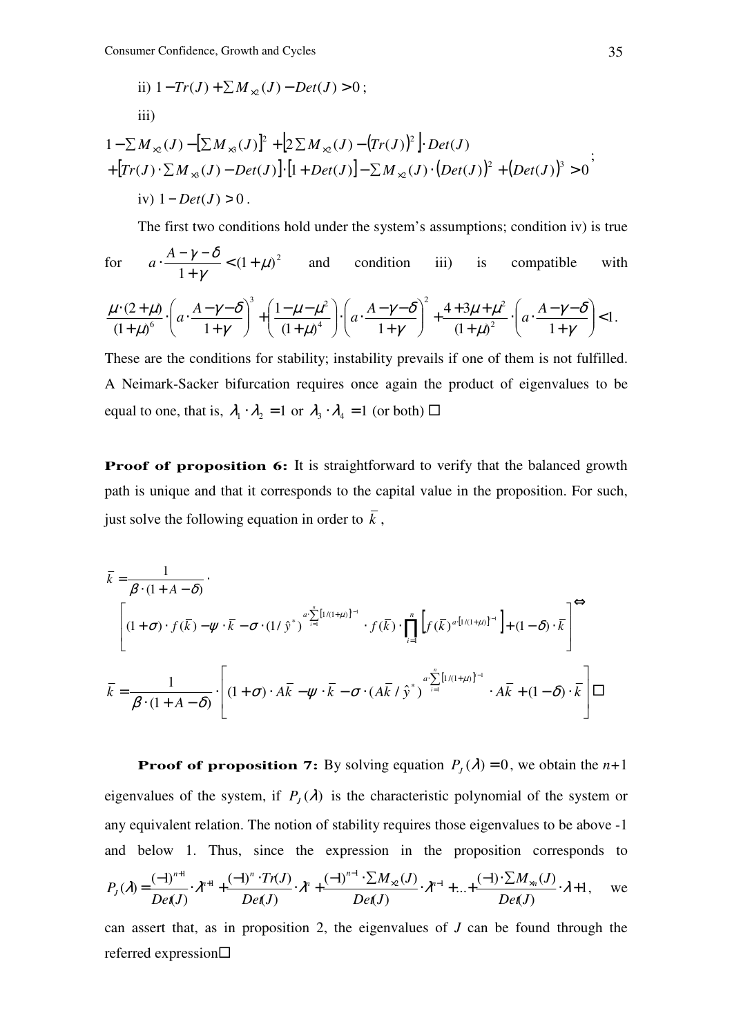ii) $1 - Tr(J) + \sum M_{\times 2}(J) - Det(J) > 0$;

iii)

$$1 - \sum M_{\times 2}(J) - \left[\sum M_{\times 3}(J)\right]^2 + \left[2\sum M_{\times 2}(J) - \left(Tr(J)\right)^2\right] \cdot Det(J)$$
$$+ \left[Tr(J) \cdot \sum M_{\times 3}(J) - Det(J)\right] \cdot \left[1 + Det(J)\right] - \sum M_{\times 2}(J) \cdot \left(Det(J)\right)^2 + \left(Det(J)\right)^3 > 0;$$

iv) $1 - Det(J) > 0$.

The first two conditions hold under the system's assumptions; condition iv) is true for $a \cdot \dfrac{A - \gamma - \delta}{1 + \gamma} < (1 + \mu)^2$ and condition iii) is compatible with

$$\frac{\mu \cdot (2 + \mu)}{(1 + \mu)^6} \cdot \left(a \cdot \frac{A - \gamma - \delta}{1 + \gamma}\right)^3 + \left(\frac{1 - \mu - \mu^2}{(1 + \mu)^4}\right) \cdot \left(a \cdot \frac{A - \gamma - \delta}{1 + \gamma}\right)^2 + \frac{4 + 3\mu + \mu^2}{(1 + \mu)^2} \cdot \left(a \cdot \frac{A - \gamma - \delta}{1 + \gamma}\right) < 1.$$

These are the conditions for stability; instability prevails if one of them is not fulfilled. A Neimark-Sacker bifurcation requires once again the product of eigenvalues to be equal to one, that is, $\lambda_1 \cdot \lambda_2 = 1$ or $\lambda_3 \cdot \lambda_4 = 1$ (or both) □

**Proof of proposition 6:** It is straightforward to verify that the balanced growth path is unique and that it corresponds to the capital value in the proposition. For such, just solve the following equation in order to $\bar{k}$,

$$\bar{k} = \frac{1}{\beta \cdot (1 + A - \delta)} \cdot \left[(1 + \sigma) \cdot f(\bar{k}) - \psi \cdot \bar{k} - \sigma \cdot (1/\hat{y}^*)^{a \cdot \sum_{i=1}^{n} \left[1/(1+\mu)\right]^{i-1}} \cdot f(\bar{k}) \cdot \prod_{i=1}^{n} \left[f(\bar{k})^{a \cdot \left[1/(1+\mu)\right]^{i-1}}\right] + (1 - \delta) \cdot \bar{k}\right] \Leftrightarrow$$

$$\bar{k} = \frac{1}{\beta \cdot (1 + A - \delta)} \cdot \left[(1 + \sigma) \cdot A\bar{k} - \psi \cdot \bar{k} - \sigma \cdot (A\bar{k}/\hat{y}^*)^{a \cdot \sum_{i=1}^{n} \left[1/(1+\mu)\right]^{i-1}} \cdot A\bar{k} + (1 - \delta) \cdot \bar{k}\right] \square$$

**Proof of proposition 7:** By solving equation $P_J(\lambda) = 0$, we obtain the $n$+1 eigenvalues of the system, if $P_J(\lambda)$ is the characteristic polynomial of the system or any equivalent relation. The notion of stability requires those eigenvalues to be above -1 and below 1. Thus, since the expression in the proposition corresponds to $P_J(\lambda) = \dfrac{(-1)^{n+1}}{Det(J)} \cdot \lambda^{n+1} + \dfrac{(-1)^n \cdot Tr(J)}{Det(J)} \cdot \lambda^n + \dfrac{(-1)^{n-1} \cdot \sum M_{\times 2}(J)}{Det(J)} \cdot \lambda^{n-1} + ... + \dfrac{(-1) \cdot \sum M_{\times n}(J)}{Det(J)} \cdot \lambda + 1$, we can assert that, as in proposition 2, the eigenvalues of $J$ can be found through the referred expression□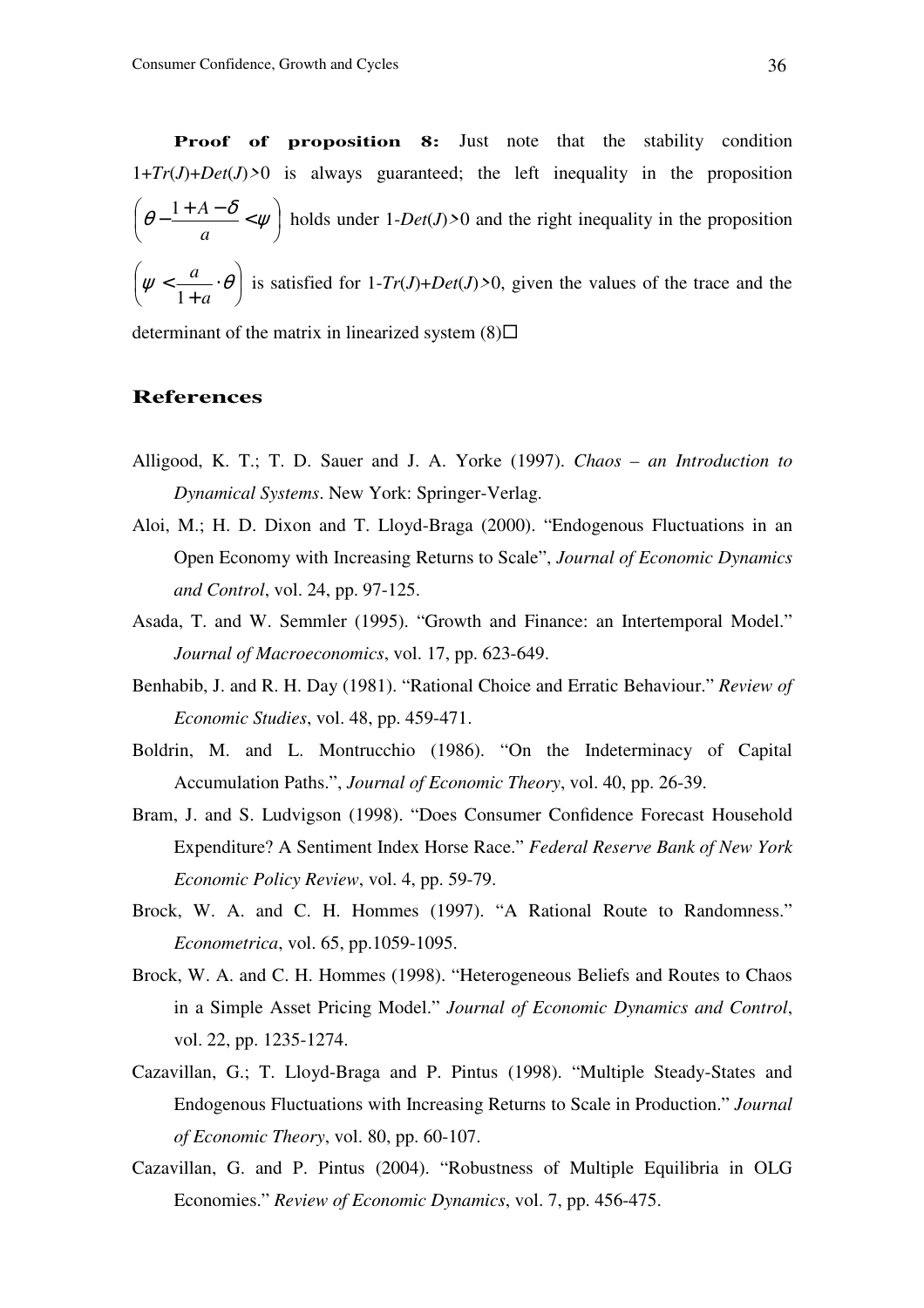**Proof of proposition 8:** Just note that the stability condition $1+Tr(J)+Det(J)>0$ is always guaranteed; the left inequality in the proposition $\left(\theta - \frac{1+A-\delta}{a} < \psi\right)$ holds under $1-Det(J)>0$ and the right inequality in the proposition $\left(\psi < \frac{a}{1+a} \cdot \theta\right)$ is satisfied for $1-Tr(J)+Det(J)>0$, given the values of the trace and the determinant of the matrix in linearized system (8)□

## References

Alligood, K. T.; T. D. Sauer and J. A. Yorke (1997). *Chaos – an Introduction to Dynamical Systems*. New York: Springer-Verlag.

Aloi, M.; H. D. Dixon and T. Lloyd-Braga (2000). "Endogenous Fluctuations in an Open Economy with Increasing Returns to Scale", *Journal of Economic Dynamics and Control*, vol. 24, pp. 97-125.

Asada, T. and W. Semmler (1995). "Growth and Finance: an Intertemporal Model." *Journal of Macroeconomics*, vol. 17, pp. 623-649.

Benhabib, J. and R. H. Day (1981). "Rational Choice and Erratic Behaviour." *Review of Economic Studies*, vol. 48, pp. 459-471.

Boldrin, M. and L. Montrucchio (1986). "On the Indeterminacy of Capital Accumulation Paths.", *Journal of Economic Theory*, vol. 40, pp. 26-39.

Bram, J. and S. Ludvigson (1998). "Does Consumer Confidence Forecast Household Expenditure? A Sentiment Index Horse Race." *Federal Reserve Bank of New York Economic Policy Review*, vol. 4, pp. 59-79.

Brock, W. A. and C. H. Hommes (1997). "A Rational Route to Randomness." *Econometrica*, vol. 65, pp.1059-1095.

Brock, W. A. and C. H. Hommes (1998). "Heterogeneous Beliefs and Routes to Chaos in a Simple Asset Pricing Model." *Journal of Economic Dynamics and Control*, vol. 22, pp. 1235-1274.

Cazavillan, G.; T. Lloyd-Braga and P. Pintus (1998). "Multiple Steady-States and Endogenous Fluctuations with Increasing Returns to Scale in Production." *Journal of Economic Theory*, vol. 80, pp. 60-107.

Cazavillan, G. and P. Pintus (2004). "Robustness of Multiple Equilibria in OLG Economies." *Review of Economic Dynamics*, vol. 7, pp. 456-475.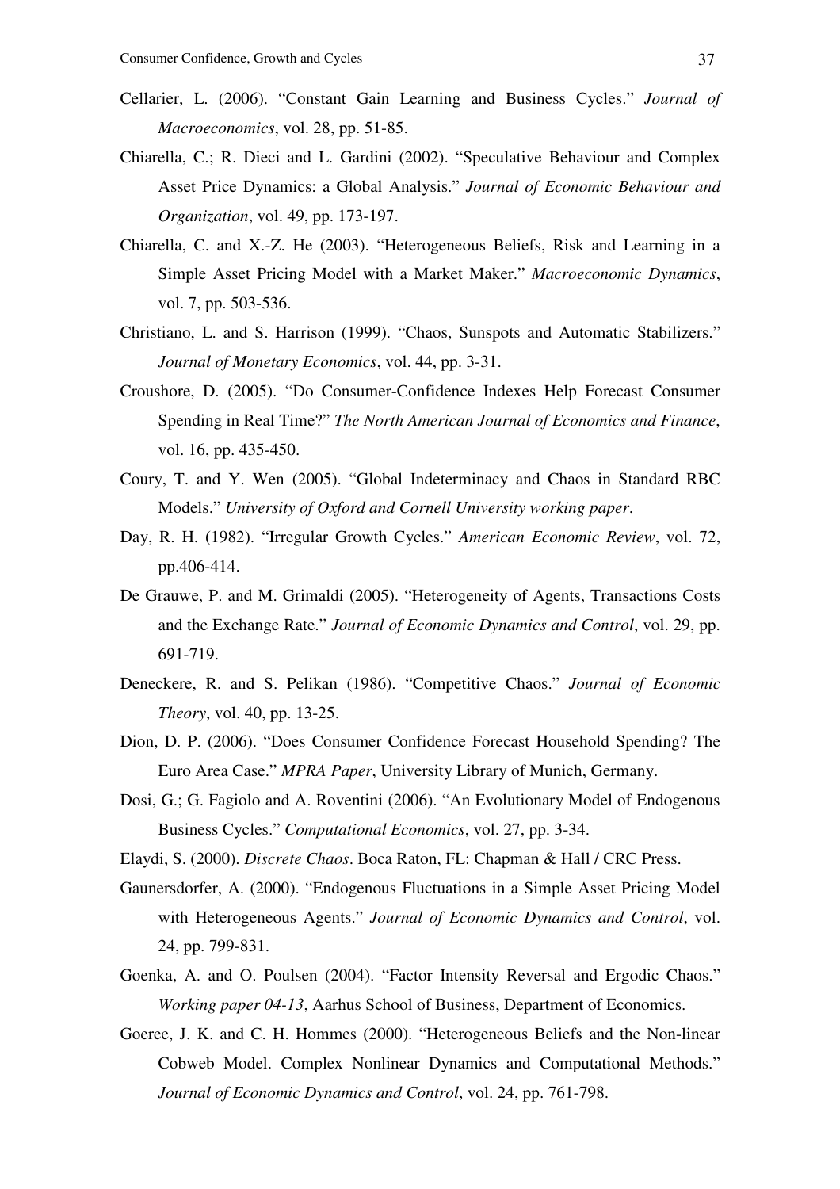Cellarier, L. (2006). "Constant Gain Learning and Business Cycles." *Journal of Macroeconomics*, vol. 28, pp. 51-85.

Chiarella, C.; R. Dieci and L. Gardini (2002). "Speculative Behaviour and Complex Asset Price Dynamics: a Global Analysis." *Journal of Economic Behaviour and Organization*, vol. 49, pp. 173-197.

Chiarella, C. and X.-Z. He (2003). "Heterogeneous Beliefs, Risk and Learning in a Simple Asset Pricing Model with a Market Maker." *Macroeconomic Dynamics*, vol. 7, pp. 503-536.

Christiano, L. and S. Harrison (1999). "Chaos, Sunspots and Automatic Stabilizers." *Journal of Monetary Economics*, vol. 44, pp. 3-31.

Croushore, D. (2005). "Do Consumer-Confidence Indexes Help Forecast Consumer Spending in Real Time?" *The North American Journal of Economics and Finance*, vol. 16, pp. 435-450.

Coury, T. and Y. Wen (2005). "Global Indeterminacy and Chaos in Standard RBC Models." *University of Oxford and Cornell University working paper*.

Day, R. H. (1982). "Irregular Growth Cycles." *American Economic Review*, vol. 72, pp.406-414.

De Grauwe, P. and M. Grimaldi (2005). "Heterogeneity of Agents, Transactions Costs and the Exchange Rate." *Journal of Economic Dynamics and Control*, vol. 29, pp. 691-719.

Deneckere, R. and S. Pelikan (1986). "Competitive Chaos." *Journal of Economic Theory*, vol. 40, pp. 13-25.

Dion, D. P. (2006). "Does Consumer Confidence Forecast Household Spending? The Euro Area Case." *MPRA Paper*, University Library of Munich, Germany.

Dosi, G.; G. Fagiolo and A. Roventini (2006). "An Evolutionary Model of Endogenous Business Cycles." *Computational Economics*, vol. 27, pp. 3-34.

Elaydi, S. (2000). *Discrete Chaos*. Boca Raton, FL: Chapman & Hall / CRC Press.

Gaunersdorfer, A. (2000). "Endogenous Fluctuations in a Simple Asset Pricing Model with Heterogeneous Agents." *Journal of Economic Dynamics and Control*, vol. 24, pp. 799-831.

Goenka, A. and O. Poulsen (2004). "Factor Intensity Reversal and Ergodic Chaos." *Working paper 04-13*, Aarhus School of Business, Department of Economics.

Goeree, J. K. and C. H. Hommes (2000). "Heterogeneous Beliefs and the Non-linear Cobweb Model. Complex Nonlinear Dynamics and Computational Methods." *Journal of Economic Dynamics and Control*, vol. 24, pp. 761-798.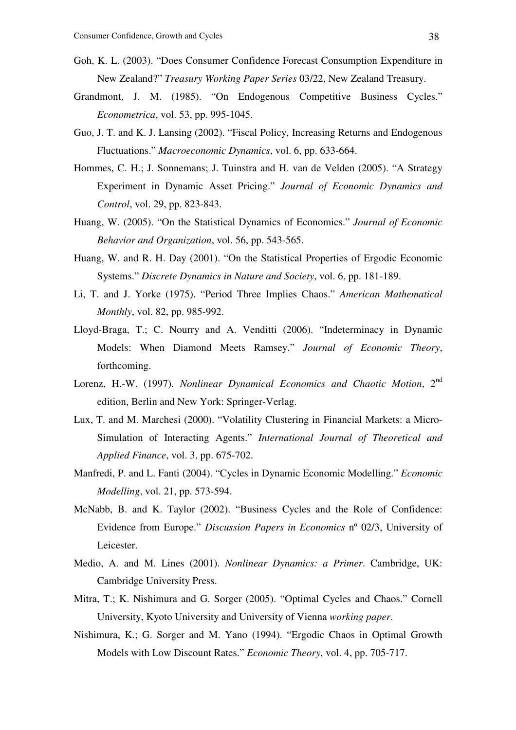Goh, K. L. (2003). "Does Consumer Confidence Forecast Consumption Expenditure in New Zealand?" *Treasury Working Paper Series* 03/22, New Zealand Treasury.

Grandmont, J. M. (1985). "On Endogenous Competitive Business Cycles." *Econometrica*, vol. 53, pp. 995-1045.

Guo, J. T. and K. J. Lansing (2002). "Fiscal Policy, Increasing Returns and Endogenous Fluctuations." *Macroeconomic Dynamics*, vol. 6, pp. 633-664.

Hommes, C. H.; J. Sonnemans; J. Tuinstra and H. van de Velden (2005). "A Strategy Experiment in Dynamic Asset Pricing." *Journal of Economic Dynamics and Control*, vol. 29, pp. 823-843.

Huang, W. (2005). "On the Statistical Dynamics of Economics." *Journal of Economic Behavior and Organization*, vol. 56, pp. 543-565.

Huang, W. and R. H. Day (2001). "On the Statistical Properties of Ergodic Economic Systems." *Discrete Dynamics in Nature and Society*, vol. 6, pp. 181-189.

Li, T. and J. Yorke (1975). "Period Three Implies Chaos." *American Mathematical Monthly*, vol. 82, pp. 985-992.

Lloyd-Braga, T.; C. Nourry and A. Venditti (2006). "Indeterminacy in Dynamic Models: When Diamond Meets Ramsey." *Journal of Economic Theory*, forthcoming.

Lorenz, H.-W. (1997). *Nonlinear Dynamical Economics and Chaotic Motion*, 2nd edition, Berlin and New York: Springer-Verlag.

Lux, T. and M. Marchesi (2000). "Volatility Clustering in Financial Markets: a Micro-Simulation of Interacting Agents." *International Journal of Theoretical and Applied Finance*, vol. 3, pp. 675-702.

Manfredi, P. and L. Fanti (2004). "Cycles in Dynamic Economic Modelling." *Economic Modelling*, vol. 21, pp. 573-594.

McNabb, B. and K. Taylor (2002). "Business Cycles and the Role of Confidence: Evidence from Europe." *Discussion Papers in Economics* nº 02/3, University of Leicester.

Medio, A. and M. Lines (2001). *Nonlinear Dynamics: a Primer*. Cambridge, UK: Cambridge University Press.

Mitra, T.; K. Nishimura and G. Sorger (2005). "Optimal Cycles and Chaos." Cornell University, Kyoto University and University of Vienna *working paper*.

Nishimura, K.; G. Sorger and M. Yano (1994). "Ergodic Chaos in Optimal Growth Models with Low Discount Rates." *Economic Theory*, vol. 4, pp. 705-717.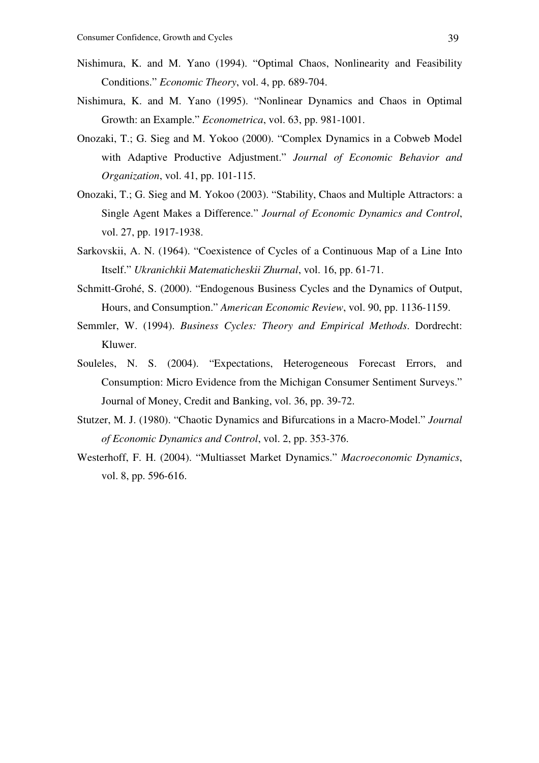Nishimura, K. and M. Yano (1994). "Optimal Chaos, Nonlinearity and Feasibility Conditions." *Economic Theory*, vol. 4, pp. 689-704.

Nishimura, K. and M. Yano (1995). "Nonlinear Dynamics and Chaos in Optimal Growth: an Example." *Econometrica*, vol. 63, pp. 981-1001.

Onozaki, T.; G. Sieg and M. Yokoo (2000). "Complex Dynamics in a Cobweb Model with Adaptive Productive Adjustment." *Journal of Economic Behavior and Organization*, vol. 41, pp. 101-115.

Onozaki, T.; G. Sieg and M. Yokoo (2003). "Stability, Chaos and Multiple Attractors: a Single Agent Makes a Difference." *Journal of Economic Dynamics and Control*, vol. 27, pp. 1917-1938.

Sarkovskii, A. N. (1964). "Coexistence of Cycles of a Continuous Map of a Line Into Itself." *Ukranichkii Matematicheskii Zhurnal*, vol. 16, pp. 61-71.

Schmitt-Grohé, S. (2000). "Endogenous Business Cycles and the Dynamics of Output, Hours, and Consumption." *American Economic Review*, vol. 90, pp. 1136-1159.

Semmler, W. (1994). *Business Cycles: Theory and Empirical Methods*. Dordrecht: Kluwer.

Souleles, N. S. (2004). "Expectations, Heterogeneous Forecast Errors, and Consumption: Micro Evidence from the Michigan Consumer Sentiment Surveys." Journal of Money, Credit and Banking, vol. 36, pp. 39-72.

Stutzer, M. J. (1980). "Chaotic Dynamics and Bifurcations in a Macro-Model." *Journal of Economic Dynamics and Control*, vol. 2, pp. 353-376.

Westerhoff, F. H. (2004). "Multiasset Market Dynamics." *Macroeconomic Dynamics*, vol. 8, pp. 596-616.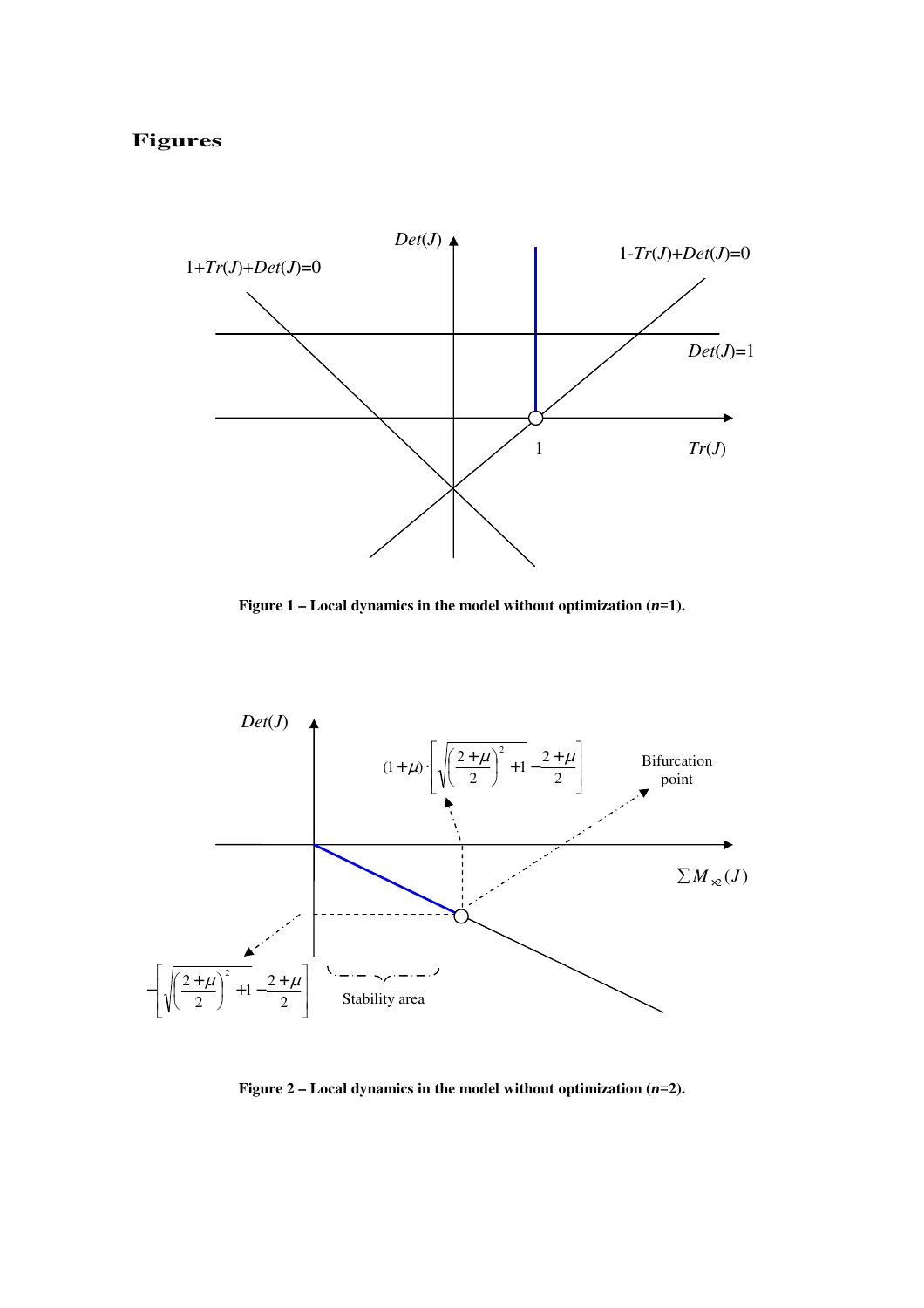# Figures

Figure 1 – Local dynamics in the model without optimization (*n*=1).

Figure 2 – Local dynamics in the model without optimization (*n*=2).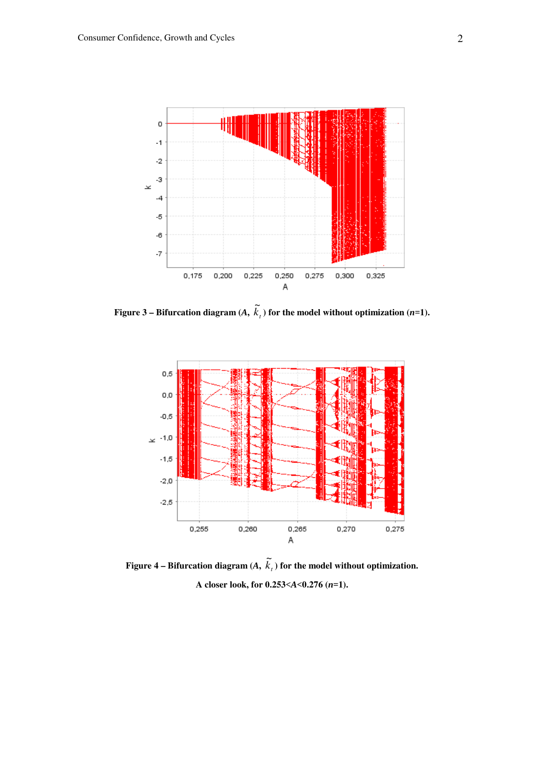**Figure 3 – Bifurcation diagram ($A$, $\tilde{k}_t$) for the model without optimization ($n$=1).**

**Figure 4 – Bifurcation diagram ($A$, $\tilde{k}_t$) for the model without optimization.**

**A closer look, for 0.253<$A$<0.276 ($n$=1).**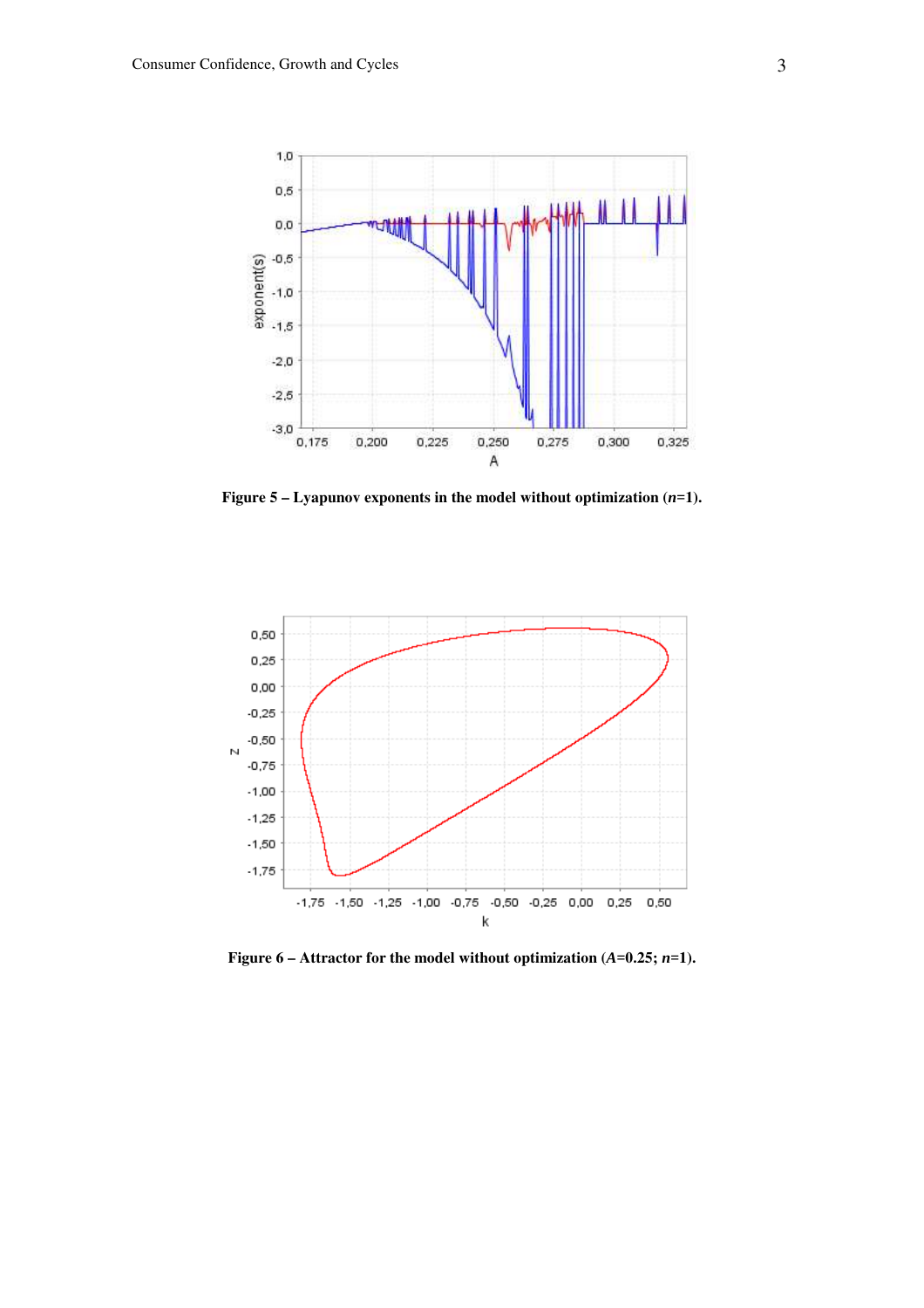**Figure 5 – Lyapunov exponents in the model without optimization (*n*=1).**

**Figure 6 – Attractor for the model without optimization (*A*=0.25; *n*=1).**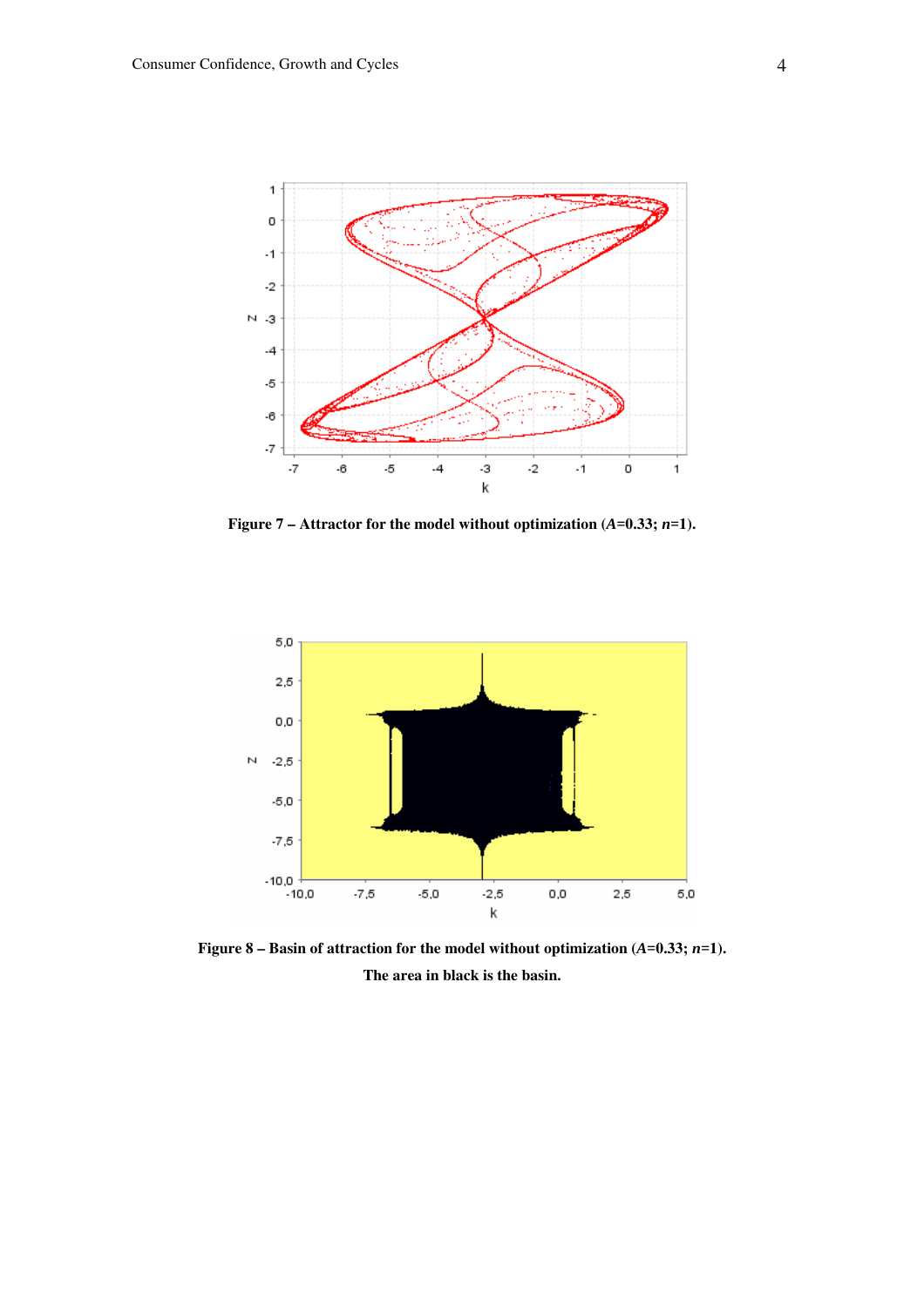**Figure 7 – Attractor for the model without optimization (*A*=0.33; *n*=1).**

**Figure 8 – Basin of attraction for the model without optimization (*A*=0.33; *n*=1). The area in black is the basin.**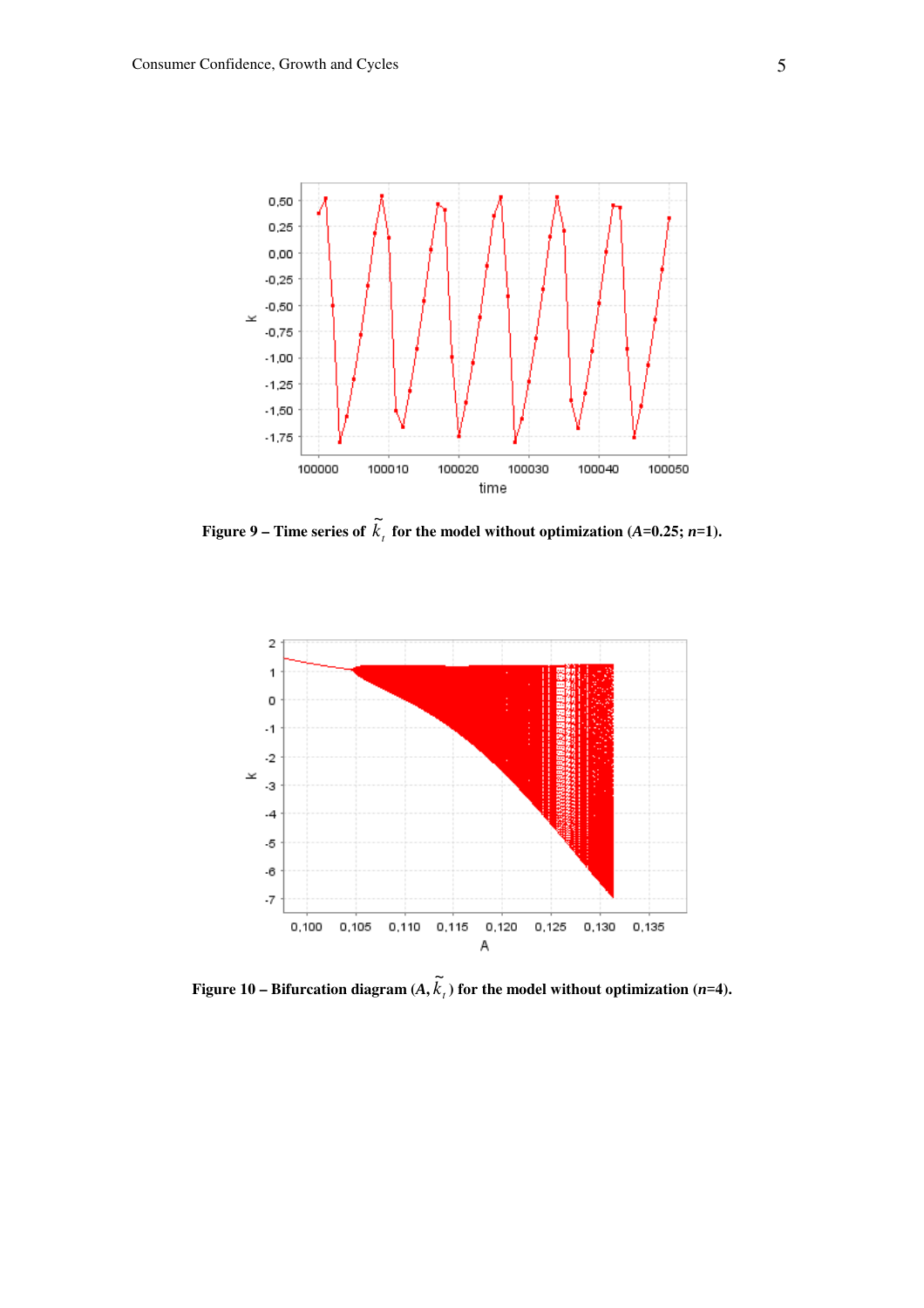**Figure 9 – Time series of $\tilde{k}_t$ for the model without optimization (*A*=0.25; *n*=1).**

**Figure 10 – Bifurcation diagram ($A$, $\tilde{k}_t$) for the model without optimization (*n*=4).**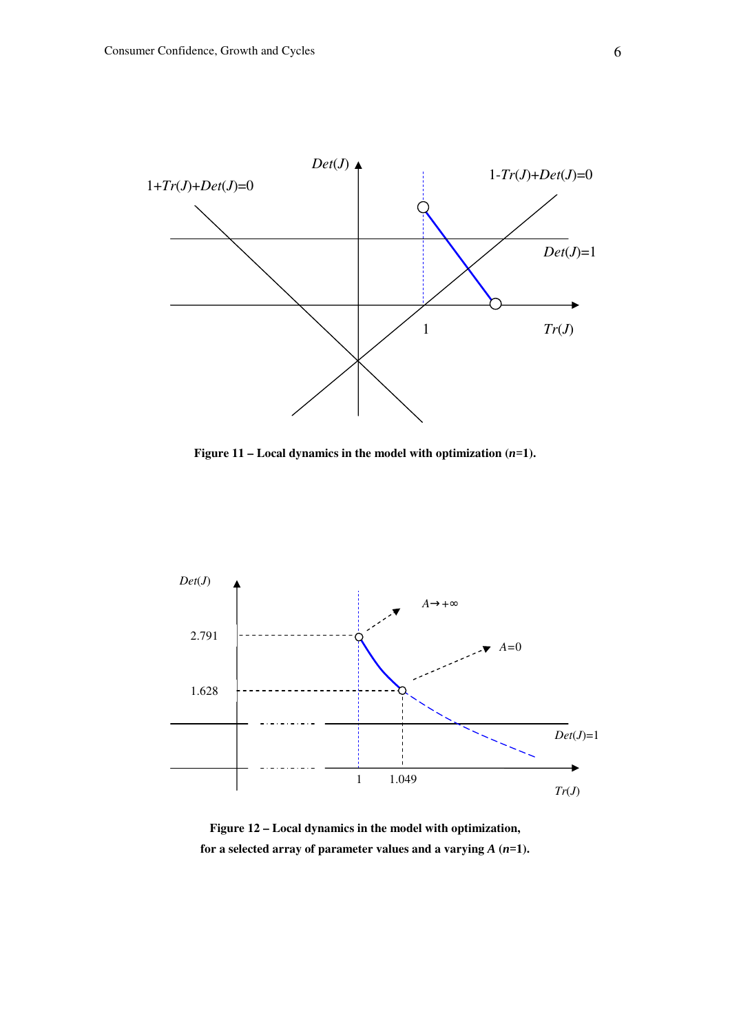**Figure 11 – Local dynamics in the model with optimization ($n$=1).**

**Figure 12 – Local dynamics in the model with optimization, for a selected array of parameter values and a varying $A$ ($n$=1).**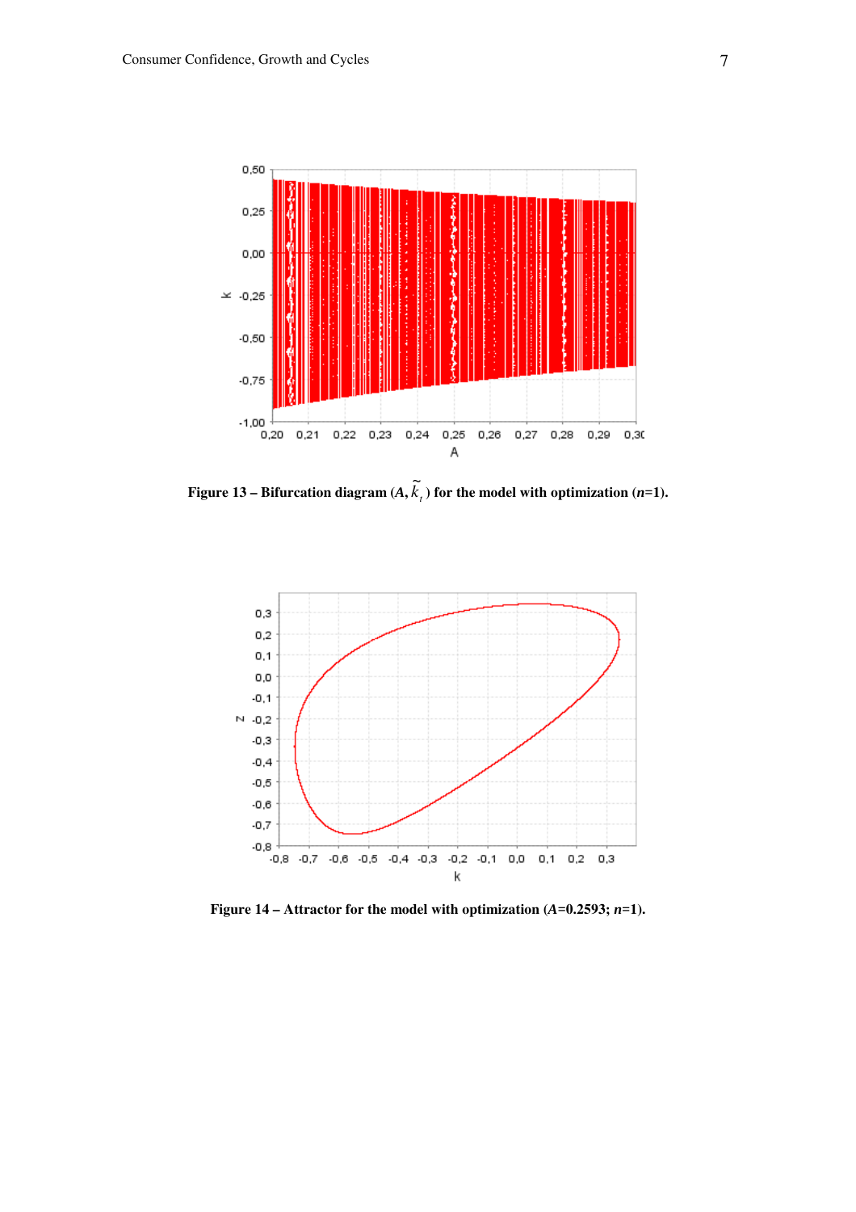**Figure 13 – Bifurcation diagram ($A$, $\tilde{k}_t$) for the model with optimization ($n$=1).**

**Figure 14 – Attractor for the model with optimization ($A$=0.2593; $n$=1).**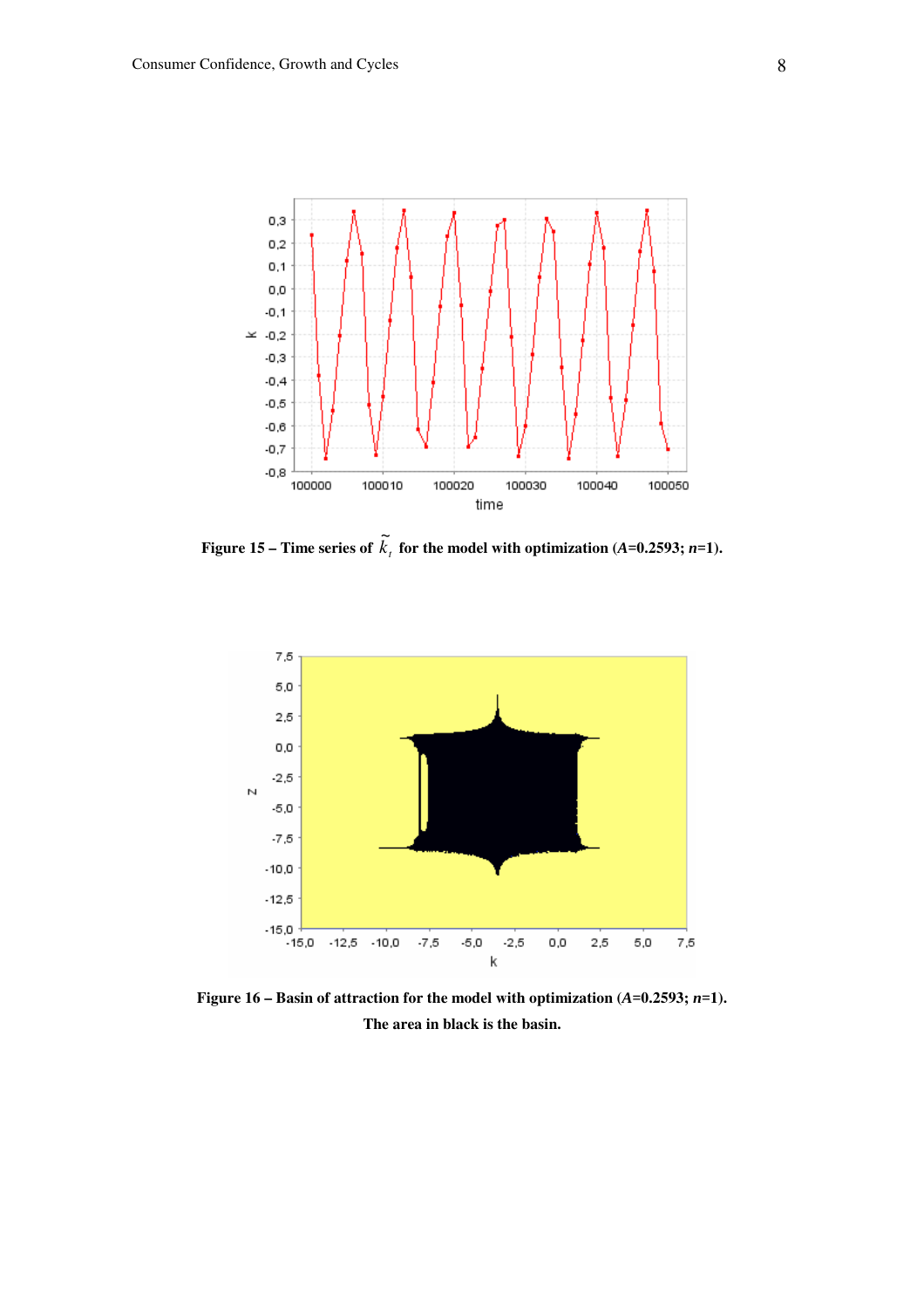0,3
0,2
0,1
0,0
-0,1
-0,2
-0,3
-0,4
-0,5
-0,6
-0,7
-0,8

k

100000 100010 100020 100030 100040 100050

time

**Figure 15 – Time series of $\tilde{k}_t$ for the model with optimization (*A*=0.2593; *n*=1).**

7,5
5,0
2,5
0,0
-2,5
-5,0
-7,5
-10,0
-12,5
-15,0

z

-15,0 -12,5 -10,0 -7,5 -5,0 -2,5 0,0 2,5 5,0 7,5

k

**Figure 16 – Basin of attraction for the model with optimization (*A*=0.2593; *n*=1).**

**The area in black is the basin.**